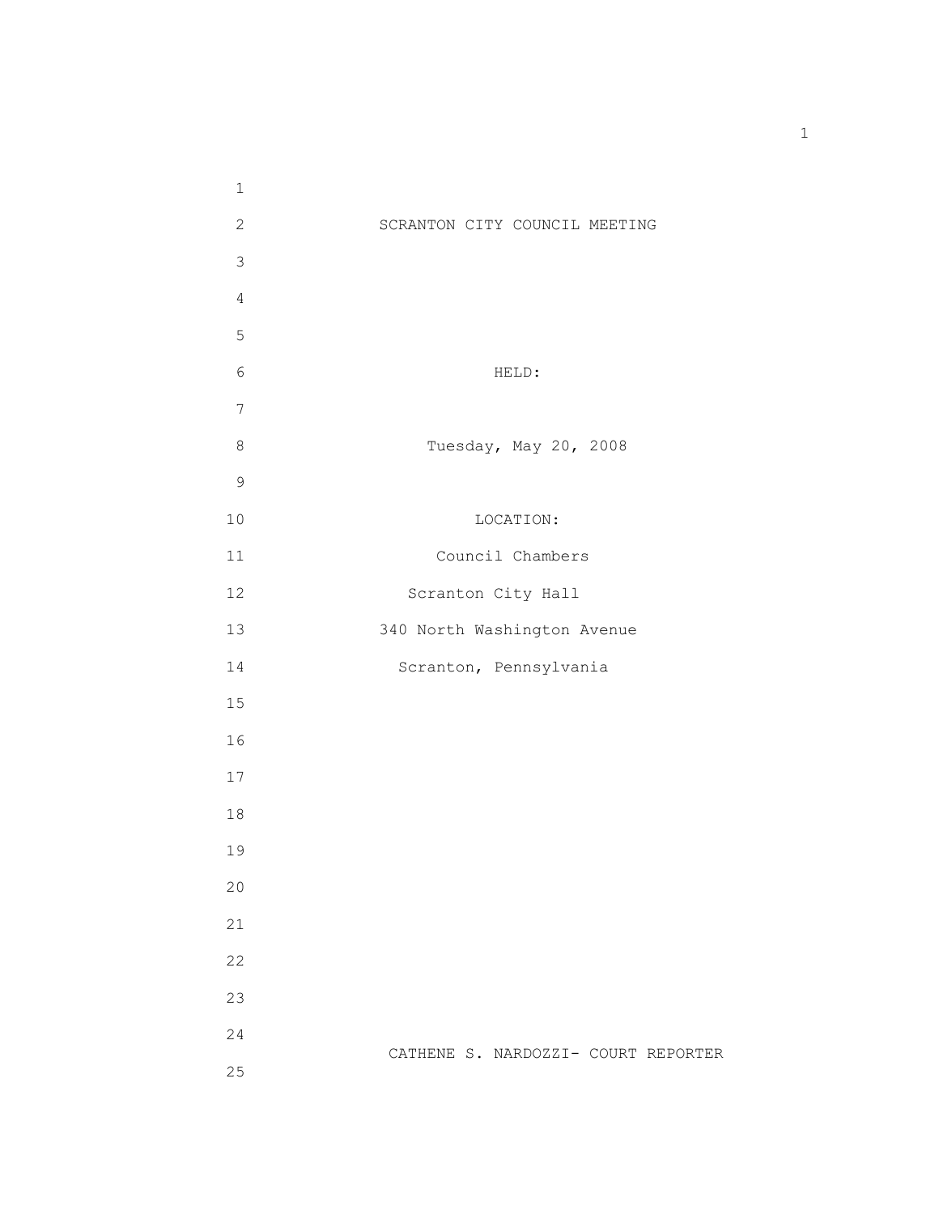# SCRANTON CITY COUNCIL MEETING

HELD:

Tuesday, May 20, 2008

LOCATION:

Council Chambers

Scranton City Hall

340 North Washington Avenue

Scranton, Pennsylvania

CATHENE S. NARDOZZI- COURT REPORTER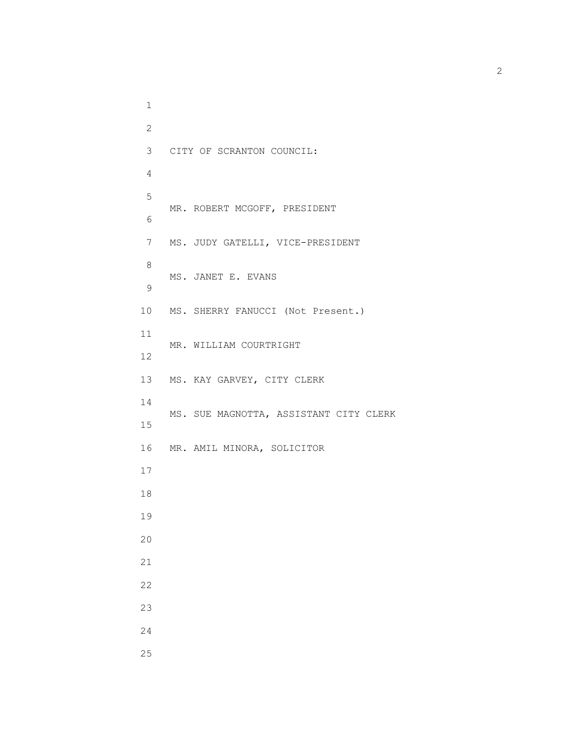CITY OF SCRANTON COUNCIL:

MR. ROBERT MCGOFF, PRESIDENT

MS. JUDY GATELLI, VICE-PRESIDENT

MS. JANET E. EVANS

MS. SHERRY FANUCCI (Not Present.)

MR. WILLIAM COURTRIGHT

MS. KAY GARVEY, CITY CLERK

MS. SUE MAGNOTTA, ASSISTANT CITY CLERK

MR. AMIL MINORA, SOLICITOR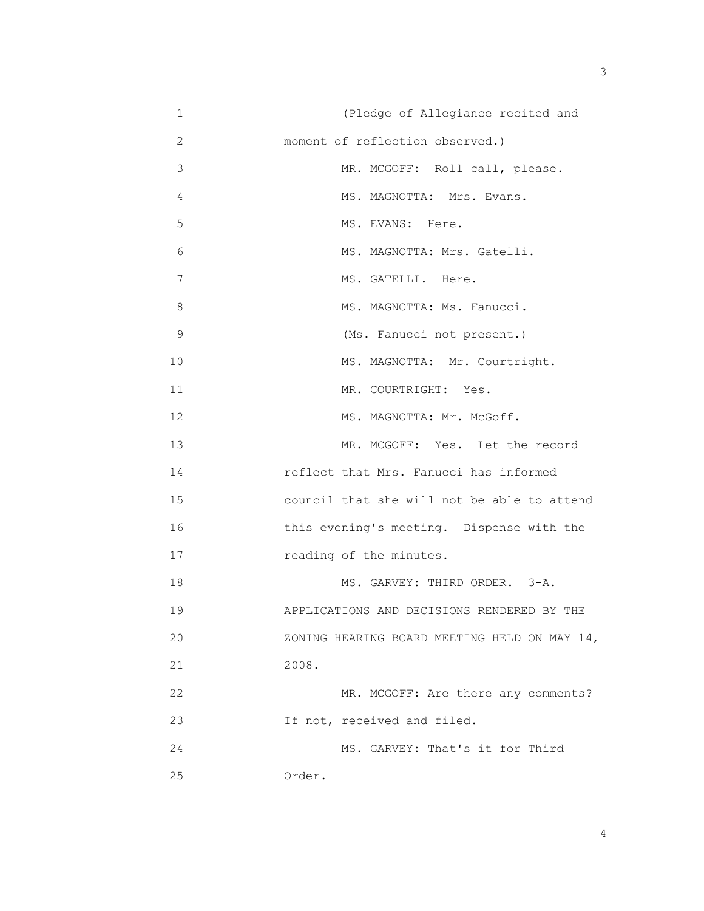(Pledge of Allegiance recited and moment of reflection observed.)

MR. MCGOFF: Roll call, please.

MS. MAGNOTTA: Mrs. Evans.

MS. EVANS: Here.

MS. MAGNOTTA: Mrs. Gatelli.

MS. GATELLI. Here.

MS. MAGNOTTA: Ms. Fanucci.

(Ms. Fanucci not present.)

MS. MAGNOTTA: Mr. Courtright.

MR. COURTRIGHT: Yes.

MS. MAGNOTTA: Mr. McGoff.

MR. MCGOFF: Yes. Let the record reflect that Mrs. Fanucci has informed council that she will not be able to attend this evening's meeting. Dispense with the reading of the minutes.

MS. GARVEY: THIRD ORDER. 3-A. APPLICATIONS AND DECISIONS RENDERED BY THE ZONING HEARING BOARD MEETING HELD ON MAY 14, 2008.

MR. MCGOFF: Are there any comments? If not, received and filed.

MS. GARVEY: That's it for Third Order.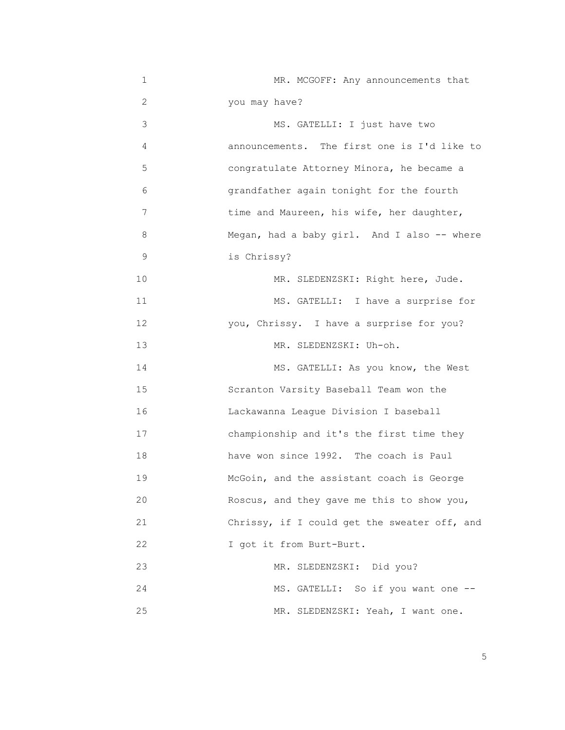MR. MCGOFF: Any announcements that you may have?

MS. GATELLI: I just have two announcements. The first one is I'd like to congratulate Attorney Minora, he became a grandfather again tonight for the fourth time and Maureen, his wife, her daughter, Megan, had a baby girl. And I also -- where is Chrissy?

MR. SLEDENZSKI: Right here, Jude.

MS. GATELLI: I have a surprise for you, Chrissy. I have a surprise for you?

MR. SLEDENZSKI: Uh-oh.

MS. GATELLI: As you know, the West Scranton Varsity Baseball Team won the Lackawanna League Division I baseball championship and it's the first time they have won since 1992. The coach is Paul McGoin, and the assistant coach is George Roscus, and they gave me this to show you, Chrissy, if I could get the sweater off, and I got it from Burt-Burt.

MR. SLEDENZSKI: Did you?

MS. GATELLI: So if you want one --

MR. SLEDENZSKI: Yeah, I want one.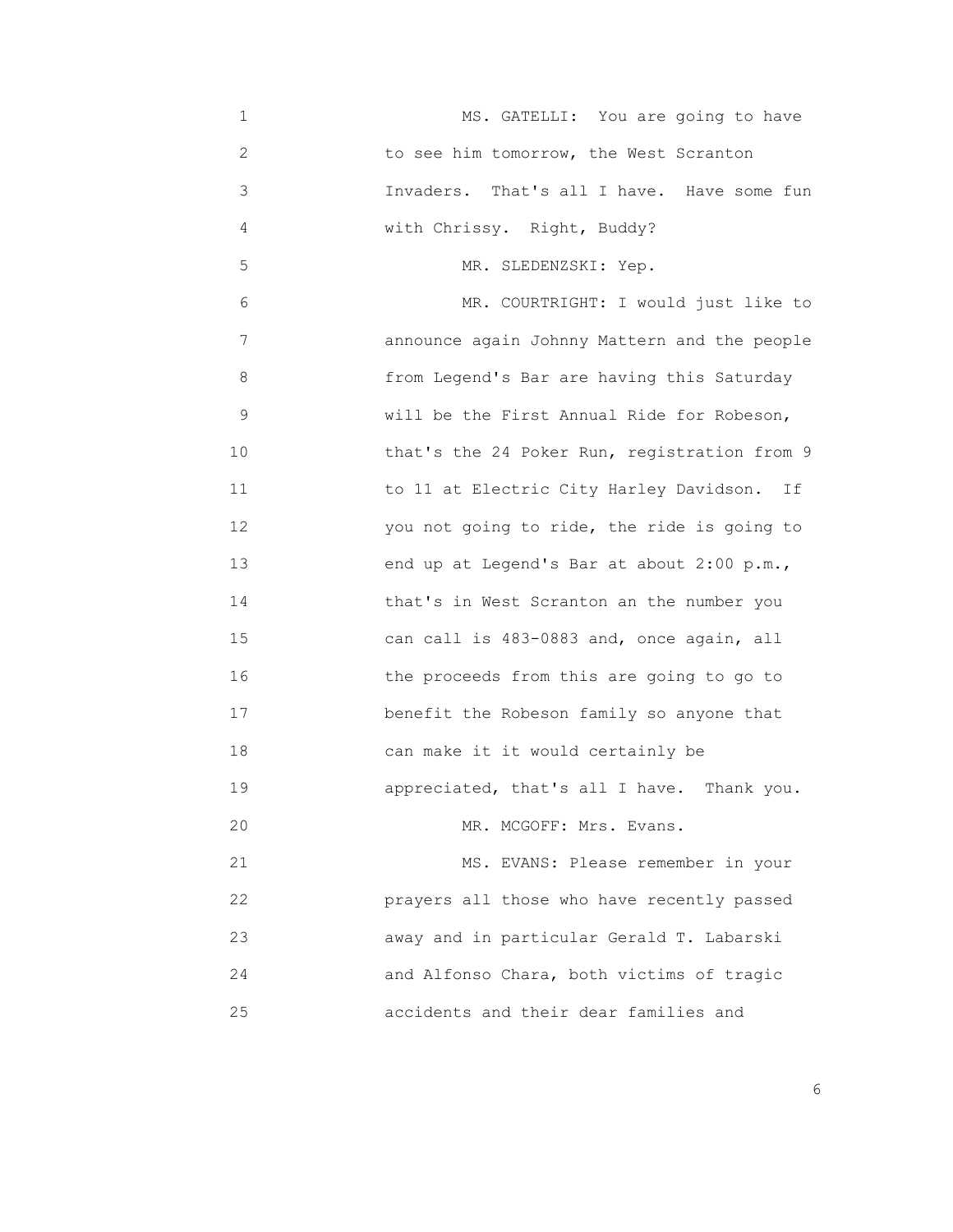MS. GATELLI: You are going to have to see him tomorrow, the West Scranton Invaders. That's all I have. Have some fun with Chrissy. Right, Buddy?

MR. SLEDENZSKI: Yep.

MR. COURTRIGHT: I would just like to announce again Johnny Mattern and the people from Legend's Bar are having this Saturday will be the First Annual Ride for Robeson, that's the 24 Poker Run, registration from 9 to 11 at Electric City Harley Davidson. If you not going to ride, the ride is going to end up at Legend's Bar at about 2:00 p.m., that's in West Scranton an the number you can call is 483-0883 and, once again, all the proceeds from this are going to go to benefit the Robeson family so anyone that can make it it would certainly be appreciated, that's all I have. Thank you.

MR. MCGOFF: Mrs. Evans.

MS. EVANS: Please remember in your prayers all those who have recently passed away and in particular Gerald T. Labarski and Alfonso Chara, both victims of tragic accidents and their dear families and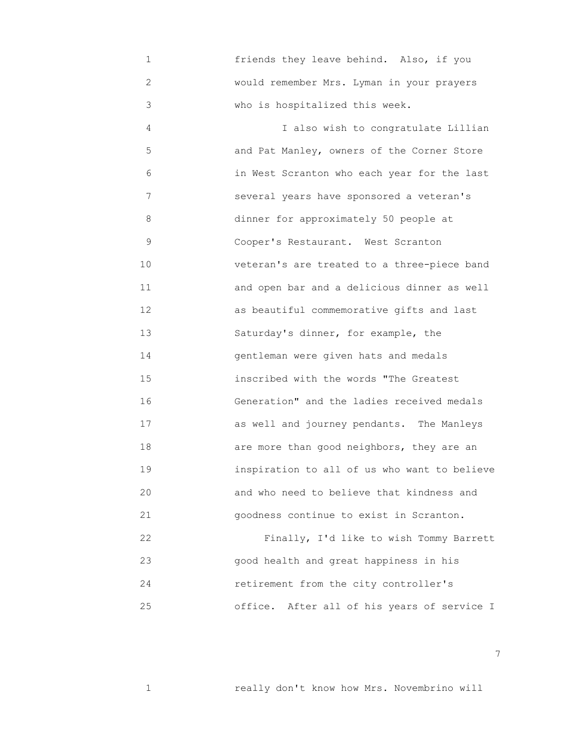friends they leave behind. Also, if you would remember Mrs. Lyman in your prayers who is hospitalized this week.

I also wish to congratulate Lillian and Pat Manley, owners of the Corner Store in West Scranton who each year for the last several years have sponsored a veteran's dinner for approximately 50 people at Cooper's Restaurant. West Scranton veteran's are treated to a three-piece band and open bar and a delicious dinner as well as beautiful commemorative gifts and last Saturday's dinner, for example, the gentleman were given hats and medals inscribed with the words "The Greatest Generation" and the ladies received medals as well and journey pendants. The Manleys are more than good neighbors, they are an inspiration to all of us who want to believe and who need to believe that kindness and goodness continue to exist in Scranton.

Finally, I'd like to wish Tommy Barrett good health and great happiness in his retirement from the city controller's office. After all of his years of service I

really don't know how Mrs. Novembrino will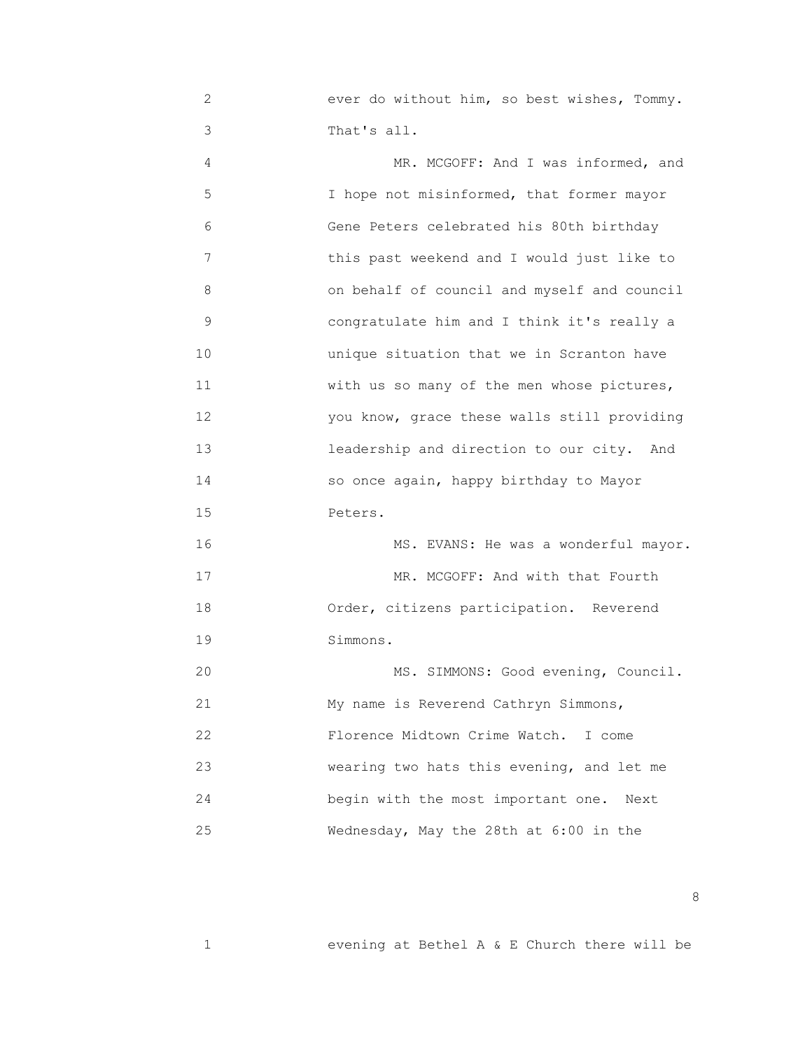ever do without him, so best wishes, Tommy. That's all.

MR. MCGOFF: And I was informed, and I hope not misinformed, that former mayor Gene Peters celebrated his 80th birthday this past weekend and I would just like to on behalf of council and myself and council congratulate him and I think it's really a unique situation that we in Scranton have with us so many of the men whose pictures, you know, grace these walls still providing leadership and direction to our city. And so once again, happy birthday to Mayor Peters.

MS. EVANS: He was a wonderful mayor.

MR. MCGOFF: And with that Fourth Order, citizens participation. Reverend Simmons.

MS. SIMMONS: Good evening, Council. My name is Reverend Cathryn Simmons, Florence Midtown Crime Watch. I come wearing two hats this evening, and let me begin with the most important one. Next Wednesday, May the 28th at 6:00 in the evening at Bethel A & E Church there will be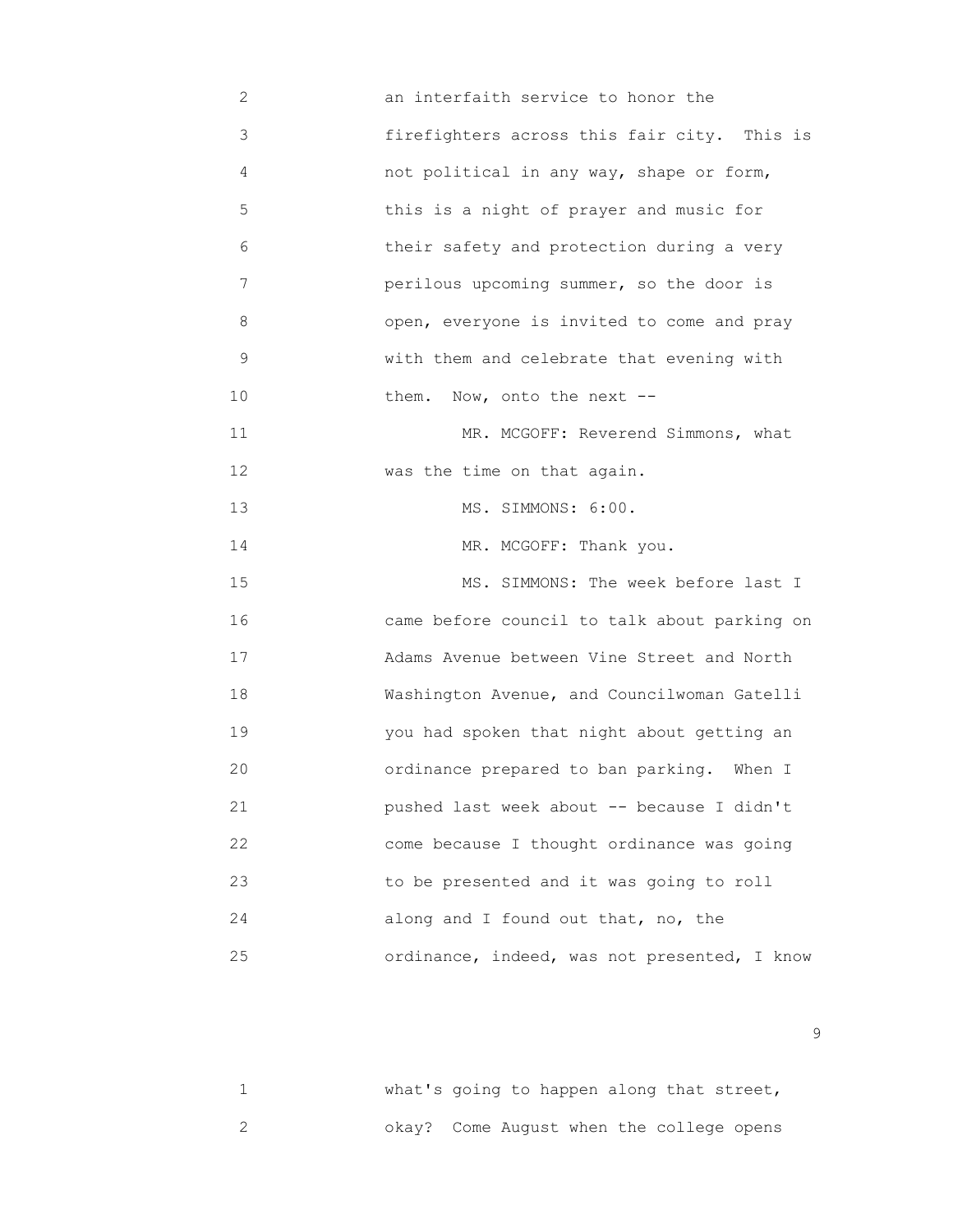an interfaith service to honor the firefighters across this fair city. This is not political in any way, shape or form, this is a night of prayer and music for their safety and protection during a very perilous upcoming summer, so the door is open, everyone is invited to come and pray with them and celebrate that evening with them. Now, onto the next --

MR. MCGOFF: Reverend Simmons, what was the time on that again.

MS. SIMMONS: 6:00.

MR. MCGOFF: Thank you.

MS. SIMMONS: The week before last I came before council to talk about parking on Adams Avenue between Vine Street and North Washington Avenue, and Councilwoman Gatelli you had spoken that night about getting an ordinance prepared to ban parking. When I pushed last week about -- because I didn't come because I thought ordinance was going to be presented and it was going to roll along and I found out that, no, the ordinance, indeed, was not presented, I know what's going to happen along that street, okay? Come August when the college opens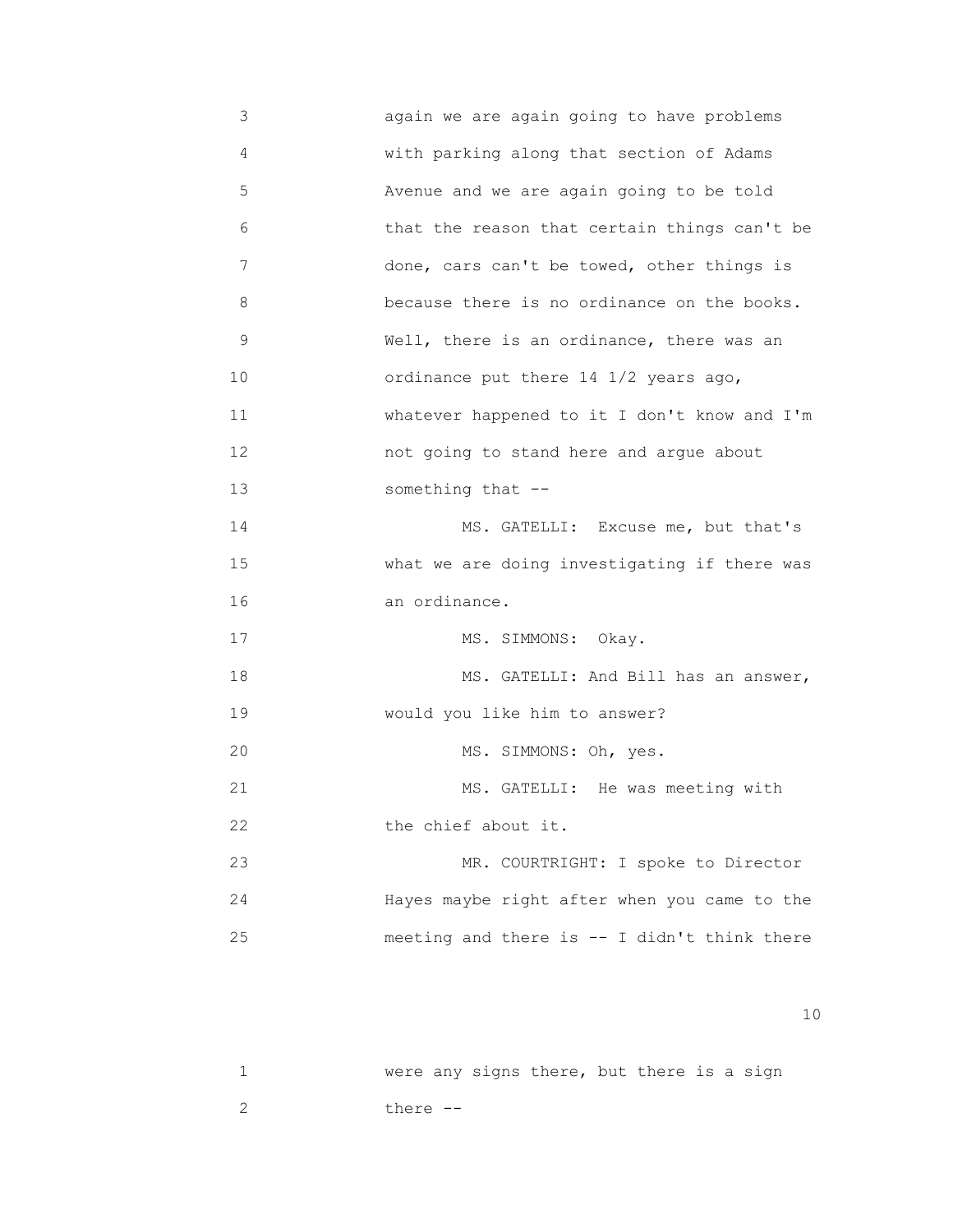again we are again going to have problems with parking along that section of Adams Avenue and we are again going to be told that the reason that certain things can't be done, cars can't be towed, other things is because there is no ordinance on the books. Well, there is an ordinance, there was an ordinance put there 14 1/2 years ago, whatever happened to it I don't know and I'm not going to stand here and argue about something that --

MS. GATELLI: Excuse me, but that's what we are doing investigating if there was an ordinance.

MS. SIMMONS: Okay.

MS. GATELLI: And Bill has an answer, would you like him to answer?

MS. SIMMONS: Oh, yes.

MS. GATELLI: He was meeting with the chief about it.

MR. COURTRIGHT: I spoke to Director Hayes maybe right after when you came to the meeting and there is -- I didn't think there were any signs there, but there is a sign there --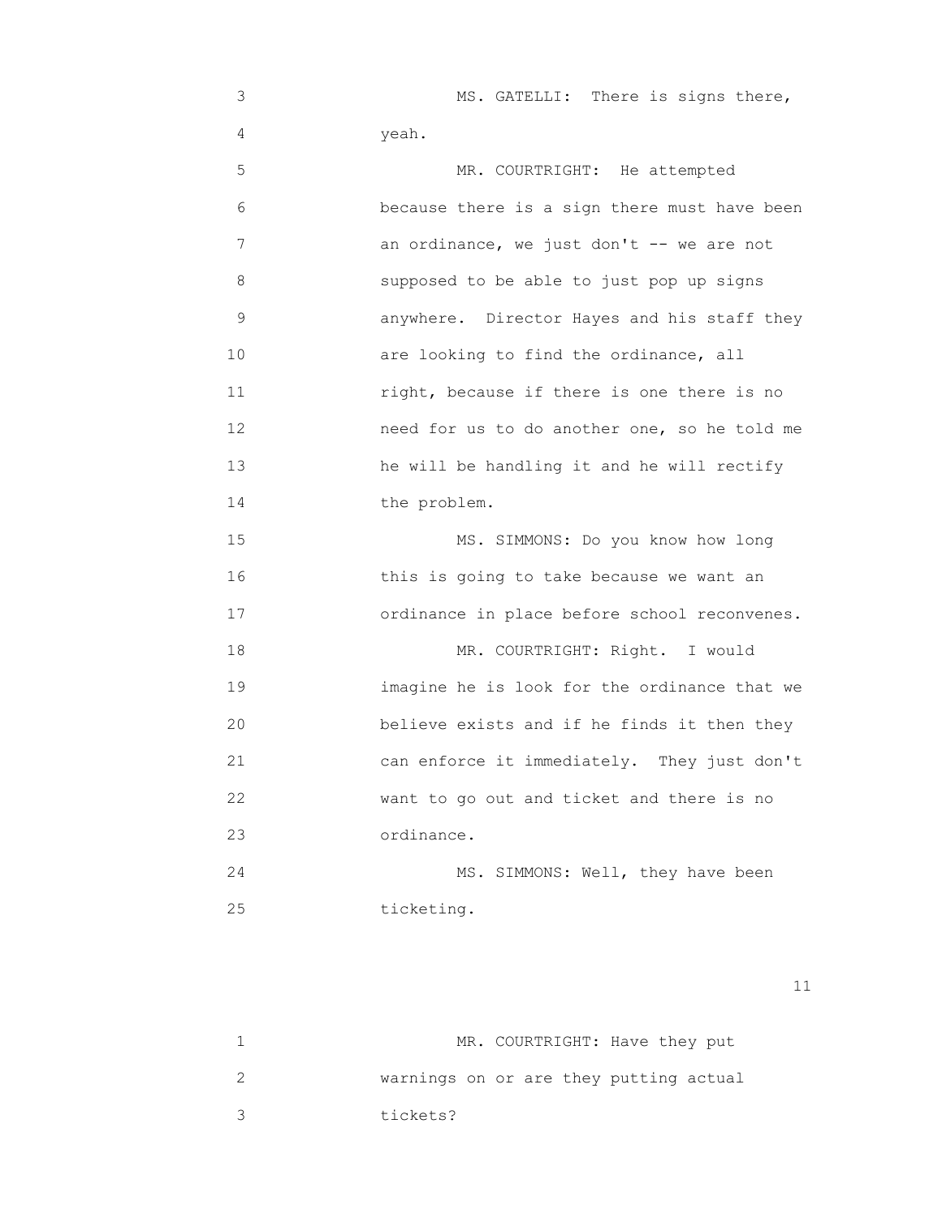MS. GATELLI: There is signs there, yeah.

MR. COURTRIGHT: He attempted because there is a sign there must have been an ordinance, we just don't -- we are not supposed to be able to just pop up signs anywhere. Director Hayes and his staff they are looking to find the ordinance, all right, because if there is one there is no need for us to do another one, so he told me he will be handling it and he will rectify the problem.

MS. SIMMONS: Do you know how long this is going to take because we want an ordinance in place before school reconvenes.

MR. COURTRIGHT: Right. I would imagine he is look for the ordinance that we believe exists and if he finds it then they can enforce it immediately. They just don't want to go out and ticket and there is no ordinance.

MS. SIMMONS: Well, they have been ticketing.

MR. COURTRIGHT: Have they put warnings on or are they putting actual tickets?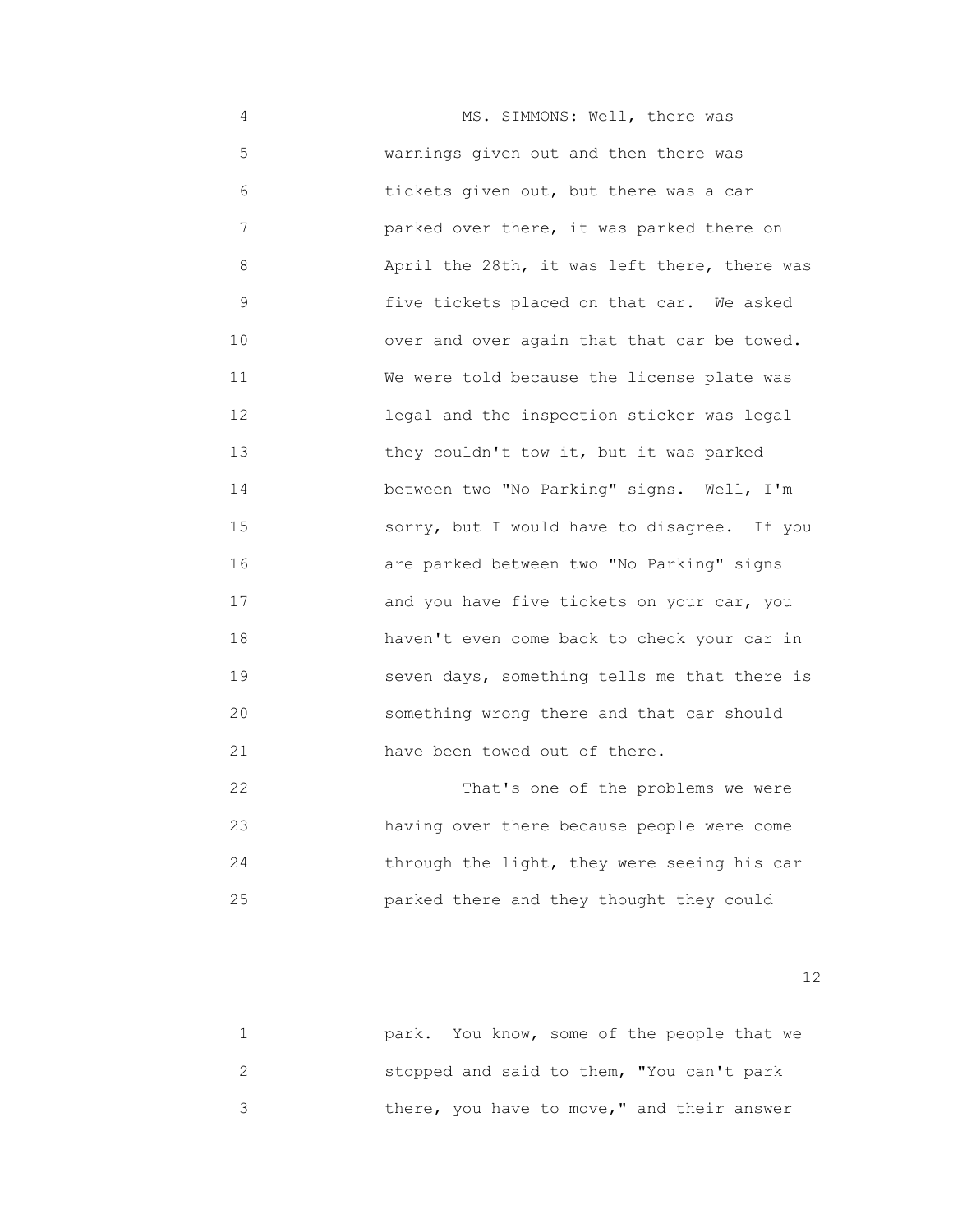MS. SIMMONS: Well, there was warnings given out and then there was tickets given out, but there was a car parked over there, it was parked there on April the 28th, it was left there, there was five tickets placed on that car. We asked over and over again that that car be towed. We were told because the license plate was legal and the inspection sticker was legal they couldn't tow it, but it was parked between two "No Parking" signs. Well, I'm sorry, but I would have to disagree. If you are parked between two "No Parking" signs and you have five tickets on your car, you haven't even come back to check your car in seven days, something tells me that there is something wrong there and that car should have been towed out of there.

That's one of the problems we were having over there because people were come through the light, they were seeing his car parked there and they thought they could park. You know, some of the people that we stopped and said to them, "You can't park there, you have to move," and their answer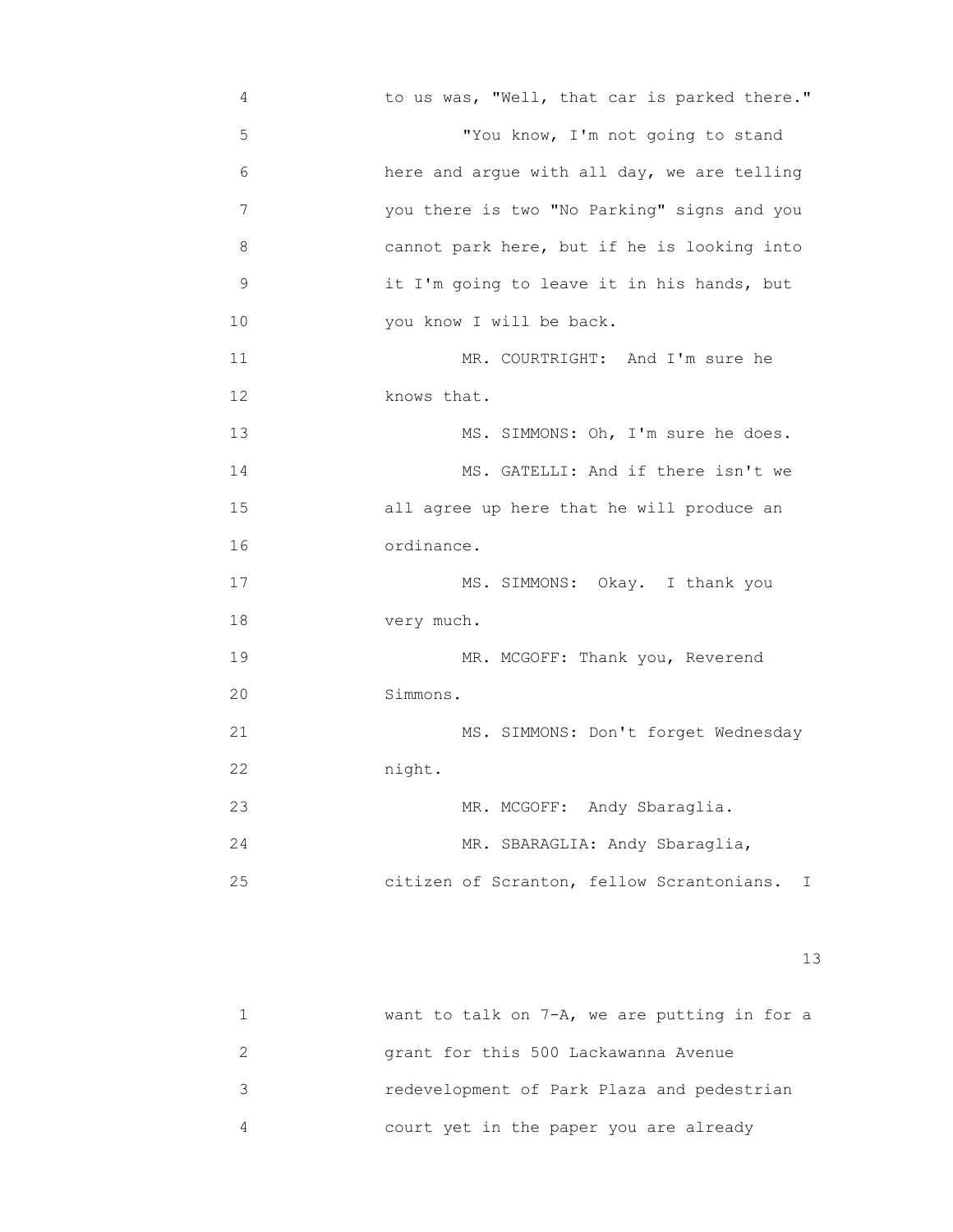4 to us was, "Well, that car is parked there."

5 "You know, I'm not going to stand

6 here and argue with all day, we are telling

7 you there is two "No Parking" signs and you

8 cannot park here, but if he is looking into

9 it I'm going to leave it in his hands, but

10 you know I will be back.

11 MR. COURTRIGHT: And I'm sure he

12 knows that.

13 MS. SIMMONS: Oh, I'm sure he does.

14 MS. GATELLI: And if there isn't we

15 all agree up here that he will produce an

16 ordinance.

17 MS. SIMMONS: Okay. I thank you

18 very much.

19 MR. MCGOFF: Thank you, Reverend

20 Simmons.

21 MS. SIMMONS: Don't forget Wednesday

22 night.

23 MR. MCGOFF: Andy Sbaraglia.

24 MR. SBARAGLIA: Andy Sbaraglia,

25 citizen of Scranton, fellow Scrantonians. I

1 want to talk on 7-A, we are putting in for a

2 grant for this 500 Lackawanna Avenue

3 redevelopment of Park Plaza and pedestrian

4 court yet in the paper you are already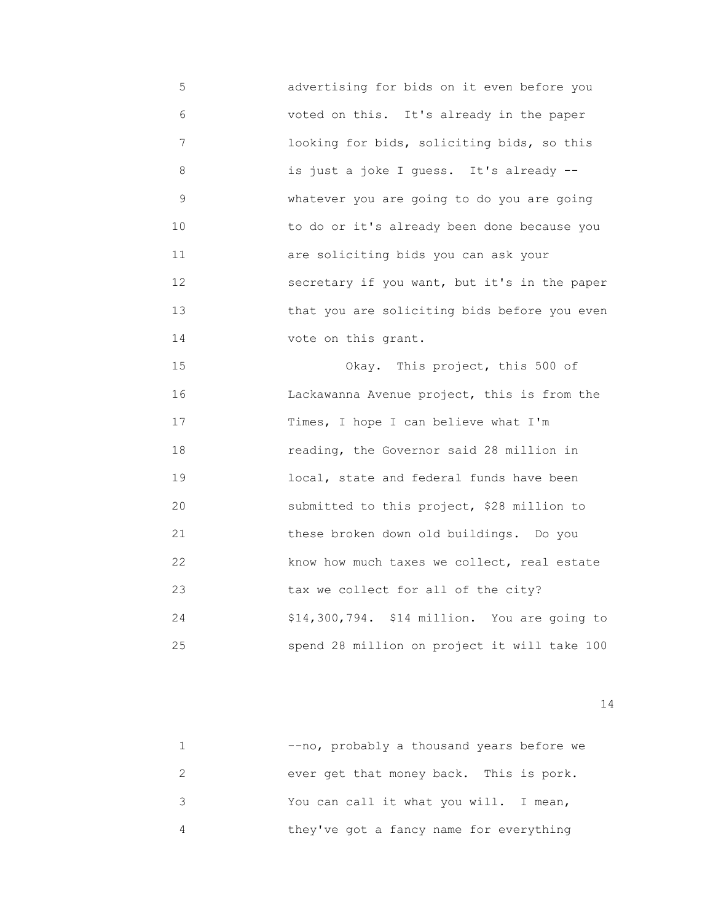advertising for bids on it even before you voted on this. It's already in the paper looking for bids, soliciting bids, so this is just a joke I guess. It's already -- whatever you are going to do you are going to do or it's already been done because you are soliciting bids you can ask your secretary if you want, but it's in the paper that you are soliciting bids before you even vote on this grant.

Okay. This project, this 500 of Lackawanna Avenue project, this is from the Times, I hope I can believe what I'm reading, the Governor said 28 million in local, state and federal funds have been submitted to this project, $28 million to these broken down old buildings. Do you know how much taxes we collect, real estate tax we collect for all of the city? $14,300,794. $14 million. You are going to spend 28 million on project it will take 100 --no, probably a thousand years before we ever get that money back. This is pork. You can call it what you will. I mean, they've got a fancy name for everything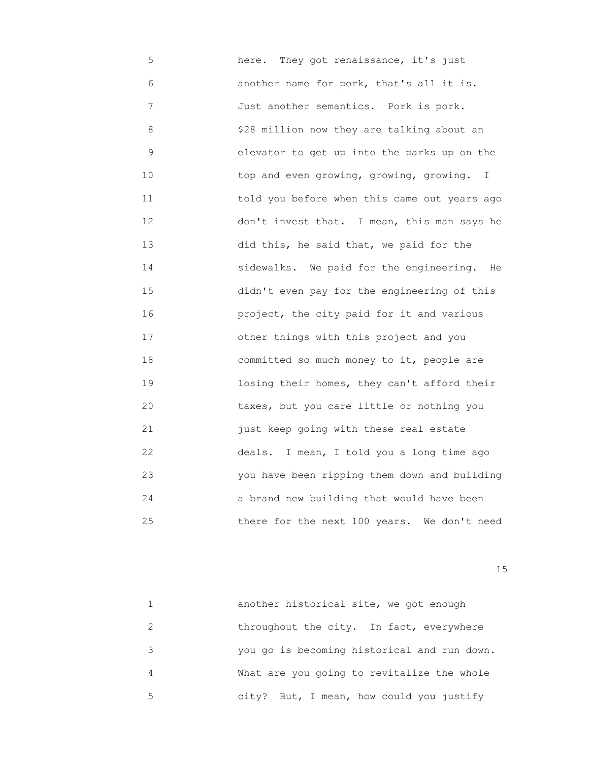here. They got renaissance, it's just another name for pork, that's all it is. Just another semantics. Pork is pork. $28 million now they are talking about an elevator to get up into the parks up on the top and even growing, growing, growing. I told you before when this came out years ago don't invest that. I mean, this man says he did this, he said that, we paid for the sidewalks. We paid for the engineering. He didn't even pay for the engineering of this project, the city paid for it and various other things with this project and you committed so much money to it, people are losing their homes, they can't afford their taxes, but you care little or nothing you just keep going with these real estate deals. I mean, I told you a long time ago you have been ripping them down and building a brand new building that would have been there for the next 100 years. We don't need

another historical site, we got enough throughout the city. In fact, everywhere you go is becoming historical and run down. What are you going to revitalize the whole city? But, I mean, how could you justify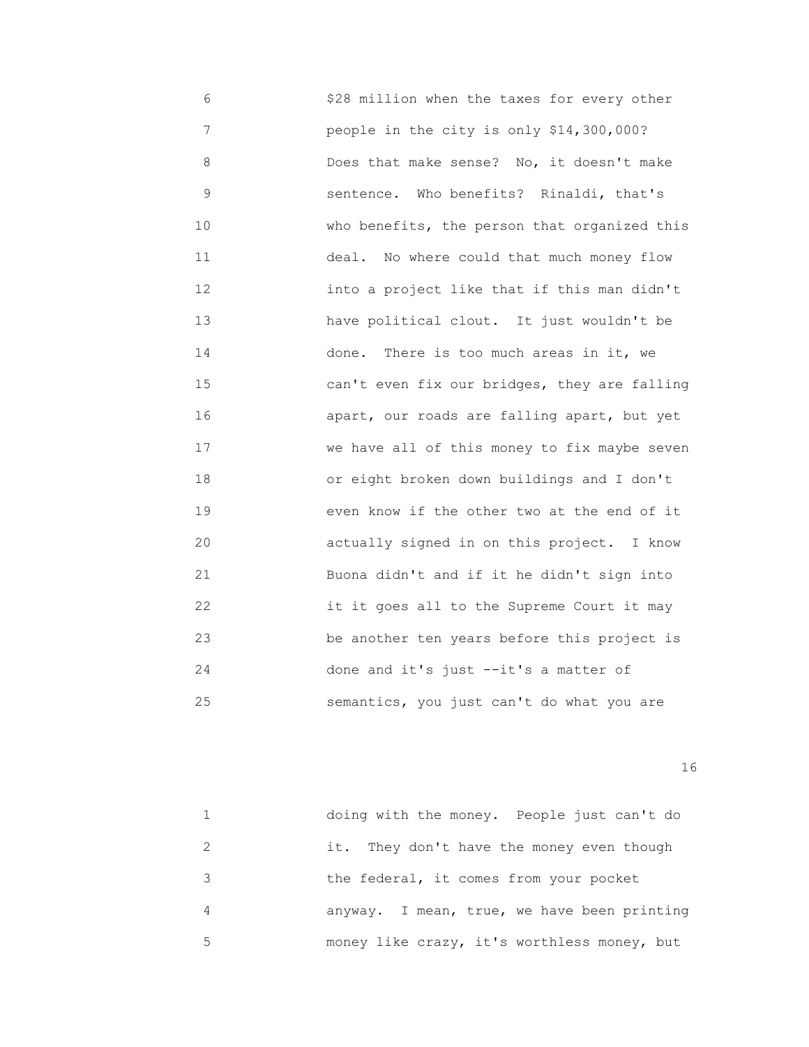6 $28 million when the taxes for every other
7 people in the city is only $14,300,000?
8 Does that make sense? No, it doesn't make
9 sentence. Who benefits? Rinaldi, that's
10 who benefits, the person that organized this
11 deal. No where could that much money flow
12 into a project like that if this man didn't
13 have political clout. It just wouldn't be
14 done. There is too much areas in it, we
15 can't even fix our bridges, they are falling
16 apart, our roads are falling apart, but yet
17 we have all of this money to fix maybe seven
18 or eight broken down buildings and I don't
19 even know if the other two at the end of it
20 actually signed in on this project. I know
21 Buona didn't and if it he didn't sign into
22 it it goes all to the Supreme Court it may
23 be another ten years before this project is
24 done and it's just --it's a matter of
25 semantics, you just can't do what you are

1 doing with the money. People just can't do
2 it. They don't have the money even though
3 the federal, it comes from your pocket
4 anyway. I mean, true, we have been printing
5 money like crazy, it's worthless money, but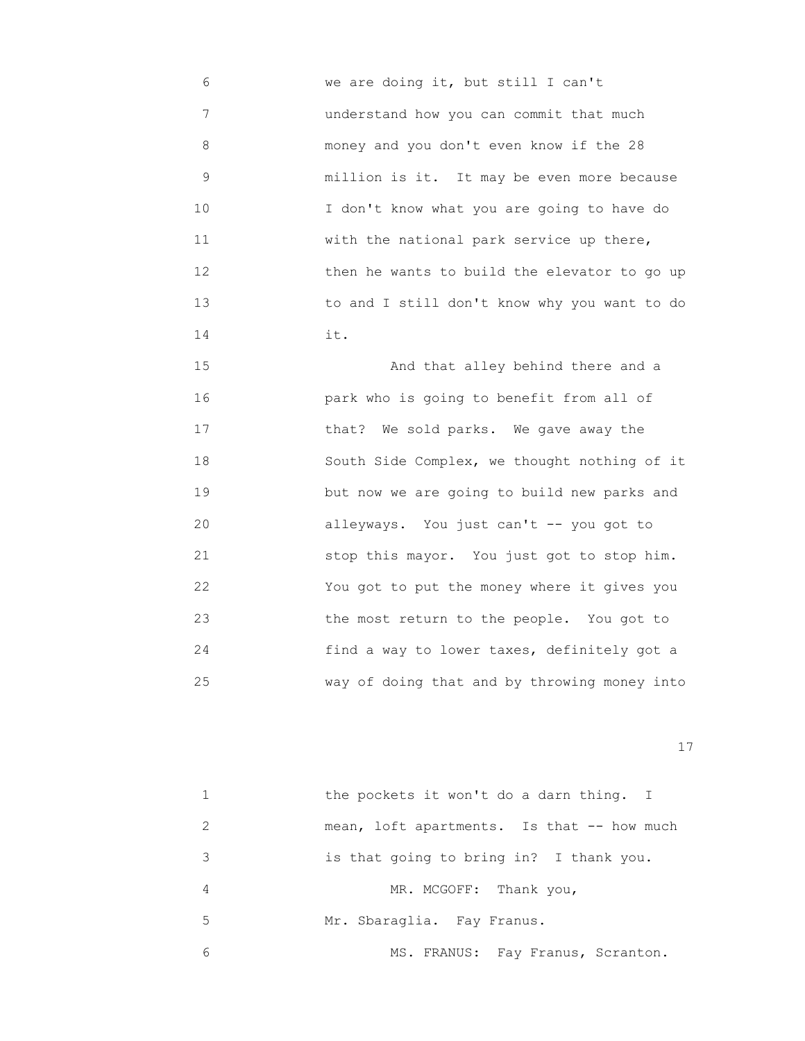6 we are doing it, but still I can't
7 understand how you can commit that much
8 money and you don't even know if the 28
9 million is it. It may be even more because
10 I don't know what you are going to have do
11 with the national park service up there,
12 then he wants to build the elevator to go up
13 to and I still don't know why you want to do
14 it.
15 And that alley behind there and a
16 park who is going to benefit from all of
17 that? We sold parks. We gave away the
18 South Side Complex, we thought nothing of it
19 but now we are going to build new parks and
20 alleyways. You just can't -- you got to
21 stop this mayor. You just got to stop him.
22 You got to put the money where it gives you
23 the most return to the people. You got to
24 find a way to lower taxes, definitely got a
25 way of doing that and by throwing money into

1 the pockets it won't do a darn thing. I
2 mean, loft apartments. Is that -- how much
3 is that going to bring in? I thank you.
4 MR. MCGOFF: Thank you,
5 Mr. Sbaraglia. Fay Franus.
6 MS. FRANUS: Fay Franus, Scranton.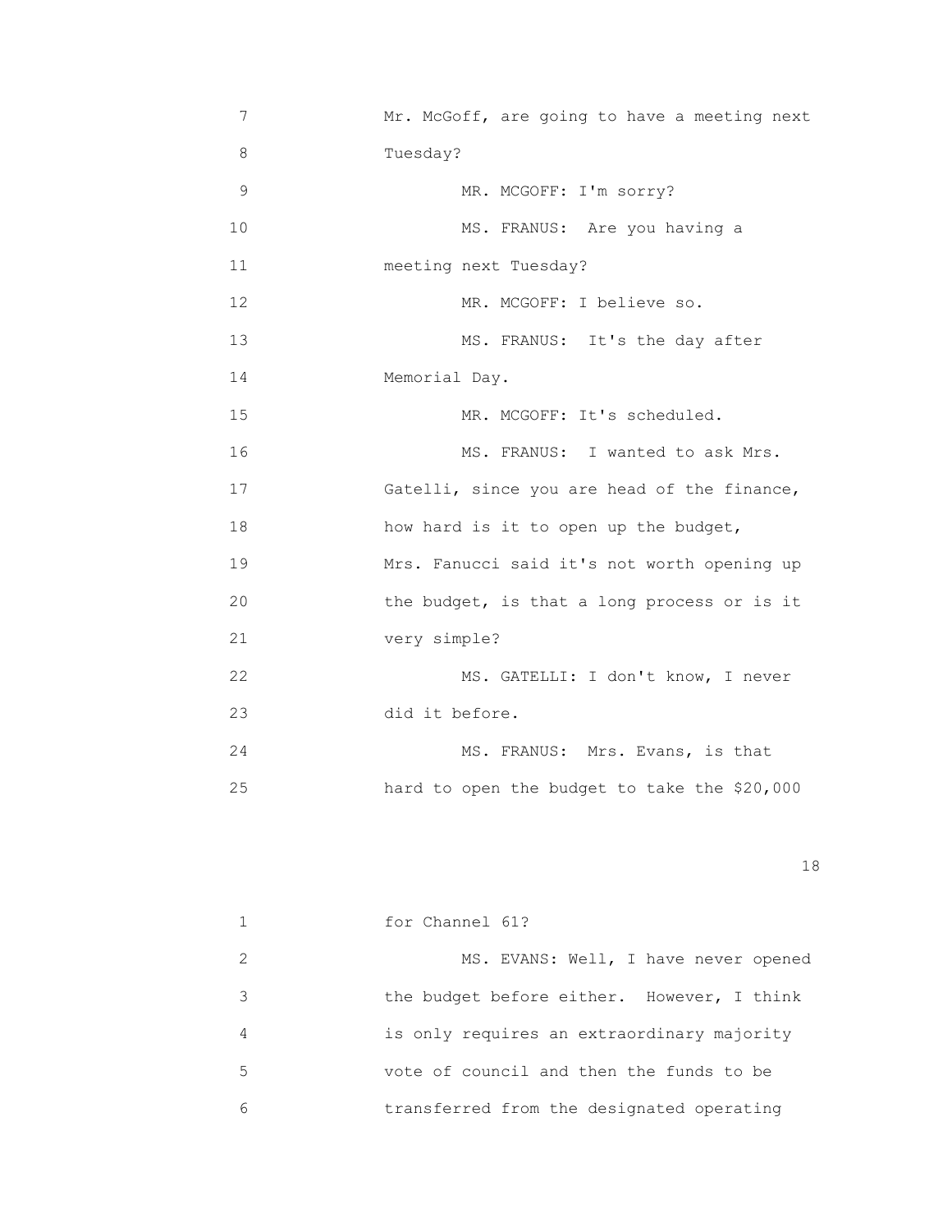Mr. McGoff, are going to have a meeting next Tuesday?

MR. MCGOFF: I'm sorry?

MS. FRANUS: Are you having a meeting next Tuesday?

MR. MCGOFF: I believe so.

MS. FRANUS: It's the day after Memorial Day.

MR. MCGOFF: It's scheduled.

MS. FRANUS: I wanted to ask Mrs. Gatelli, since you are head of the finance, how hard is it to open up the budget, Mrs. Fanucci said it's not worth opening up the budget, is that a long process or is it very simple?

MS. GATELLI: I don't know, I never did it before.

MS. FRANUS: Mrs. Evans, is that hard to open the budget to take the $20,000 for Channel 61?

MS. EVANS: Well, I have never opened the budget before either. However, I think is only requires an extraordinary majority vote of council and then the funds to be transferred from the designated operating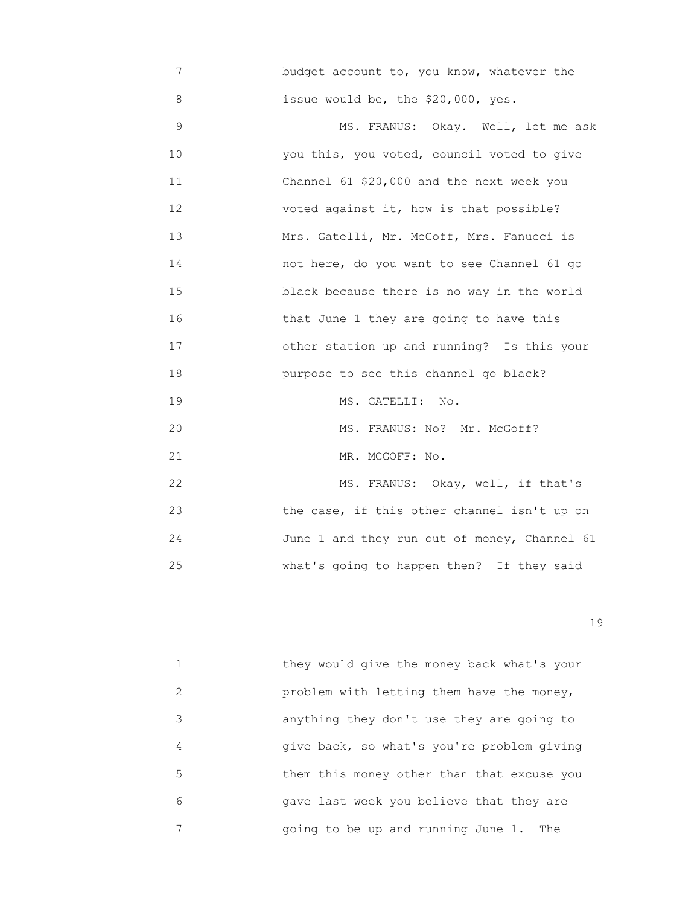7 budget account to, you know, whatever the
8 issue would be, the $20,000, yes.
9 MS. FRANUS: Okay. Well, let me ask
10 you this, you voted, council voted to give
11 Channel 61 $20,000 and the next week you
12 voted against it, how is that possible?
13 Mrs. Gatelli, Mr. McGoff, Mrs. Fanucci is
14 not here, do you want to see Channel 61 go
15 black because there is no way in the world
16 that June 1 they are going to have this
17 other station up and running? Is this your
18 purpose to see this channel go black?
19 MS. GATELLI: No.
20 MS. FRANUS: No? Mr. McGoff?
21 MR. MCGOFF: No.
22 MS. FRANUS: Okay, well, if that's
23 the case, if this other channel isn't up on
24 June 1 and they run out of money, Channel 61
25 what's going to happen then? If they said

1 they would give the money back what's your
2 problem with letting them have the money,
3 anything they don't use they are going to
4 give back, so what's you're problem giving
5 them this money other than that excuse you
6 gave last week you believe that they are
7 going to be up and running June 1. The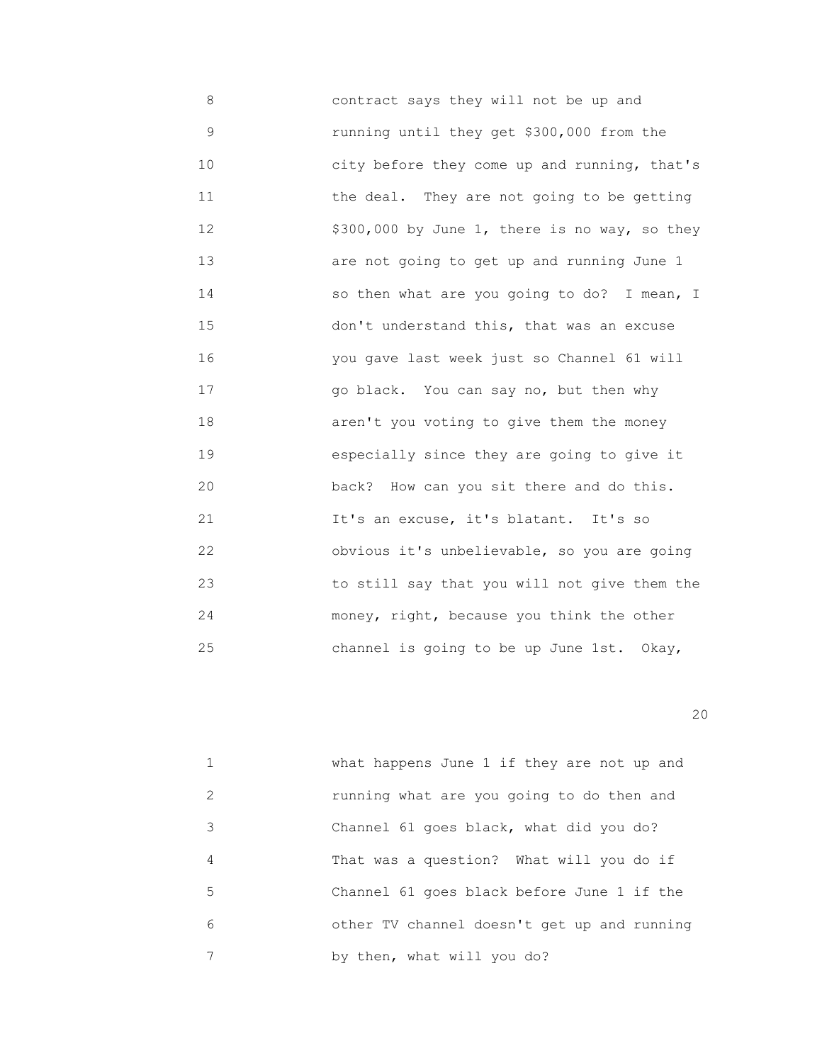contract says they will not be up and running until they get $300,000 from the city before they come up and running, that's the deal. They are not going to be getting $300,000 by June 1, there is no way, so they are not going to get up and running June 1 so then what are you going to do? I mean, I don't understand this, that was an excuse you gave last week just so Channel 61 will go black. You can say no, but then why aren't you voting to give them the money especially since they are going to give it back? How can you sit there and do this. It's an excuse, it's blatant. It's so obvious it's unbelievable, so you are going to still say that you will not give them the money, right, because you think the other channel is going to be up June 1st. Okay,

what happens June 1 if they are not up and running what are you going to do then and Channel 61 goes black, what did you do? That was a question? What will you do if Channel 61 goes black before June 1 if the other TV channel doesn't get up and running by then, what will you do?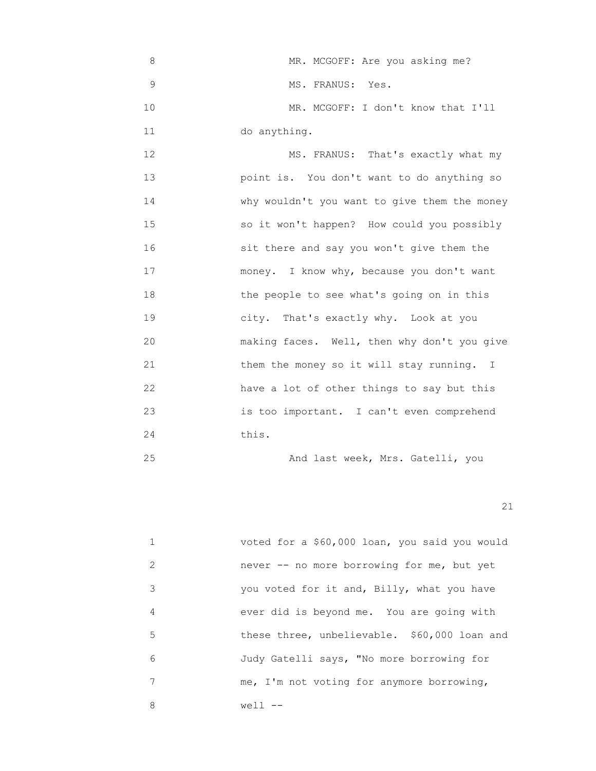MR. MCGOFF: Are you asking me?

MS. FRANUS: Yes.

MR. MCGOFF: I don't know that I'll do anything.

MS. FRANUS: That's exactly what my point is. You don't want to do anything so why wouldn't you want to give them the money so it won't happen? How could you possibly sit there and say you won't give them the money. I know why, because you don't want the people to see what's going on in this city. That's exactly why. Look at you making faces. Well, then why don't you give them the money so it will stay running. I have a lot of other things to say but this is too important. I can't even comprehend this.

And last week, Mrs. Gatelli, you voted for a $60,000 loan, you said you would never -- no more borrowing for me, but yet you voted for it and, Billy, what you have ever did is beyond me. You are going with these three, unbelievable. $60,000 loan and Judy Gatelli says, "No more borrowing for me, I'm not voting for anymore borrowing, well --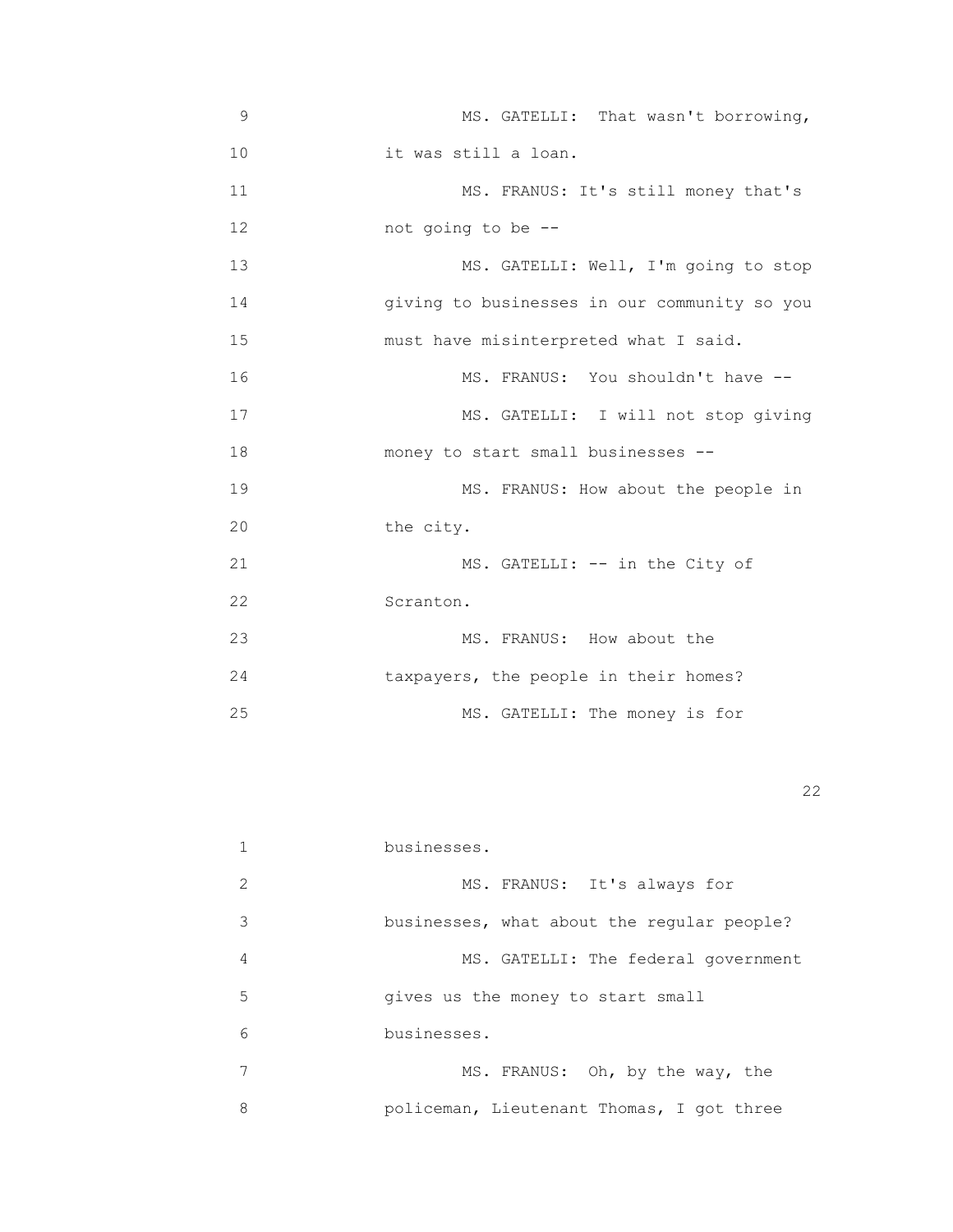9 MS. GATELLI: That wasn't borrowing,
10 it was still a loan.
11 MS. FRANUS: It's still money that's
12 not going to be --
13 MS. GATELLI: Well, I'm going to stop
14 giving to businesses in our community so you
15 must have misinterpreted what I said.
16 MS. FRANUS: You shouldn't have --
17 MS. GATELLI: I will not stop giving
18 money to start small businesses --
19 MS. FRANUS: How about the people in
20 the city.
21 MS. GATELLI: -- in the City of
22 Scranton.
23 MS. FRANUS: How about the
24 taxpayers, the people in their homes?
25 MS. GATELLI: The money is for

1 businesses.
2 MS. FRANUS: It's always for
3 businesses, what about the regular people?
4 MS. GATELLI: The federal government
5 gives us the money to start small
6 businesses.
7 MS. FRANUS: Oh, by the way, the
8 policeman, Lieutenant Thomas, I got three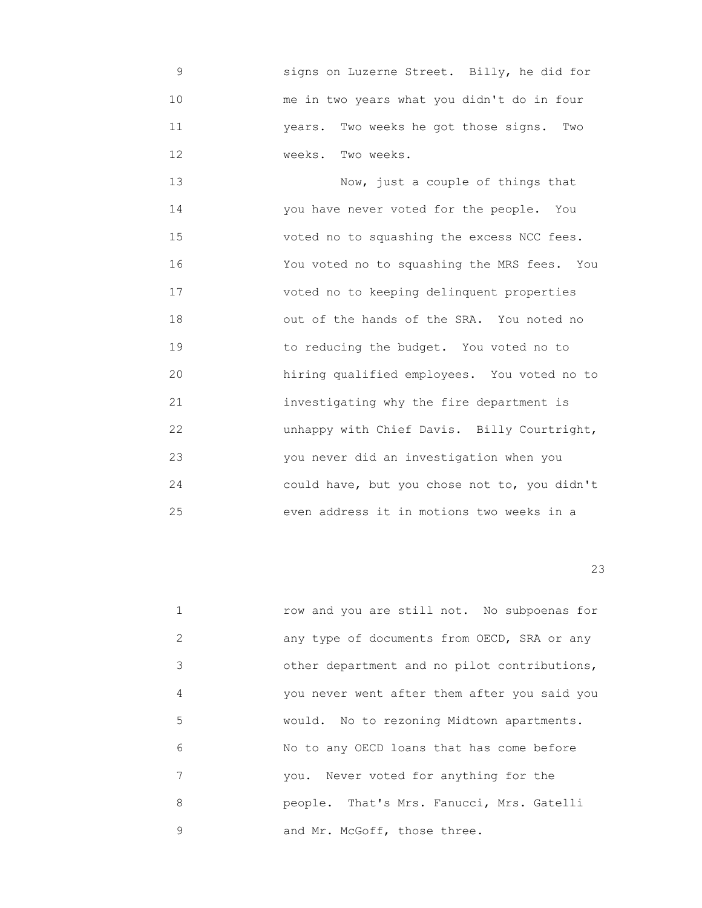signs on Luzerne Street. Billy, he did for me in two years what you didn't do in four years. Two weeks he got those signs. Two weeks. Two weeks.

Now, just a couple of things that you have never voted for the people. You voted no to squashing the excess NCC fees. You voted no to squashing the MRS fees. You voted no to keeping delinquent properties out of the hands of the SRA. You noted no to reducing the budget. You voted no to hiring qualified employees. You voted no to investigating why the fire department is unhappy with Chief Davis. Billy Courtright, you never did an investigation when you could have, but you chose not to, you didn't even address it in motions two weeks in a row and you are still not. No subpoenas for any type of documents from OECD, SRA or any other department and no pilot contributions, you never went after them after you said you would. No to rezoning Midtown apartments. No to any OECD loans that has come before you. Never voted for anything for the people. That's Mrs. Fanucci, Mrs. Gatelli and Mr. McGoff, those three.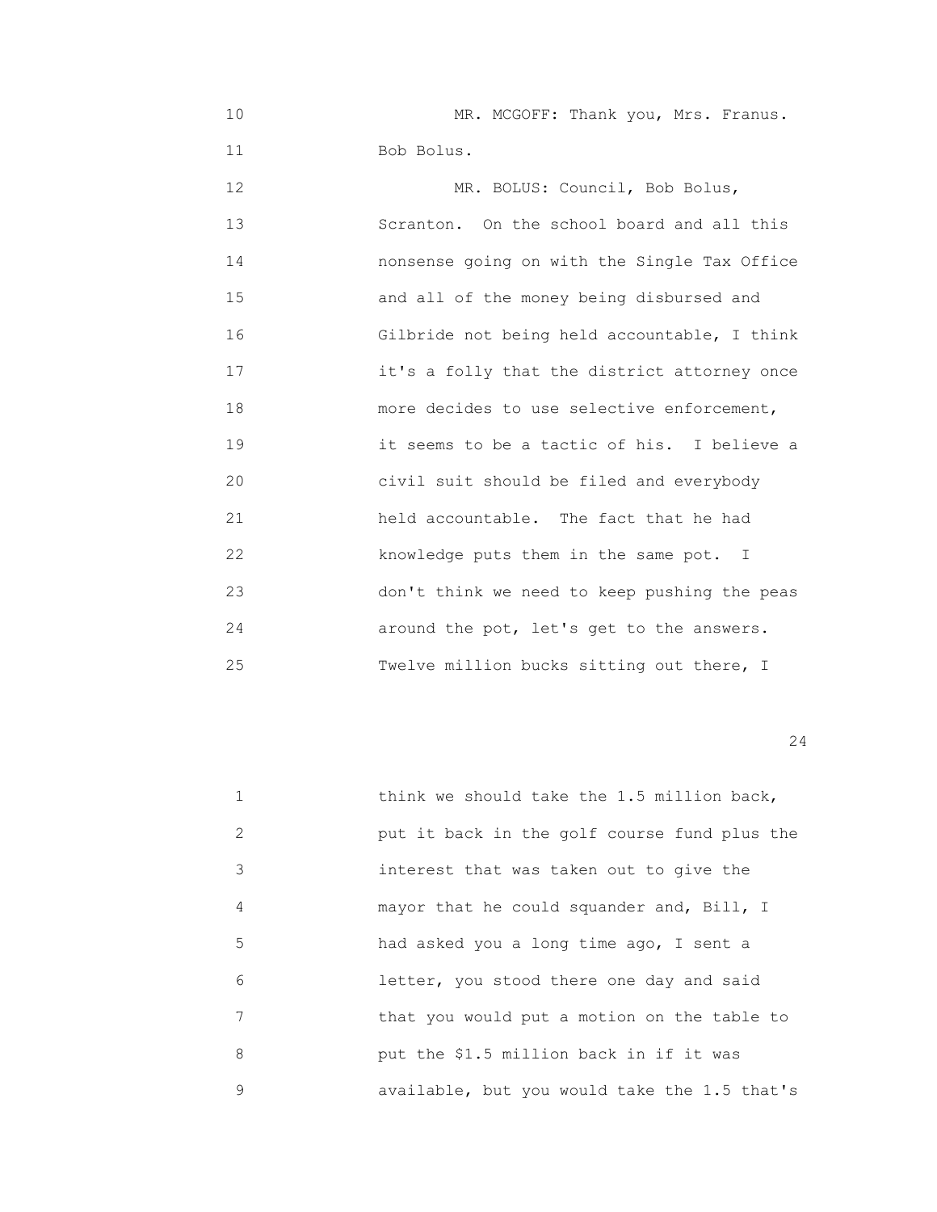10 MR. MCGOFF: Thank you, Mrs. Franus.
11 Bob Bolus.
12 MR. BOLUS: Council, Bob Bolus,
13 Scranton. On the school board and all this
14 nonsense going on with the Single Tax Office
15 and all of the money being disbursed and
16 Gilbride not being held accountable, I think
17 it's a folly that the district attorney once
18 more decides to use selective enforcement,
19 it seems to be a tactic of his. I believe a
20 civil suit should be filed and everybody
21 held accountable. The fact that he had
22 knowledge puts them in the same pot. I
23 don't think we need to keep pushing the peas
24 around the pot, let's get to the answers.
25 Twelve million bucks sitting out there, I

1 think we should take the 1.5 million back,
2 put it back in the golf course fund plus the
3 interest that was taken out to give the
4 mayor that he could squander and, Bill, I
5 had asked you a long time ago, I sent a
6 letter, you stood there one day and said
7 that you would put a motion on the table to
8 put the $1.5 million back in if it was
9 available, but you would take the 1.5 that's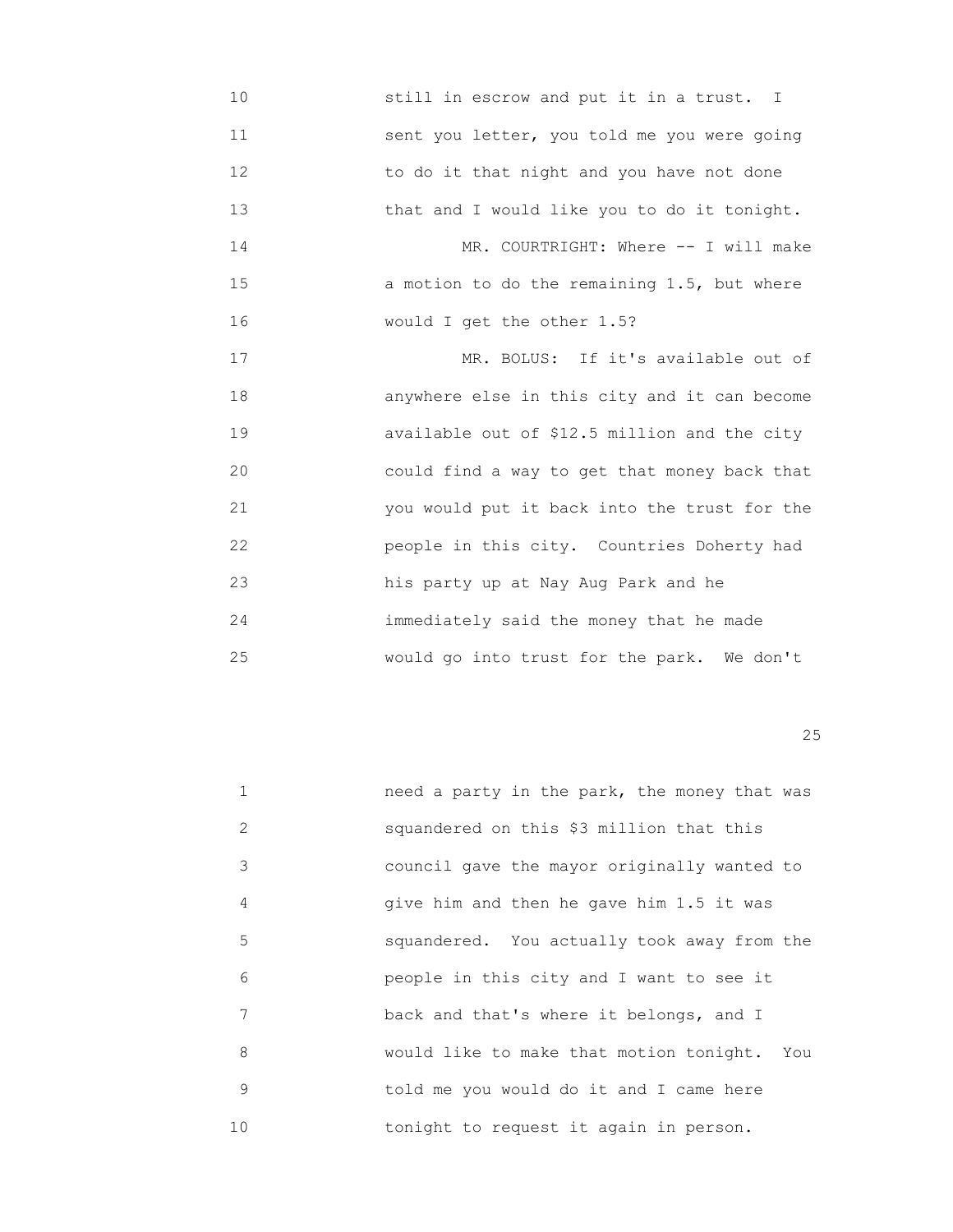still in escrow and put it in a trust. I sent you letter, you told me you were going to do it that night and you have not done that and I would like you to do it tonight.

MR. COURTRIGHT: Where -- I will make a motion to do the remaining 1.5, but where would I get the other 1.5?

MR. BOLUS: If it's available out of anywhere else in this city and it can become available out of $12.5 million and the city could find a way to get that money back that you would put it back into the trust for the people in this city. Countries Doherty had his party up at Nay Aug Park and he immediately said the money that he made would go into trust for the park. We don't need a party in the park, the money that was squandered on this $3 million that this council gave the mayor originally wanted to give him and then he gave him 1.5 it was squandered. You actually took away from the people in this city and I want to see it back and that's where it belongs, and I would like to make that motion tonight. You told me you would do it and I came here tonight to request it again in person.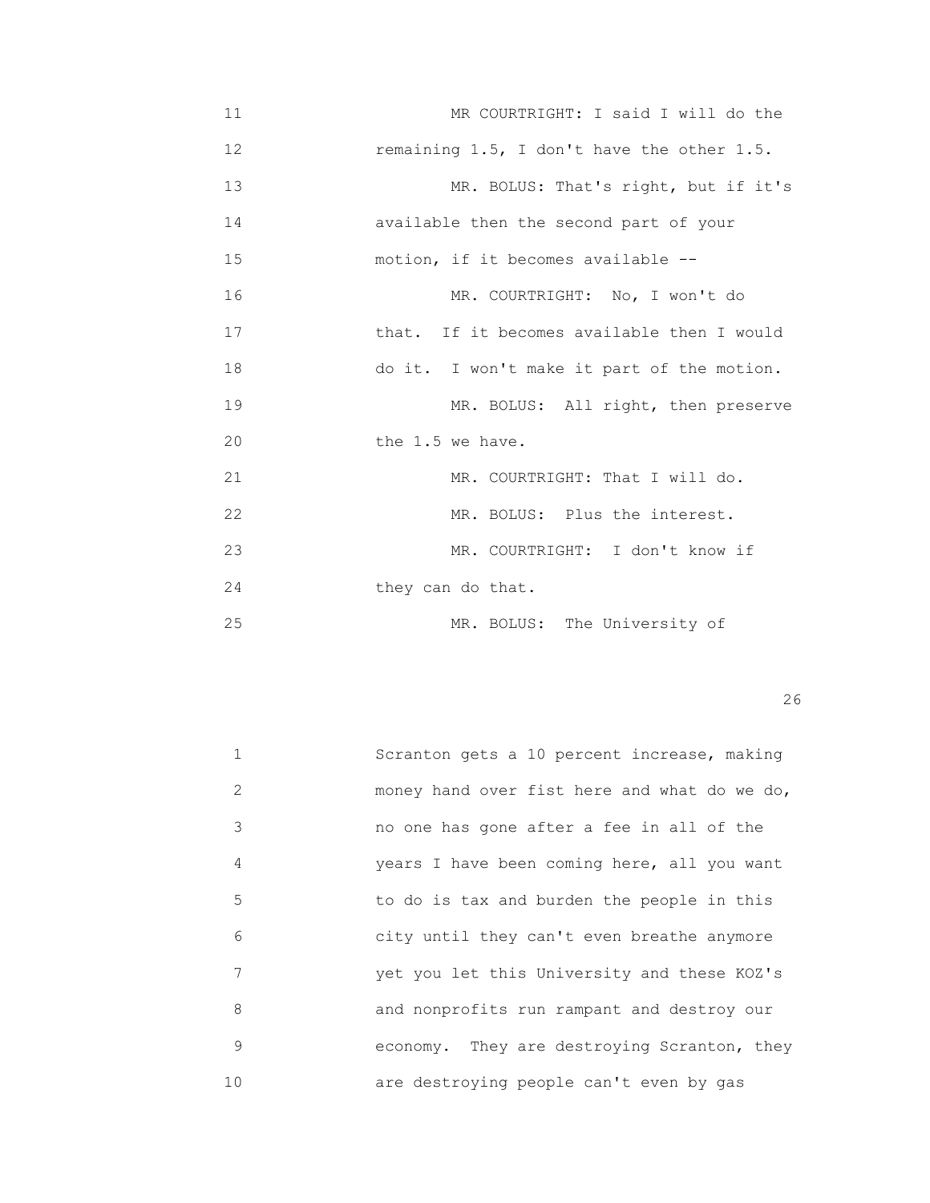11 MR COURTRIGHT: I said I will do the
12 remaining 1.5, I don't have the other 1.5.
13 MR. BOLUS: That's right, but if it's
14 available then the second part of your
15 motion, if it becomes available --
16 MR. COURTRIGHT: No, I won't do
17 that. If it becomes available then I would
18 do it. I won't make it part of the motion.
19 MR. BOLUS: All right, then preserve
20 the 1.5 we have.
21 MR. COURTRIGHT: That I will do.
22 MR. BOLUS: Plus the interest.
23 MR. COURTRIGHT: I don't know if
24 they can do that.
25 MR. BOLUS: The University of

1 Scranton gets a 10 percent increase, making
2 money hand over fist here and what do we do,
3 no one has gone after a fee in all of the
4 years I have been coming here, all you want
5 to do is tax and burden the people in this
6 city until they can't even breathe anymore
7 yet you let this University and these KOZ's
8 and nonprofits run rampant and destroy our
9 economy. They are destroying Scranton, they
10 are destroying people can't even by gas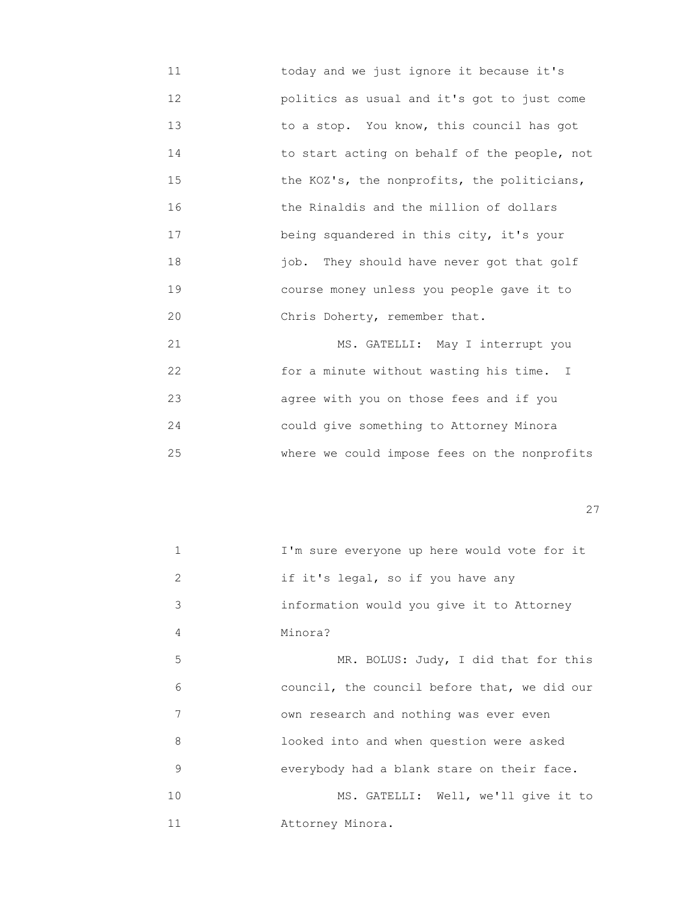11 today and we just ignore it because it's
12 politics as usual and it's got to just come
13 to a stop. You know, this council has got
14 to start acting on behalf of the people, not
15 the KOZ's, the nonprofits, the politicians,
16 the Rinaldis and the million of dollars
17 being squandered in this city, it's your
18 job. They should have never got that golf
19 course money unless you people gave it to
20 Chris Doherty, remember that.
21 MS. GATELLI: May I interrupt you
22 for a minute without wasting his time. I
23 agree with you on those fees and if you
24 could give something to Attorney Minora
25 where we could impose fees on the nonprofits

1 I'm sure everyone up here would vote for it
2 if it's legal, so if you have any
3 information would you give it to Attorney
4 Minora?
5 MR. BOLUS: Judy, I did that for this
6 council, the council before that, we did our
7 own research and nothing was ever even
8 looked into and when question were asked
9 everybody had a blank stare on their face.
10 MS. GATELLI: Well, we'll give it to
11 Attorney Minora.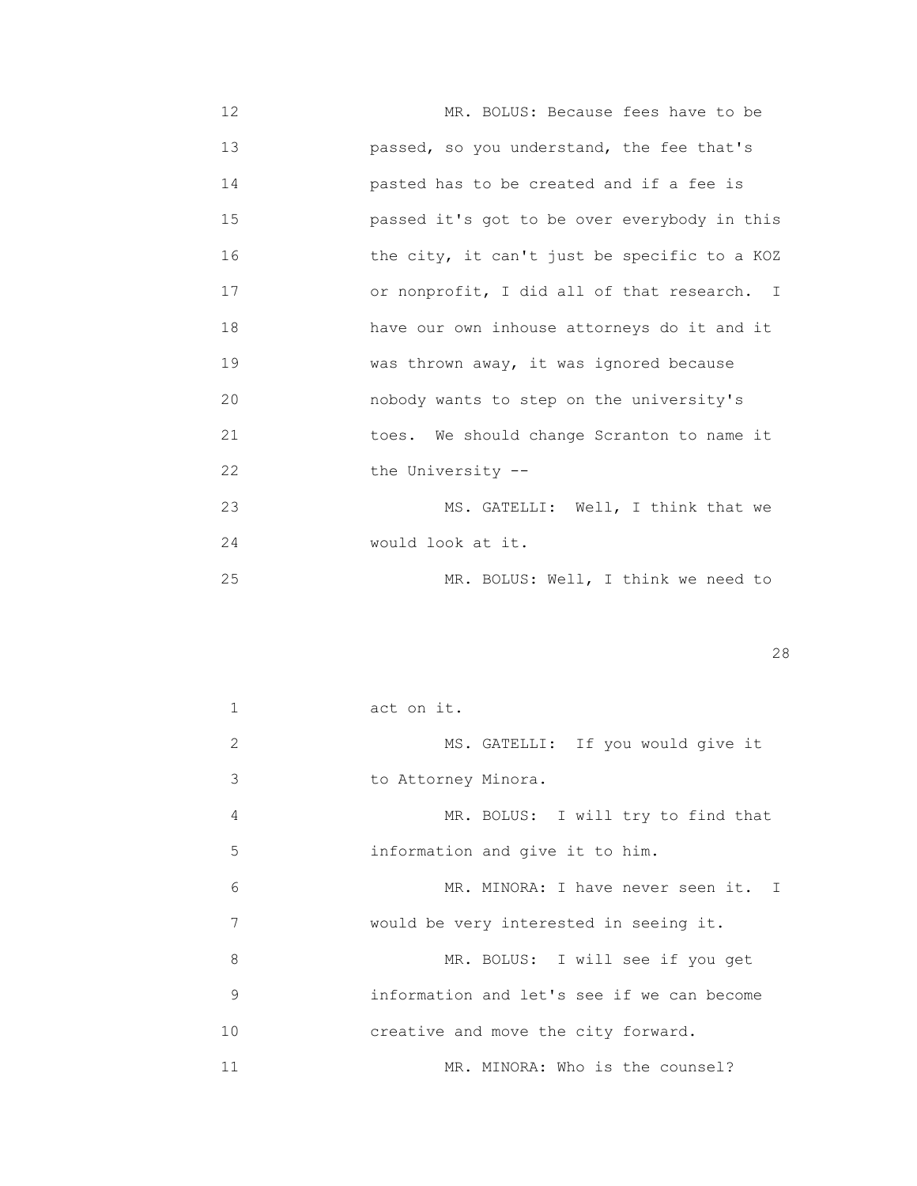12 MR. BOLUS: Because fees have to be
13 passed, so you understand, the fee that's
14 pasted has to be created and if a fee is
15 passed it's got to be over everybody in this
16 the city, it can't just be specific to a KOZ
17 or nonprofit, I did all of that research. I
18 have our own inhouse attorneys do it and it
19 was thrown away, it was ignored because
20 nobody wants to step on the university's
21 toes. We should change Scranton to name it
22 the University --
23 MS. GATELLI: Well, I think that we
24 would look at it.
25 MR. BOLUS: Well, I think we need to

1 act on it.
2 MS. GATELLI: If you would give it
3 to Attorney Minora.
4 MR. BOLUS: I will try to find that
5 information and give it to him.
6 MR. MINORA: I have never seen it. I
7 would be very interested in seeing it.
8 MR. BOLUS: I will see if you get
9 information and let's see if we can become
10 creative and move the city forward.
11 MR. MINORA: Who is the counsel?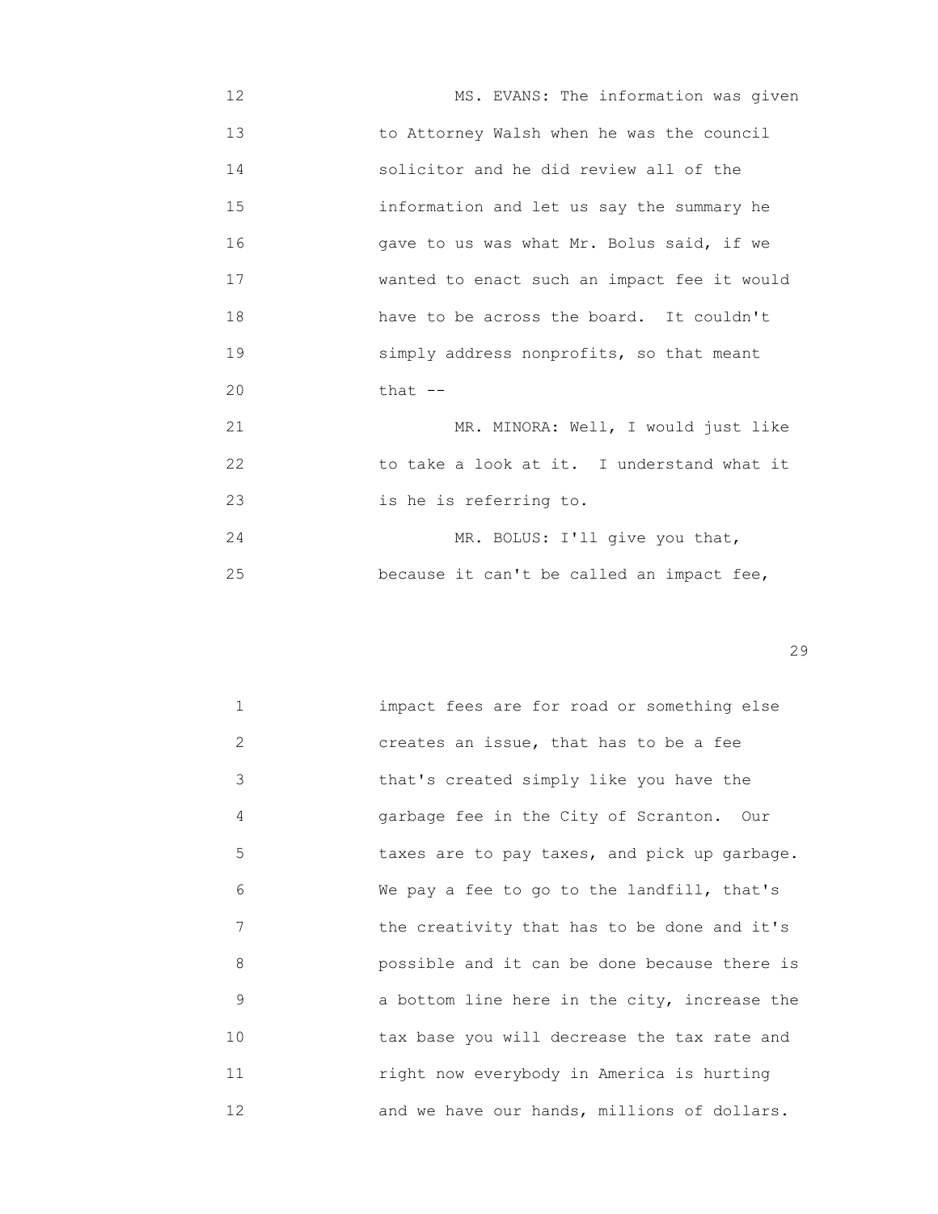12 MS. EVANS: The information was given
13 to Attorney Walsh when he was the council
14 solicitor and he did review all of the
15 information and let us say the summary he
16 gave to us was what Mr. Bolus said, if we
17 wanted to enact such an impact fee it would
18 have to be across the board. It couldn't
19 simply address nonprofits, so that meant
20 that --
21 MR. MINORA: Well, I would just like
22 to take a look at it. I understand what it
23 is he is referring to.
24 MR. BOLUS: I'll give you that,
25 because it can't be called an impact fee,

1 impact fees are for road or something else
2 creates an issue, that has to be a fee
3 that's created simply like you have the
4 garbage fee in the City of Scranton. Our
5 taxes are to pay taxes, and pick up garbage.
6 We pay a fee to go to the landfill, that's
7 the creativity that has to be done and it's
8 possible and it can be done because there is
9 a bottom line here in the city, increase the
10 tax base you will decrease the tax rate and
11 right now everybody in America is hurting
12 and we have our hands, millions of dollars.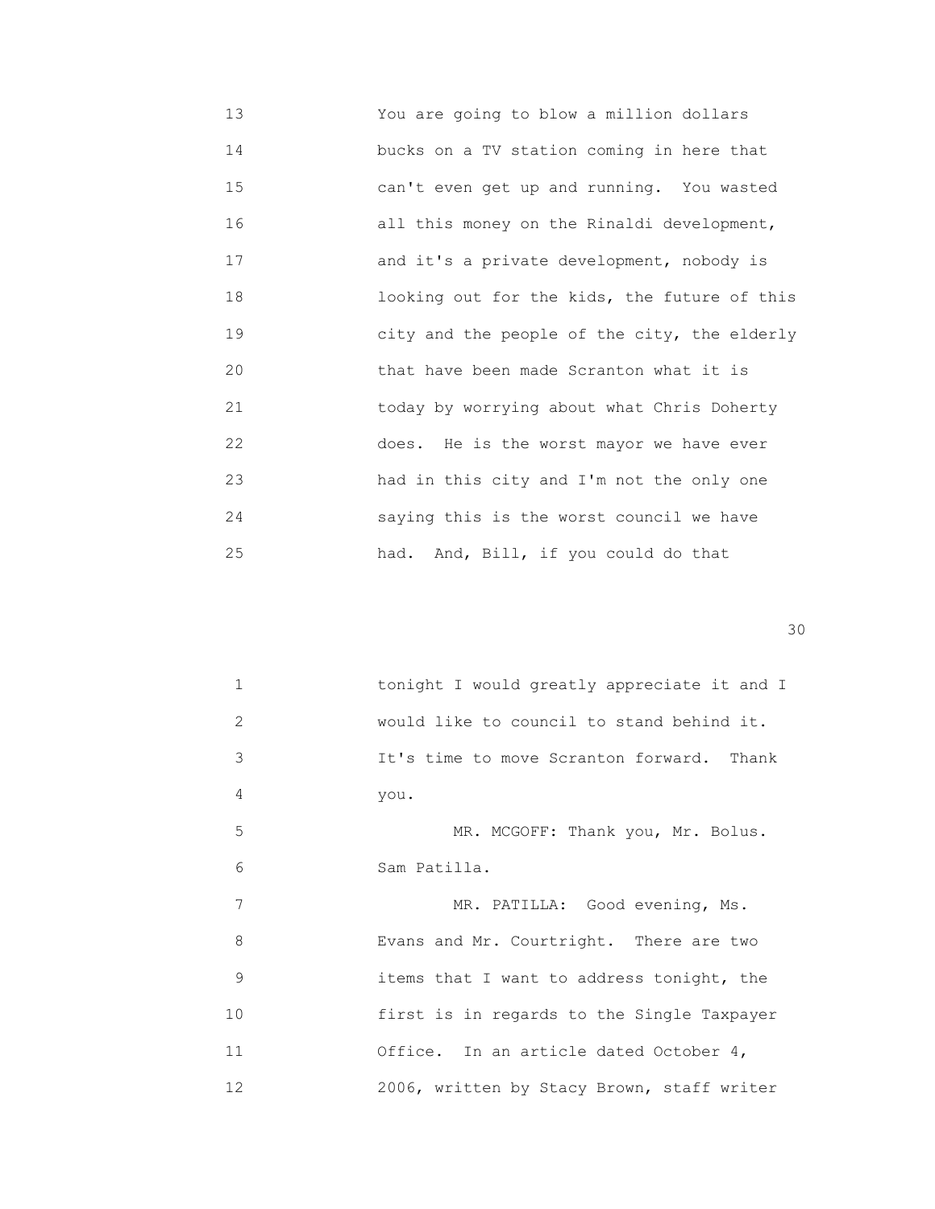13 You are going to blow a million dollars
14 bucks on a TV station coming in here that
15 can't even get up and running. You wasted
16 all this money on the Rinaldi development,
17 and it's a private development, nobody is
18 looking out for the kids, the future of this
19 city and the people of the city, the elderly
20 that have been made Scranton what it is
21 today by worrying about what Chris Doherty
22 does. He is the worst mayor we have ever
23 had in this city and I'm not the only one
24 saying this is the worst council we have
25 had. And, Bill, if you could do that

1 tonight I would greatly appreciate it and I
2 would like to council to stand behind it.
3 It's time to move Scranton forward. Thank
4 you.
5 MR. MCGOFF: Thank you, Mr. Bolus.
6 Sam Patilla.
7 MR. PATILLA: Good evening, Ms.
8 Evans and Mr. Courtright. There are two
9 items that I want to address tonight, the
10 first is in regards to the Single Taxpayer
11 Office. In an article dated October 4,
12 2006, written by Stacy Brown, staff writer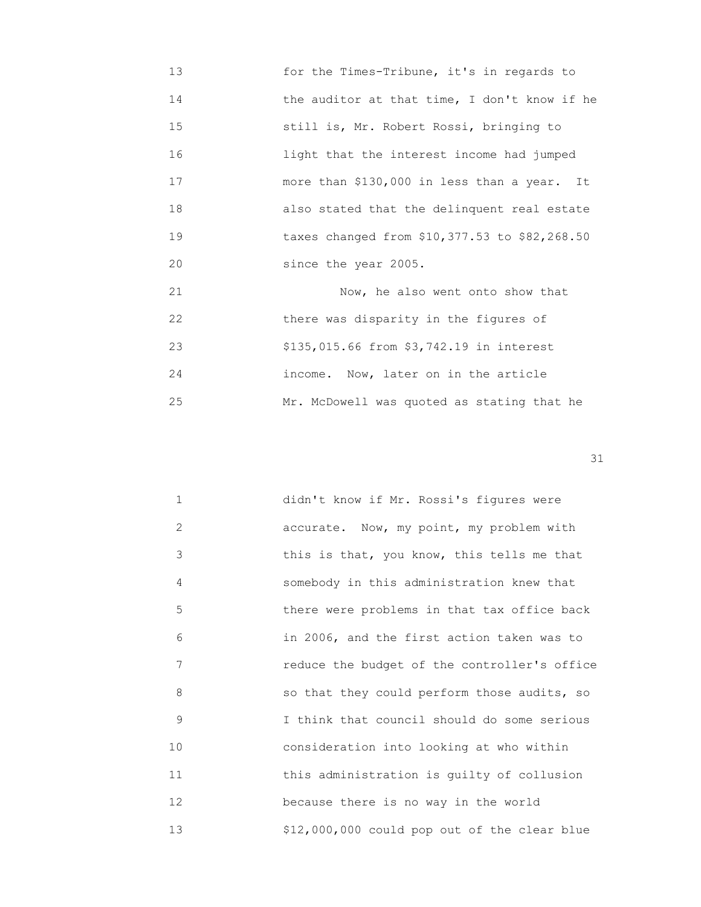for the Times-Tribune, it's in regards to the auditor at that time, I don't know if he still is, Mr. Robert Rossi, bringing to light that the interest income had jumped more than $130,000 in less than a year. It also stated that the delinquent real estate taxes changed from $10,377.53 to $82,268.50 since the year 2005.

Now, he also went onto show that there was disparity in the figures of $135,015.66 from $3,742.19 in interest income. Now, later on in the article Mr. McDowell was quoted as stating that he didn't know if Mr. Rossi's figures were accurate. Now, my point, my problem with this is that, you know, this tells me that somebody in this administration knew that there were problems in that tax office back in 2006, and the first action taken was to reduce the budget of the controller's office so that they could perform those audits, so I think that council should do some serious consideration into looking at who within this administration is guilty of collusion because there is no way in the world $12,000,000 could pop out of the clear blue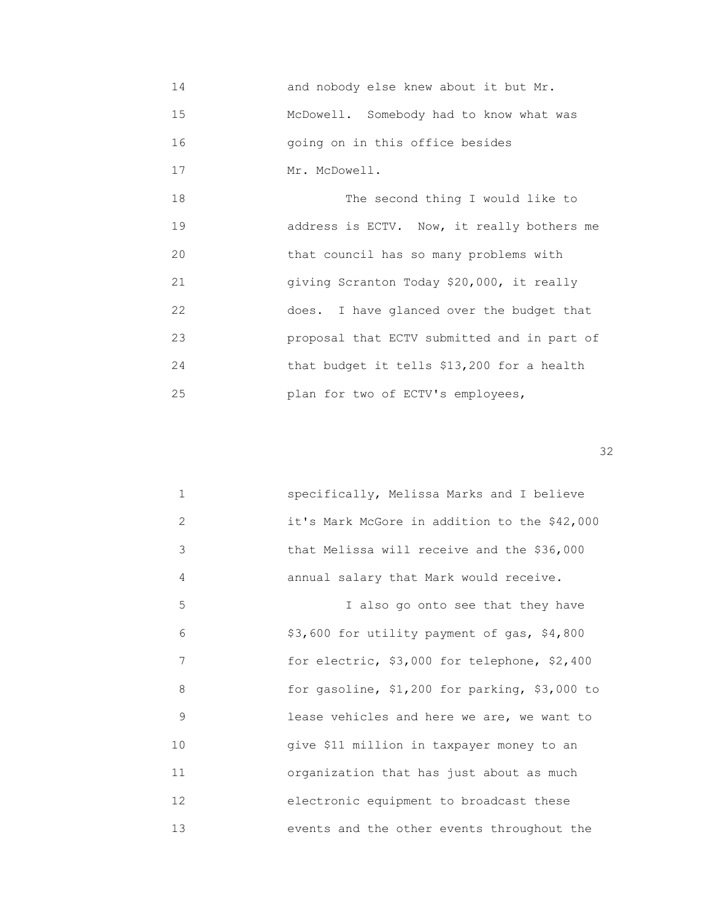14 and nobody else knew about it but Mr.
15 McDowell. Somebody had to know what was
16 going on in this office besides
17 Mr. McDowell.
18 The second thing I would like to
19 address is ECTV. Now, it really bothers me
20 that council has so many problems with
21 giving Scranton Today $20,000, it really
22 does. I have glanced over the budget that
23 proposal that ECTV submitted and in part of
24 that budget it tells $13,200 for a health
25 plan for two of ECTV's employees,

1 specifically, Melissa Marks and I believe
2 it's Mark McGore in addition to the $42,000
3 that Melissa will receive and the $36,000
4 annual salary that Mark would receive.
5 I also go onto see that they have
6 $3,600 for utility payment of gas, $4,800
7 for electric, $3,000 for telephone, $2,400
8 for gasoline, $1,200 for parking, $3,000 to
9 lease vehicles and here we are, we want to
10 give $11 million in taxpayer money to an
11 organization that has just about as much
12 electronic equipment to broadcast these
13 events and the other events throughout the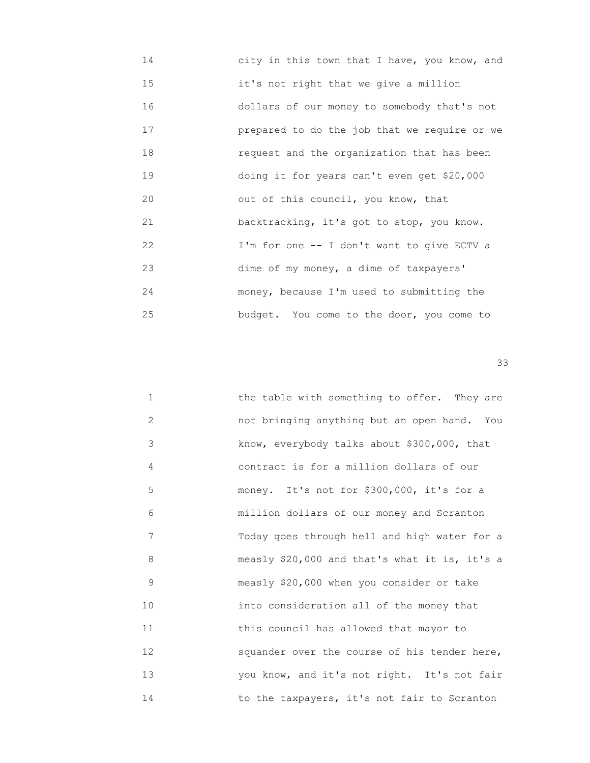14 city in this town that I have, you know, and
15 it's not right that we give a million
16 dollars of our money to somebody that's not
17 prepared to do the job that we require or we
18 request and the organization that has been
19 doing it for years can't even get $20,000
20 out of this council, you know, that
21 backtracking, it's got to stop, you know.
22 I'm for one -- I don't want to give ECTV a
23 dime of my money, a dime of taxpayers'
24 money, because I'm used to submitting the
25 budget. You come to the door, you come to

1 the table with something to offer. They are
2 not bringing anything but an open hand. You
3 know, everybody talks about $300,000, that
4 contract is for a million dollars of our
5 money. It's not for $300,000, it's for a
6 million dollars of our money and Scranton
7 Today goes through hell and high water for a
8 measly $20,000 and that's what it is, it's a
9 measly $20,000 when you consider or take
10 into consideration all of the money that
11 this council has allowed that mayor to
12 squander over the course of his tender here,
13 you know, and it's not right. It's not fair
14 to the taxpayers, it's not fair to Scranton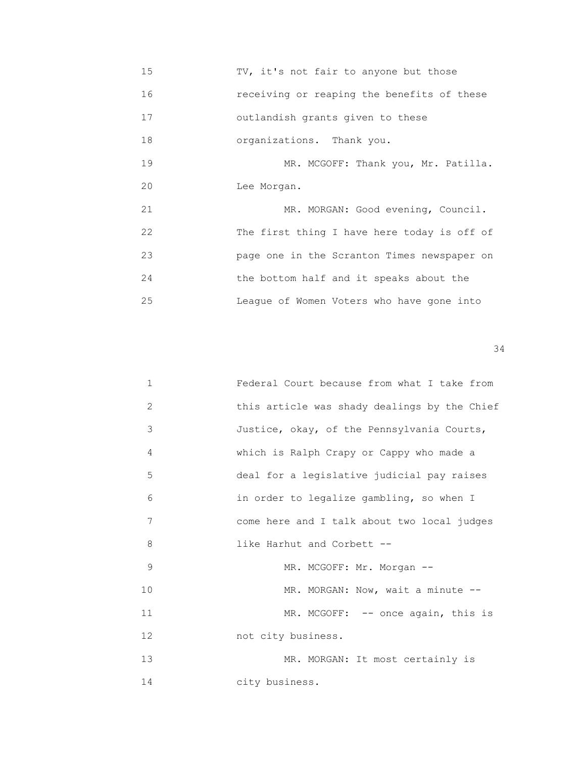15 TV, it's not fair to anyone but those
16 receiving or reaping the benefits of these
17 outlandish grants given to these
18 organizations. Thank you.
19 MR. MCGOFF: Thank you, Mr. Patilla.
20 Lee Morgan.
21 MR. MORGAN: Good evening, Council.
22 The first thing I have here today is off of
23 page one in the Scranton Times newspaper on
24 the bottom half and it speaks about the
25 League of Women Voters who have gone into

1 Federal Court because from what I take from
2 this article was shady dealings by the Chief
3 Justice, okay, of the Pennsylvania Courts,
4 which is Ralph Crapy or Cappy who made a
5 deal for a legislative judicial pay raises
6 in order to legalize gambling, so when I
7 come here and I talk about two local judges
8 like Harhut and Corbett --
9 MR. MCGOFF: Mr. Morgan --
10 MR. MORGAN: Now, wait a minute --
11 MR. MCGOFF: -- once again, this is
12 not city business.
13 MR. MORGAN: It most certainly is
14 city business.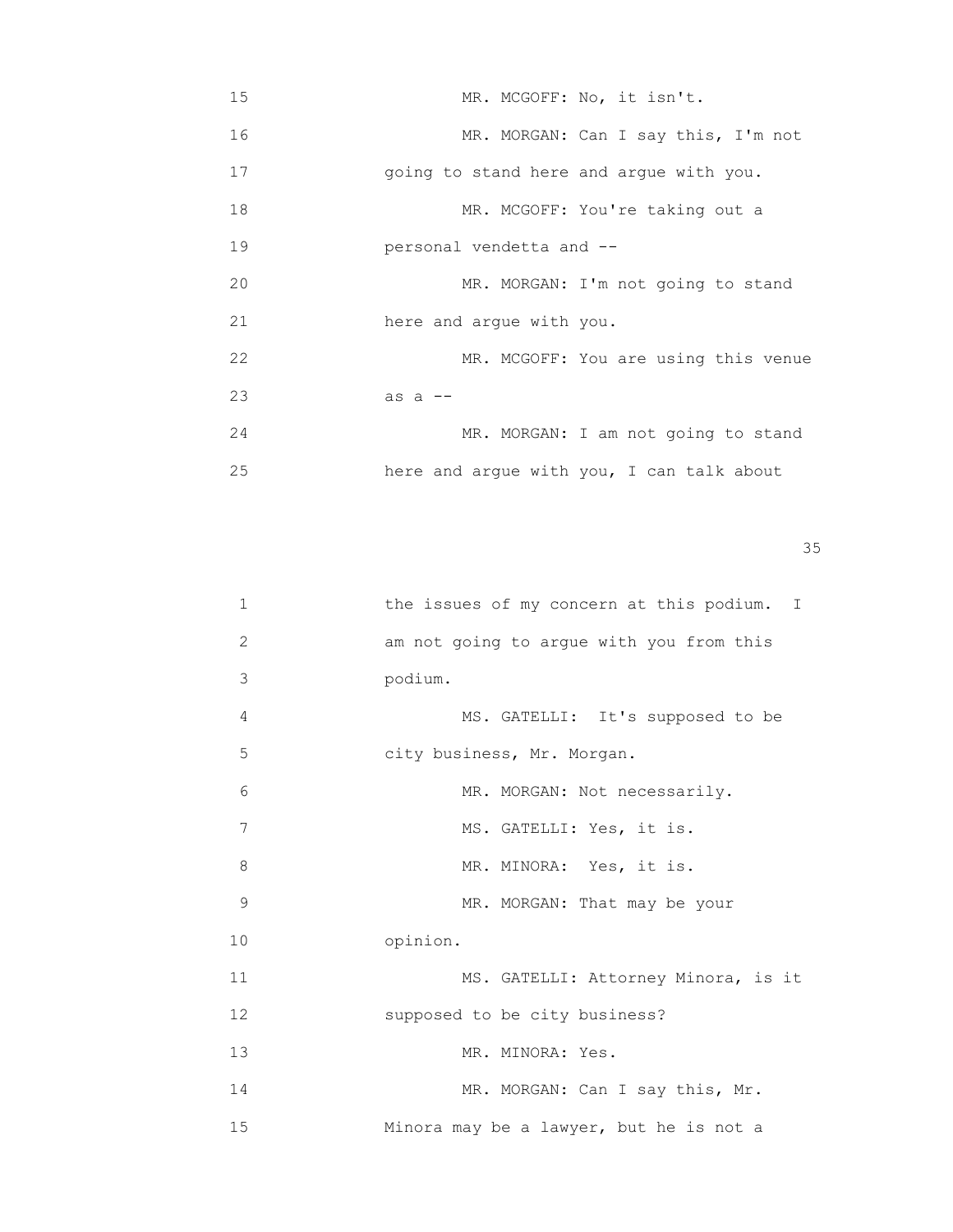15 MR. MCGOFF: No, it isn't.

16 MR. MORGAN: Can I say this, I'm not

17 going to stand here and argue with you.

18 MR. MCGOFF: You're taking out a

19 personal vendetta and --

20 MR. MORGAN: I'm not going to stand

21 here and argue with you.

22 MR. MCGOFF: You are using this venue

23 as a --

24 MR. MORGAN: I am not going to stand

25 here and argue with you, I can talk about

1 the issues of my concern at this podium. I

2 am not going to argue with you from this

3 podium.

4 MS. GATELLI: It's supposed to be

5 city business, Mr. Morgan.

6 MR. MORGAN: Not necessarily.

7 MS. GATELLI: Yes, it is.

8 MR. MINORA: Yes, it is.

9 MR. MORGAN: That may be your

10 opinion.

11 MS. GATELLI: Attorney Minora, is it

12 supposed to be city business?

13 MR. MINORA: Yes.

14 MR. MORGAN: Can I say this, Mr.

15 Minora may be a lawyer, but he is not a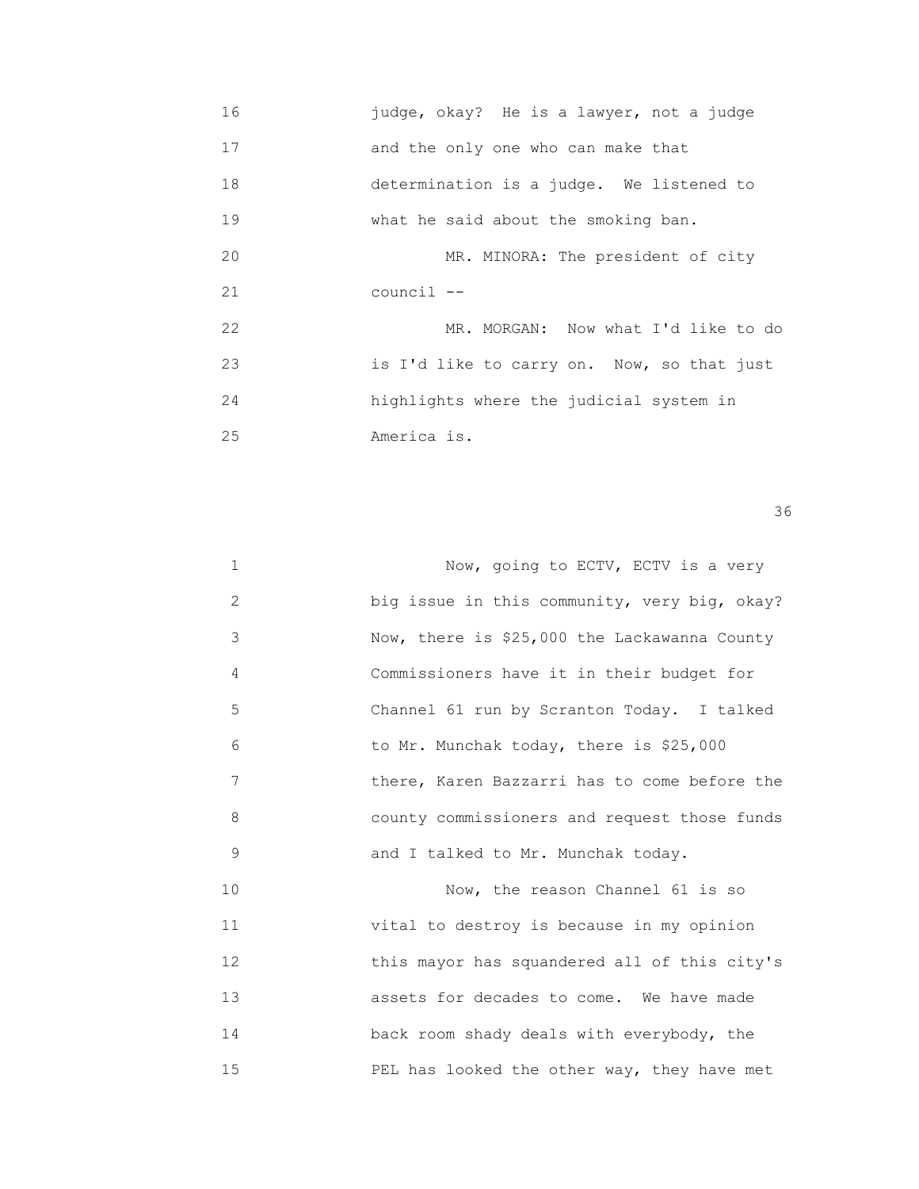16 judge, okay? He is a lawyer, not a judge
17 and the only one who can make that
18 determination is a judge. We listened to
19 what he said about the smoking ban.
20 MR. MINORA: The president of city
21 council --
22 MR. MORGAN: Now what I'd like to do
23 is I'd like to carry on. Now, so that just
24 highlights where the judicial system in
25 America is.

1 Now, going to ECTV, ECTV is a very
2 big issue in this community, very big, okay?
3 Now, there is $25,000 the Lackawanna County
4 Commissioners have it in their budget for
5 Channel 61 run by Scranton Today. I talked
6 to Mr. Munchak today, there is $25,000
7 there, Karen Bazzarri has to come before the
8 county commissioners and request those funds
9 and I talked to Mr. Munchak today.
10 Now, the reason Channel 61 is so
11 vital to destroy is because in my opinion
12 this mayor has squandered all of this city's
13 assets for decades to come. We have made
14 back room shady deals with everybody, the
15 PEL has looked the other way, they have met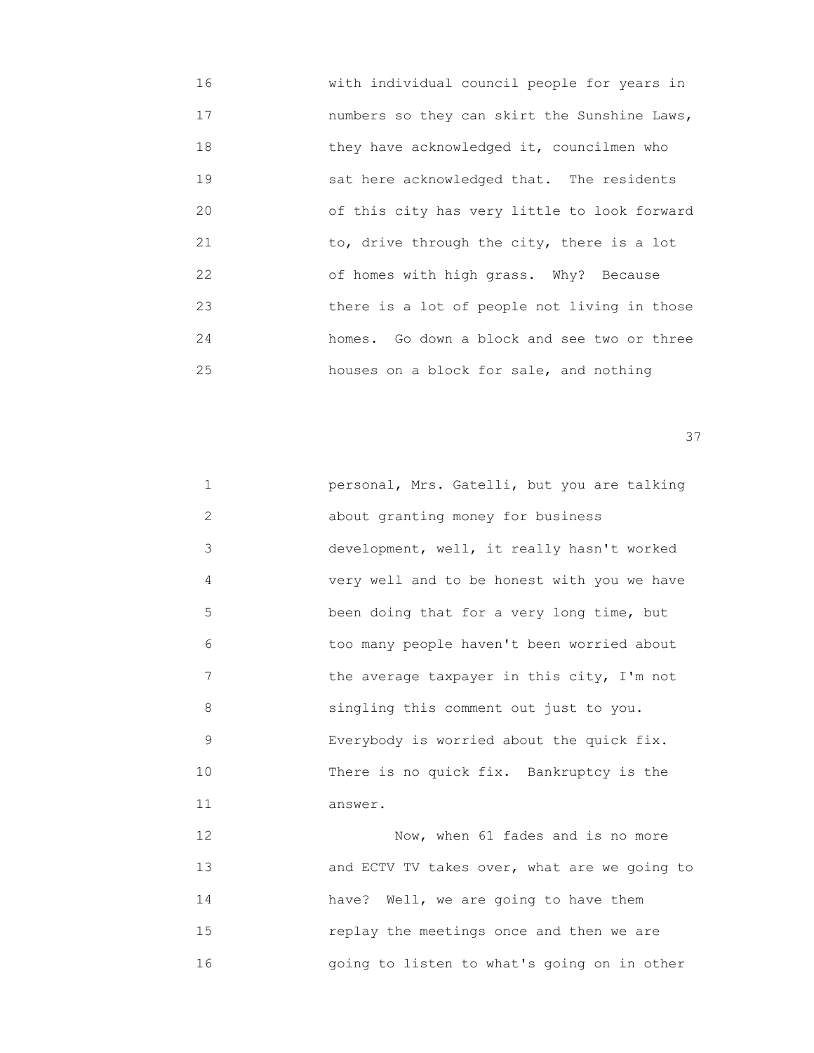16 with individual council people for years in
17 numbers so they can skirt the Sunshine Laws,
18 they have acknowledged it, councilmen who
19 sat here acknowledged that. The residents
20 of this city has very little to look forward
21 to, drive through the city, there is a lot
22 of homes with high grass. Why? Because
23 there is a lot of people not living in those
24 homes. Go down a block and see two or three
25 houses on a block for sale, and nothing

1 personal, Mrs. Gatelli, but you are talking
2 about granting money for business
3 development, well, it really hasn't worked
4 very well and to be honest with you we have
5 been doing that for a very long time, but
6 too many people haven't been worried about
7 the average taxpayer in this city, I'm not
8 singling this comment out just to you.
9 Everybody is worried about the quick fix.
10 There is no quick fix. Bankruptcy is the
11 answer.
12 Now, when 61 fades and is no more
13 and ECTV TV takes over, what are we going to
14 have? Well, we are going to have them
15 replay the meetings once and then we are
16 going to listen to what's going on in other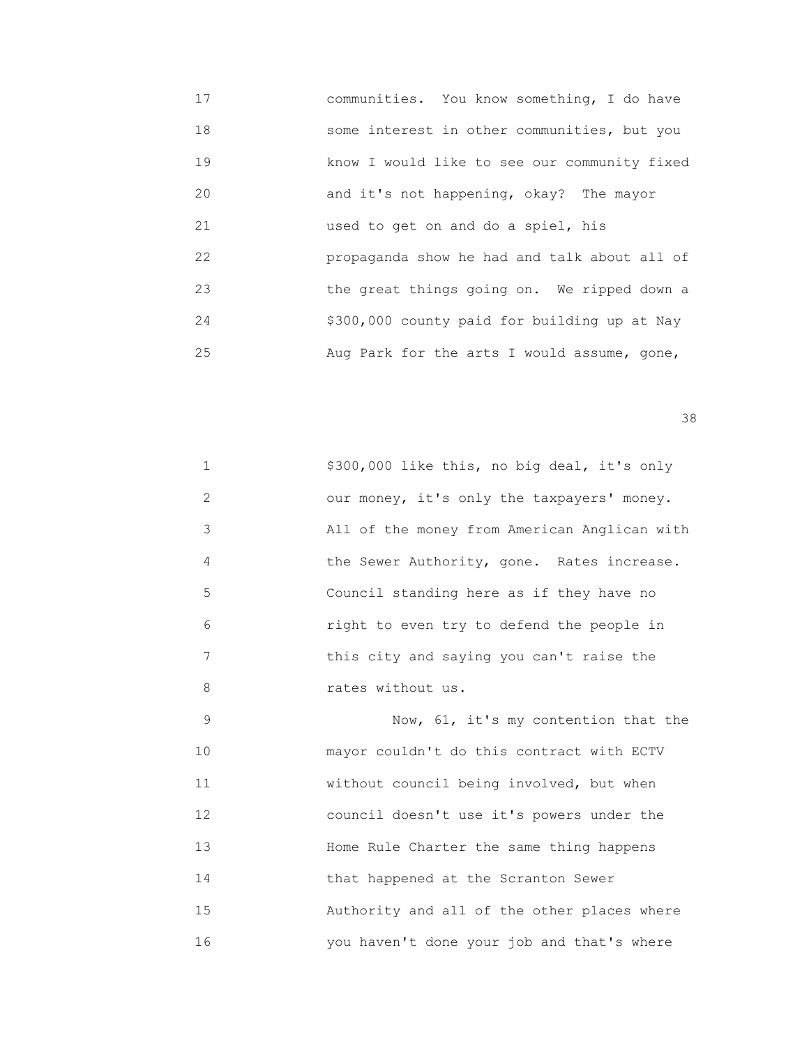communities. You know something, I do have some interest in other communities, but you know I would like to see our community fixed and it's not happening, okay? The mayor used to get on and do a spiel, his propaganda show he had and talk about all of the great things going on. We ripped down a $300,000 county paid for building up at Nay Aug Park for the arts I would assume, gone, $300,000 like this, no big deal, it's only our money, it's only the taxpayers' money. All of the money from American Anglican with the Sewer Authority, gone. Rates increase. Council standing here as if they have no right to even try to defend the people in this city and saying you can't raise the rates without us.

Now, 61, it's my contention that the mayor couldn't do this contract with ECTV without council being involved, but when council doesn't use it's powers under the Home Rule Charter the same thing happens that happened at the Scranton Sewer Authority and all of the other places where you haven't done your job and that's where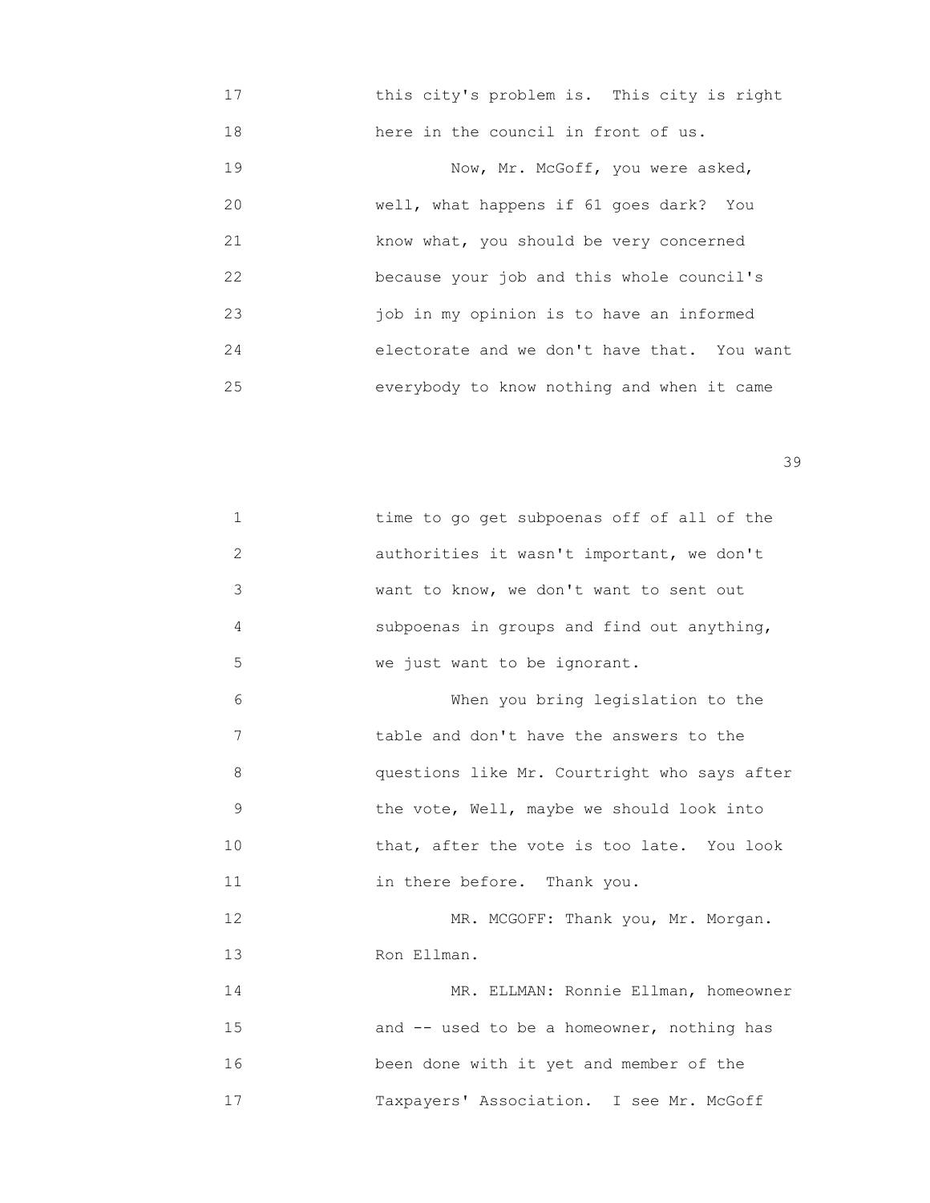17 this city's problem is. This city is right
18 here in the council in front of us.
19 Now, Mr. McGoff, you were asked,
20 well, what happens if 61 goes dark? You
21 know what, you should be very concerned
22 because your job and this whole council's
23 job in my opinion is to have an informed
24 electorate and we don't have that. You want
25 everybody to know nothing and when it came

1 time to go get subpoenas off of all of the
2 authorities it wasn't important, we don't
3 want to know, we don't want to sent out
4 subpoenas in groups and find out anything,
5 we just want to be ignorant.
6 When you bring legislation to the
7 table and don't have the answers to the
8 questions like Mr. Courtright who says after
9 the vote, Well, maybe we should look into
10 that, after the vote is too late. You look
11 in there before. Thank you.
12 MR. MCGOFF: Thank you, Mr. Morgan.
13 Ron Ellman.
14 MR. ELLMAN: Ronnie Ellman, homeowner
15 and -- used to be a homeowner, nothing has
16 been done with it yet and member of the
17 Taxpayers' Association. I see Mr. McGoff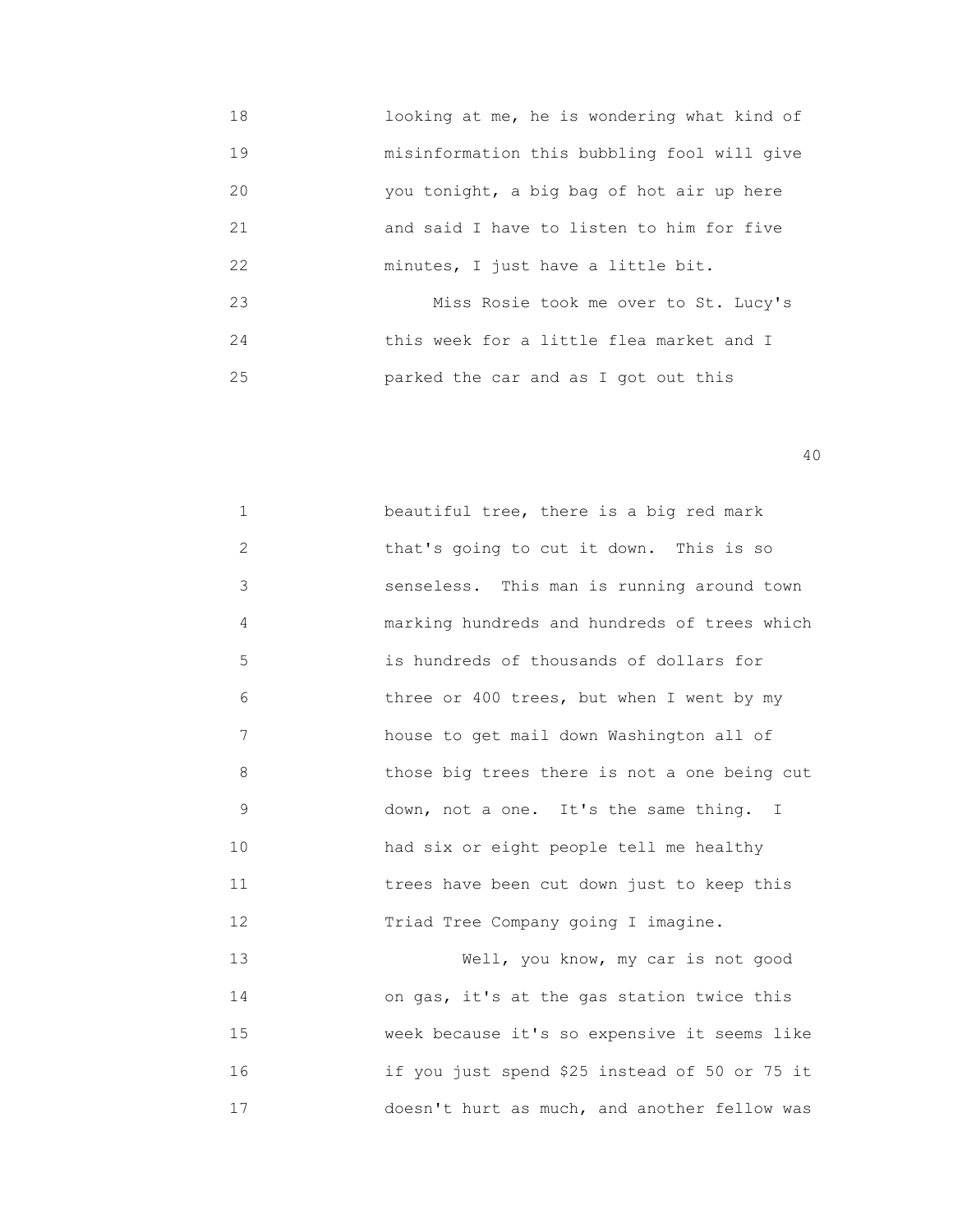18 looking at me, he is wondering what kind of
19 misinformation this bubbling fool will give
20 you tonight, a big bag of hot air up here
21 and said I have to listen to him for five
22 minutes, I just have a little bit.
23 Miss Rosie took me over to St. Lucy's
24 this week for a little flea market and I
25 parked the car and as I got out this

1 beautiful tree, there is a big red mark
2 that's going to cut it down. This is so
3 senseless. This man is running around town
4 marking hundreds and hundreds of trees which
5 is hundreds of thousands of dollars for
6 three or 400 trees, but when I went by my
7 house to get mail down Washington all of
8 those big trees there is not a one being cut
9 down, not a one. It's the same thing. I
10 had six or eight people tell me healthy
11 trees have been cut down just to keep this
12 Triad Tree Company going I imagine.
13 Well, you know, my car is not good
14 on gas, it's at the gas station twice this
15 week because it's so expensive it seems like
16 if you just spend $25 instead of 50 or 75 it
17 doesn't hurt as much, and another fellow was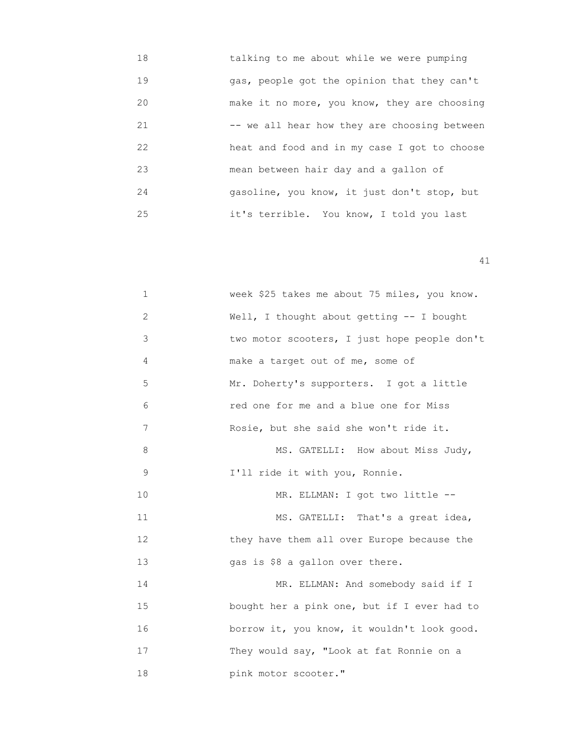18 talking to me about while we were pumping
19 gas, people got the opinion that they can't
20 make it no more, you know, they are choosing
21 -- we all hear how they are choosing between
22 heat and food and in my case I got to choose
23 mean between hair day and a gallon of
24 gasoline, you know, it just don't stop, but
25 it's terrible. You know, I told you last

1 week $25 takes me about 75 miles, you know.
2 Well, I thought about getting -- I bought
3 two motor scooters, I just hope people don't
4 make a target out of me, some of
5 Mr. Doherty's supporters. I got a little
6 red one for me and a blue one for Miss
7 Rosie, but she said she won't ride it.
8 MS. GATELLI: How about Miss Judy,
9 I'll ride it with you, Ronnie.
10 MR. ELLMAN: I got two little --
11 MS. GATELLI: That's a great idea,
12 they have them all over Europe because the
13 gas is $8 a gallon over there.
14 MR. ELLMAN: And somebody said if I
15 bought her a pink one, but if I ever had to
16 borrow it, you know, it wouldn't look good.
17 They would say, "Look at fat Ronnie on a
18 pink motor scooter."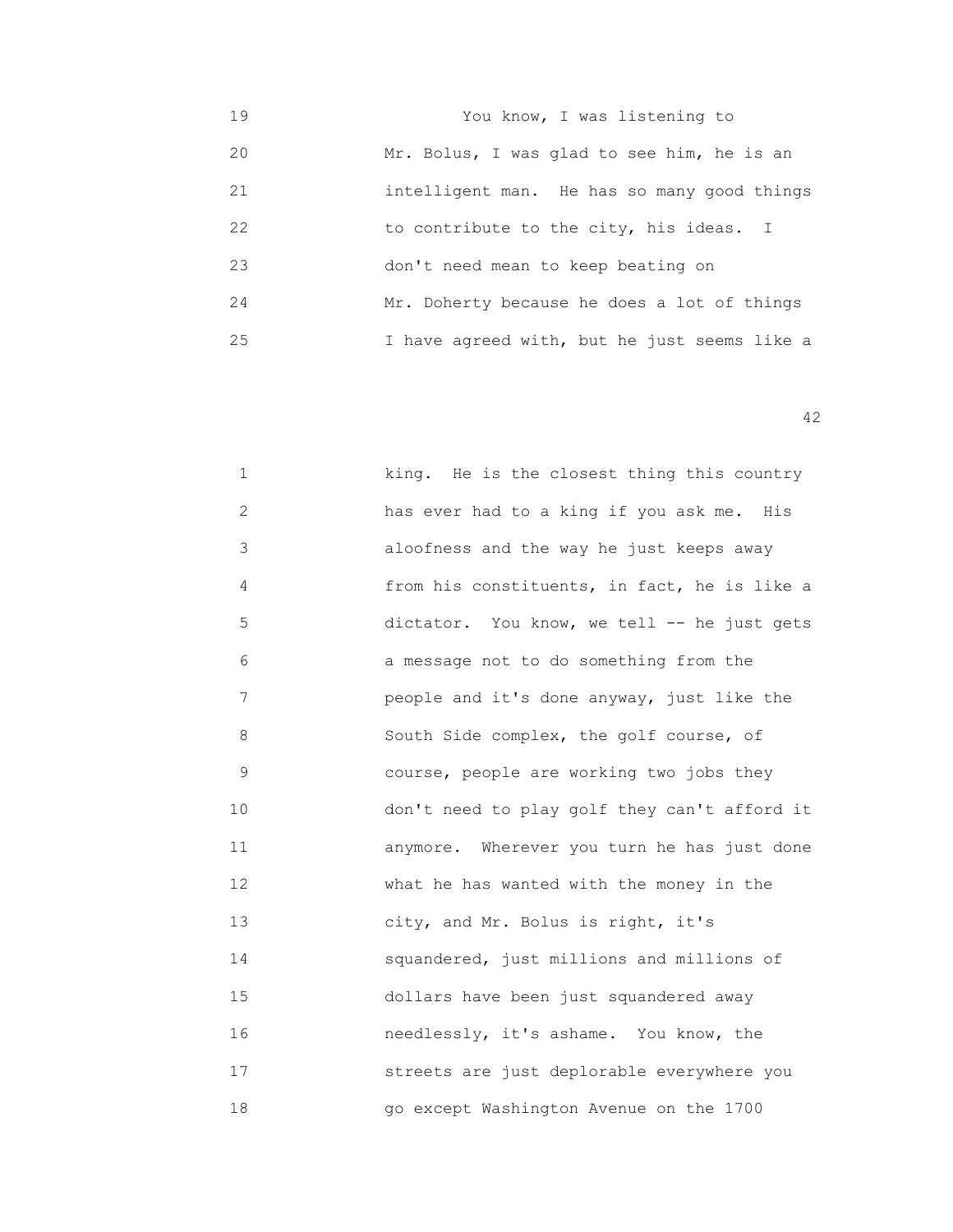19 You know, I was listening to
20 Mr. Bolus, I was glad to see him, he is an
21 intelligent man. He has so many good things
22 to contribute to the city, his ideas. I
23 don't need mean to keep beating on
24 Mr. Doherty because he does a lot of things
25 I have agreed with, but he just seems like a

1 king. He is the closest thing this country
2 has ever had to a king if you ask me. His
3 aloofness and the way he just keeps away
4 from his constituents, in fact, he is like a
5 dictator. You know, we tell -- he just gets
6 a message not to do something from the
7 people and it's done anyway, just like the
8 South Side complex, the golf course, of
9 course, people are working two jobs they
10 don't need to play golf they can't afford it
11 anymore. Wherever you turn he has just done
12 what he has wanted with the money in the
13 city, and Mr. Bolus is right, it's
14 squandered, just millions and millions of
15 dollars have been just squandered away
16 needlessly, it's ashame. You know, the
17 streets are just deplorable everywhere you
18 go except Washington Avenue on the 1700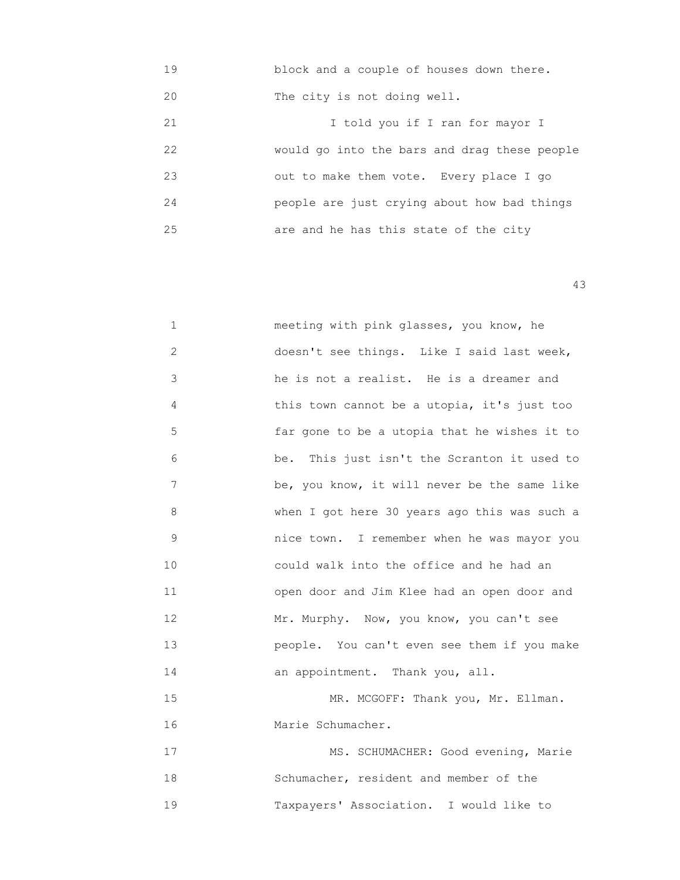block and a couple of houses down there. The city is not doing well.

I told you if I ran for mayor I would go into the bars and drag these people out to make them vote. Every place I go people are just crying about how bad things are and he has this state of the city meeting with pink glasses, you know, he doesn't see things. Like I said last week, he is not a realist. He is a dreamer and this town cannot be a utopia, it's just too far gone to be a utopia that he wishes it to be. This just isn't the Scranton it used to be, you know, it will never be the same like when I got here 30 years ago this was such a nice town. I remember when he was mayor you could walk into the office and he had an open door and Jim Klee had an open door and Mr. Murphy. Now, you know, you can't see people. You can't even see them if you make an appointment. Thank you, all.

MR. MCGOFF: Thank you, Mr. Ellman. Marie Schumacher.

MS. SCHUMACHER: Good evening, Marie Schumacher, resident and member of the Taxpayers' Association. I would like to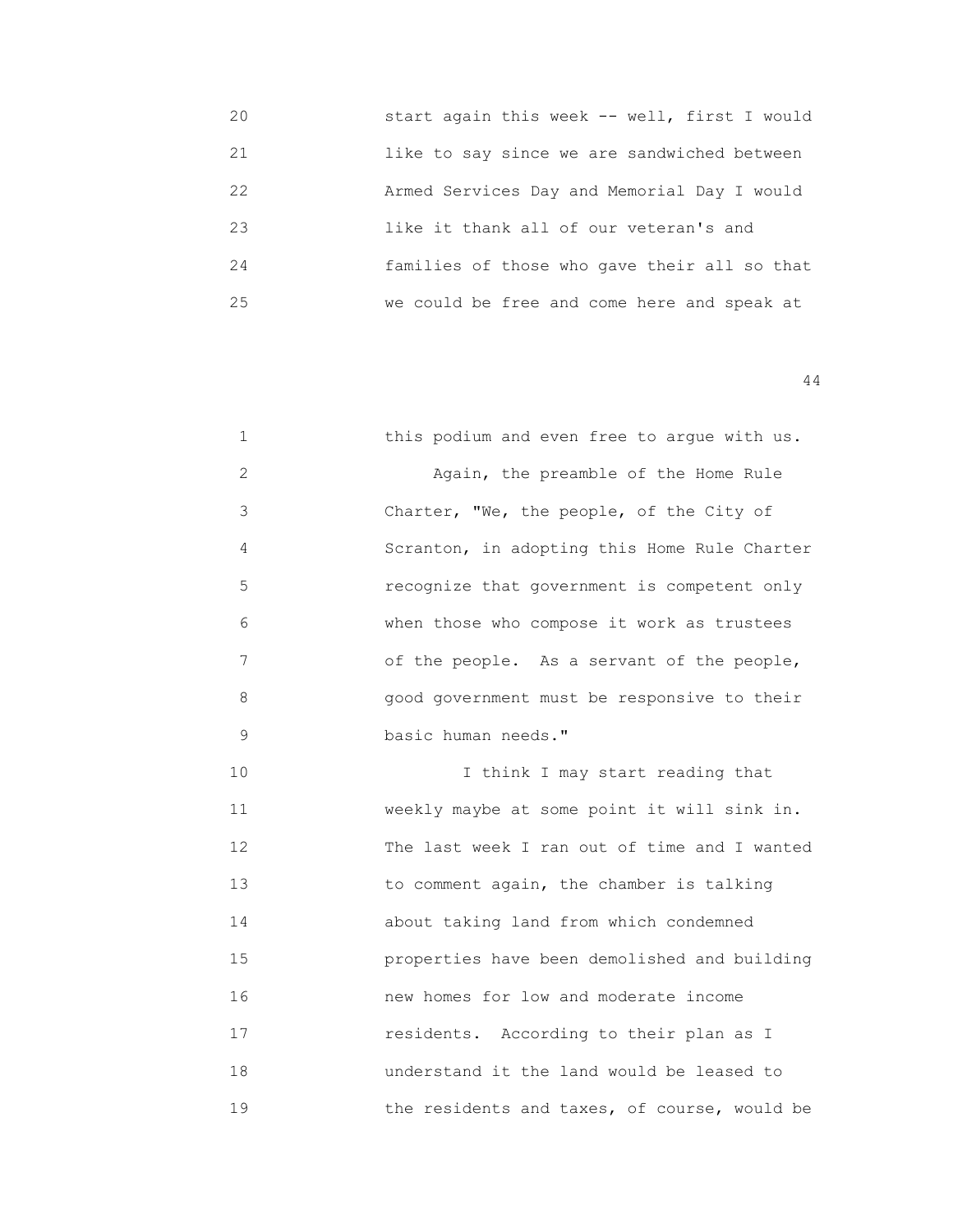20 start again this week -- well, first I would
21 like to say since we are sandwiched between
22 Armed Services Day and Memorial Day I would
23 like it thank all of our veteran's and
24 families of those who gave their all so that
25 we could be free and come here and speak at

1 this podium and even free to argue with us.
2 Again, the preamble of the Home Rule
3 Charter, "We, the people, of the City of
4 Scranton, in adopting this Home Rule Charter
5 recognize that government is competent only
6 when those who compose it work as trustees
7 of the people. As a servant of the people,
8 good government must be responsive to their
9 basic human needs."
10 I think I may start reading that
11 weekly maybe at some point it will sink in.
12 The last week I ran out of time and I wanted
13 to comment again, the chamber is talking
14 about taking land from which condemned
15 properties have been demolished and building
16 new homes for low and moderate income
17 residents. According to their plan as I
18 understand it the land would be leased to
19 the residents and taxes, of course, would be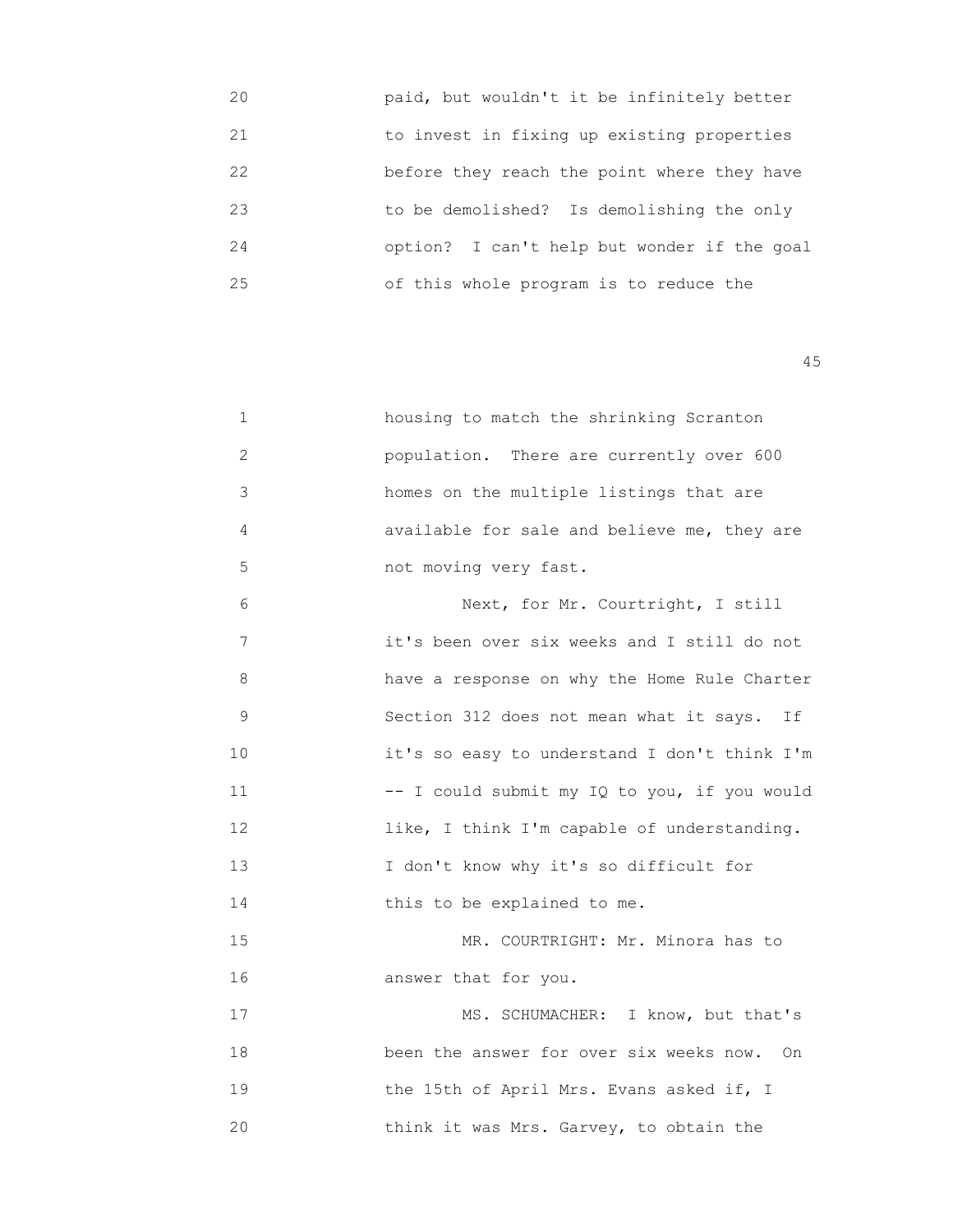paid, but wouldn't it be infinitely better to invest in fixing up existing properties before they reach the point where they have to be demolished? Is demolishing the only option? I can't help but wonder if the goal of this whole program is to reduce the

housing to match the shrinking Scranton population. There are currently over 600 homes on the multiple listings that are available for sale and believe me, they are not moving very fast.

Next, for Mr. Courtright, I still it's been over six weeks and I still do not have a response on why the Home Rule Charter Section 312 does not mean what it says. If it's so easy to understand I don't think I'm -- I could submit my IQ to you, if you would like, I think I'm capable of understanding. I don't know why it's so difficult for this to be explained to me.

MR. COURTRIGHT: Mr. Minora has to answer that for you.

MS. SCHUMACHER: I know, but that's been the answer for over six weeks now. On the 15th of April Mrs. Evans asked if, I think it was Mrs. Garvey, to obtain the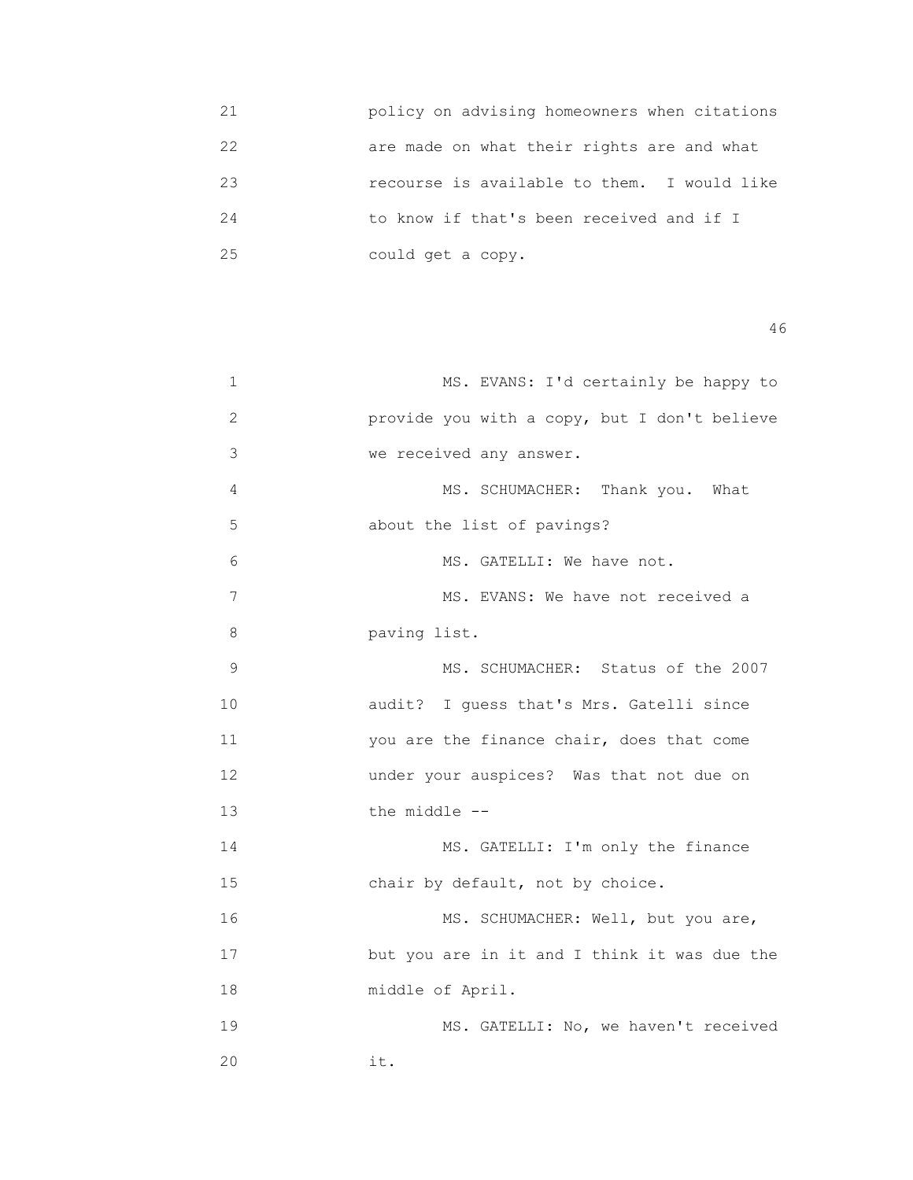21 policy on advising homeowners when citations
22 are made on what their rights are and what
23 recourse is available to them. I would like
24 to know if that's been received and if I
25 could get a copy.

1 MS. EVANS: I'd certainly be happy to
2 provide you with a copy, but I don't believe
3 we received any answer.
4 MS. SCHUMACHER: Thank you. What
5 about the list of pavings?
6 MS. GATELLI: We have not.
7 MS. EVANS: We have not received a
8 paving list.
9 MS. SCHUMACHER: Status of the 2007
10 audit? I guess that's Mrs. Gatelli since
11 you are the finance chair, does that come
12 under your auspices? Was that not due on
13 the middle --
14 MS. GATELLI: I'm only the finance
15 chair by default, not by choice.
16 MS. SCHUMACHER: Well, but you are,
17 but you are in it and I think it was due the
18 middle of April.
19 MS. GATELLI: No, we haven't received
20 it.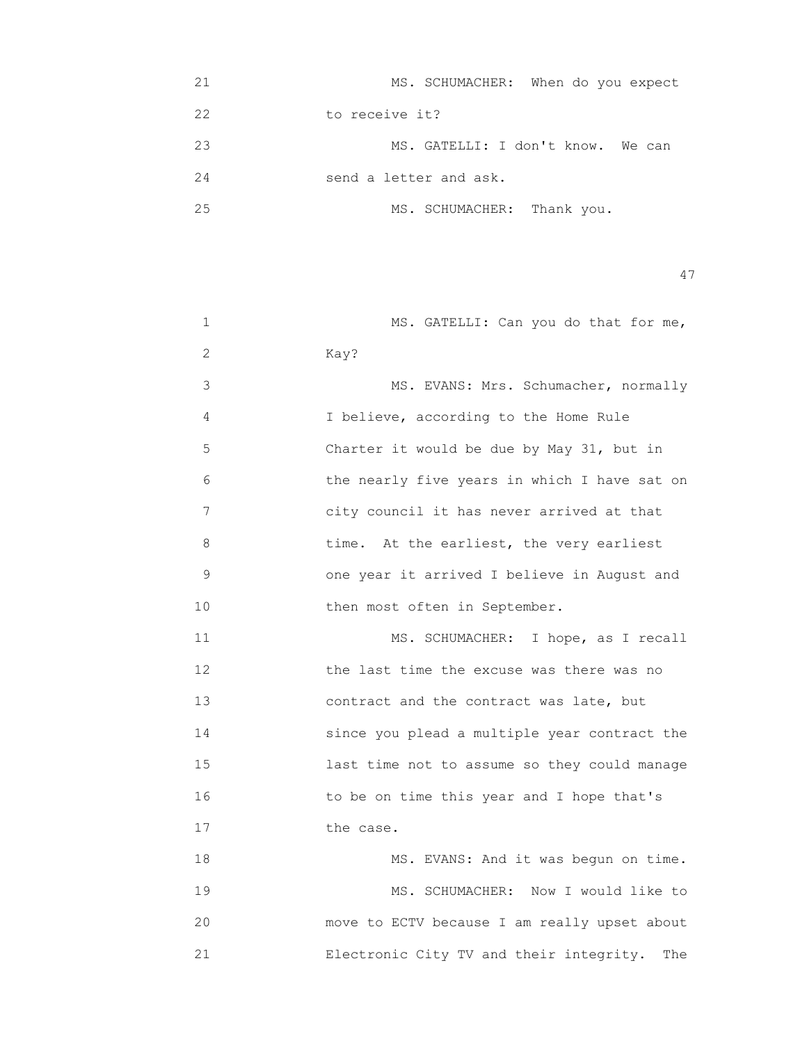21 MS. SCHUMACHER: When do you expect
22 to receive it?
23 MS. GATELLI: I don't know. We can
24 send a letter and ask.
25 MS. SCHUMACHER: Thank you.

1 MS. GATELLI: Can you do that for me,
2 Kay?
3 MS. EVANS: Mrs. Schumacher, normally
4 I believe, according to the Home Rule
5 Charter it would be due by May 31, but in
6 the nearly five years in which I have sat on
7 city council it has never arrived at that
8 time. At the earliest, the very earliest
9 one year it arrived I believe in August and
10 then most often in September.
11 MS. SCHUMACHER: I hope, as I recall
12 the last time the excuse was there was no
13 contract and the contract was late, but
14 since you plead a multiple year contract the
15 last time not to assume so they could manage
16 to be on time this year and I hope that's
17 the case.
18 MS. EVANS: And it was begun on time.
19 MS. SCHUMACHER: Now I would like to
20 move to ECTV because I am really upset about
21 Electronic City TV and their integrity. The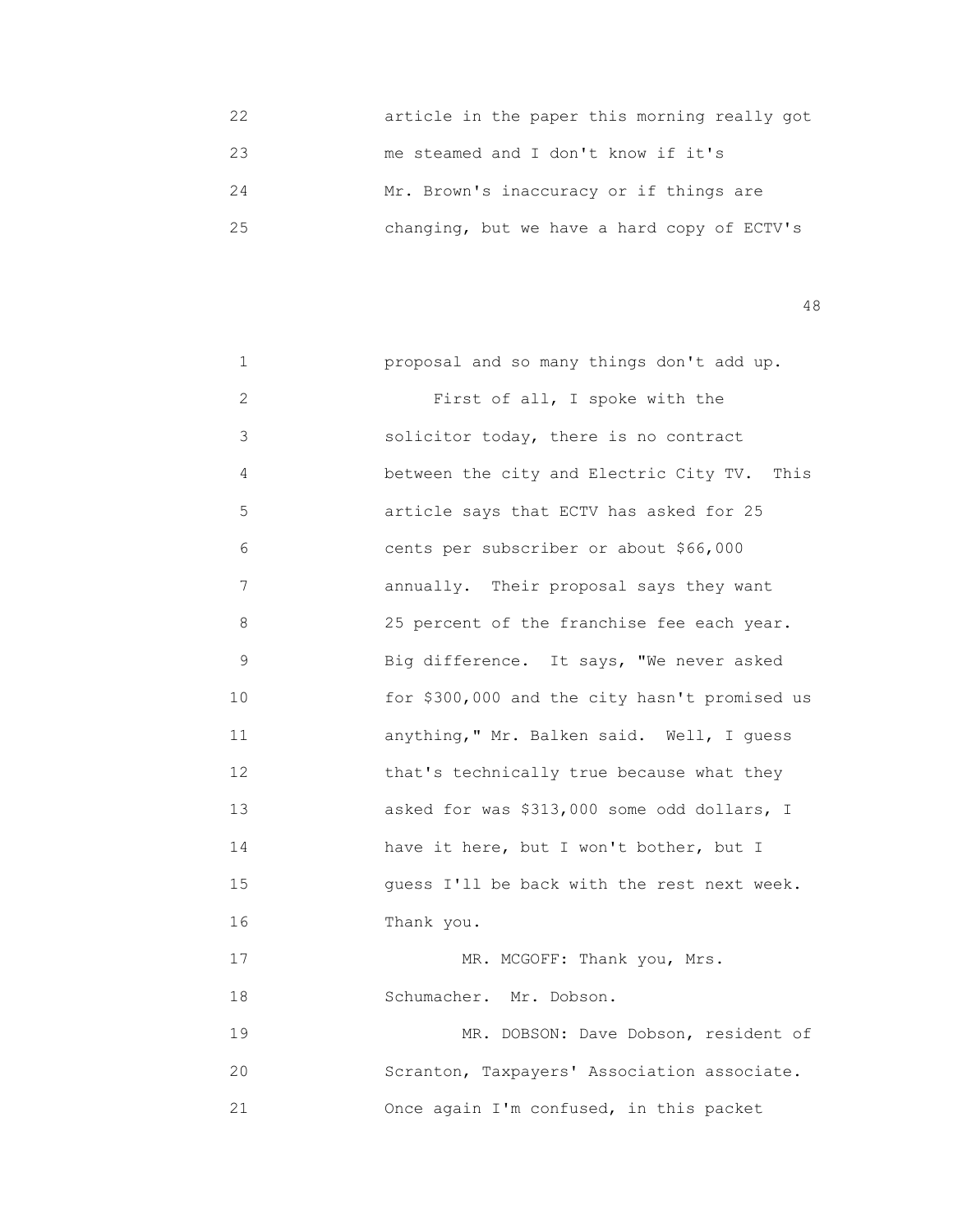article in the paper this morning really got me steamed and I don't know if it's Mr. Brown's inaccuracy or if things are changing, but we have a hard copy of ECTV's proposal and so many things don't add up.

First of all, I spoke with the solicitor today, there is no contract between the city and Electric City TV. This article says that ECTV has asked for 25 cents per subscriber or about $66,000 annually. Their proposal says they want 25 percent of the franchise fee each year. Big difference. It says, "We never asked for $300,000 and the city hasn't promised us anything," Mr. Balken said. Well, I guess that's technically true because what they asked for was $313,000 some odd dollars, I have it here, but I won't bother, but I guess I'll be back with the rest next week. Thank you.

MR. MCGOFF: Thank you, Mrs. Schumacher. Mr. Dobson.

MR. DOBSON: Dave Dobson, resident of Scranton, Taxpayers' Association associate. Once again I'm confused, in this packet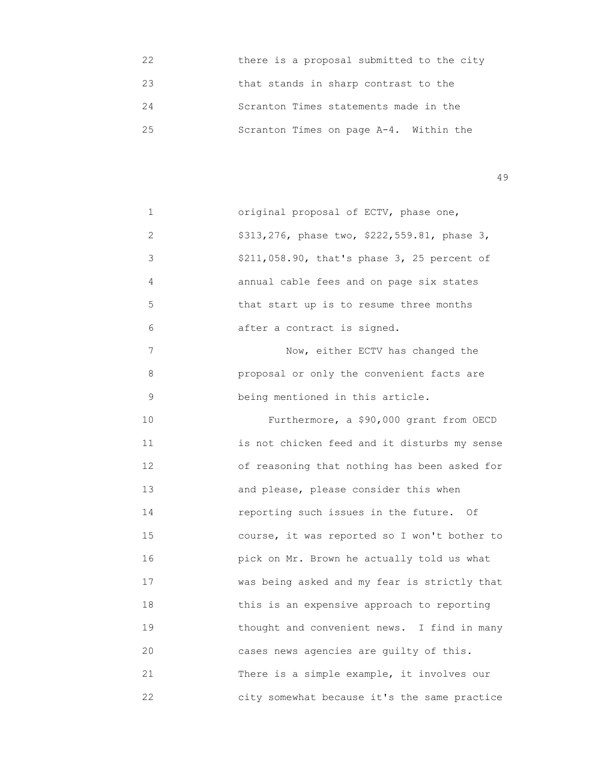22 there is a proposal submitted to the city
23 that stands in sharp contrast to the
24 Scranton Times statements made in the
25 Scranton Times on page A-4. Within the

1 original proposal of ECTV, phase one,
2 $313,276, phase two, $222,559.81, phase 3,
3 $211,058.90, that's phase 3, 25 percent of
4 annual cable fees and on page six states
5 that start up is to resume three months
6 after a contract is signed.
7 Now, either ECTV has changed the
8 proposal or only the convenient facts are
9 being mentioned in this article.
10 Furthermore, a $90,000 grant from OECD
11 is not chicken feed and it disturbs my sense
12 of reasoning that nothing has been asked for
13 and please, please consider this when
14 reporting such issues in the future. Of
15 course, it was reported so I won't bother to
16 pick on Mr. Brown he actually told us what
17 was being asked and my fear is strictly that
18 this is an expensive approach to reporting
19 thought and convenient news. I find in many
20 cases news agencies are guilty of this.
21 There is a simple example, it involves our
22 city somewhat because it's the same practice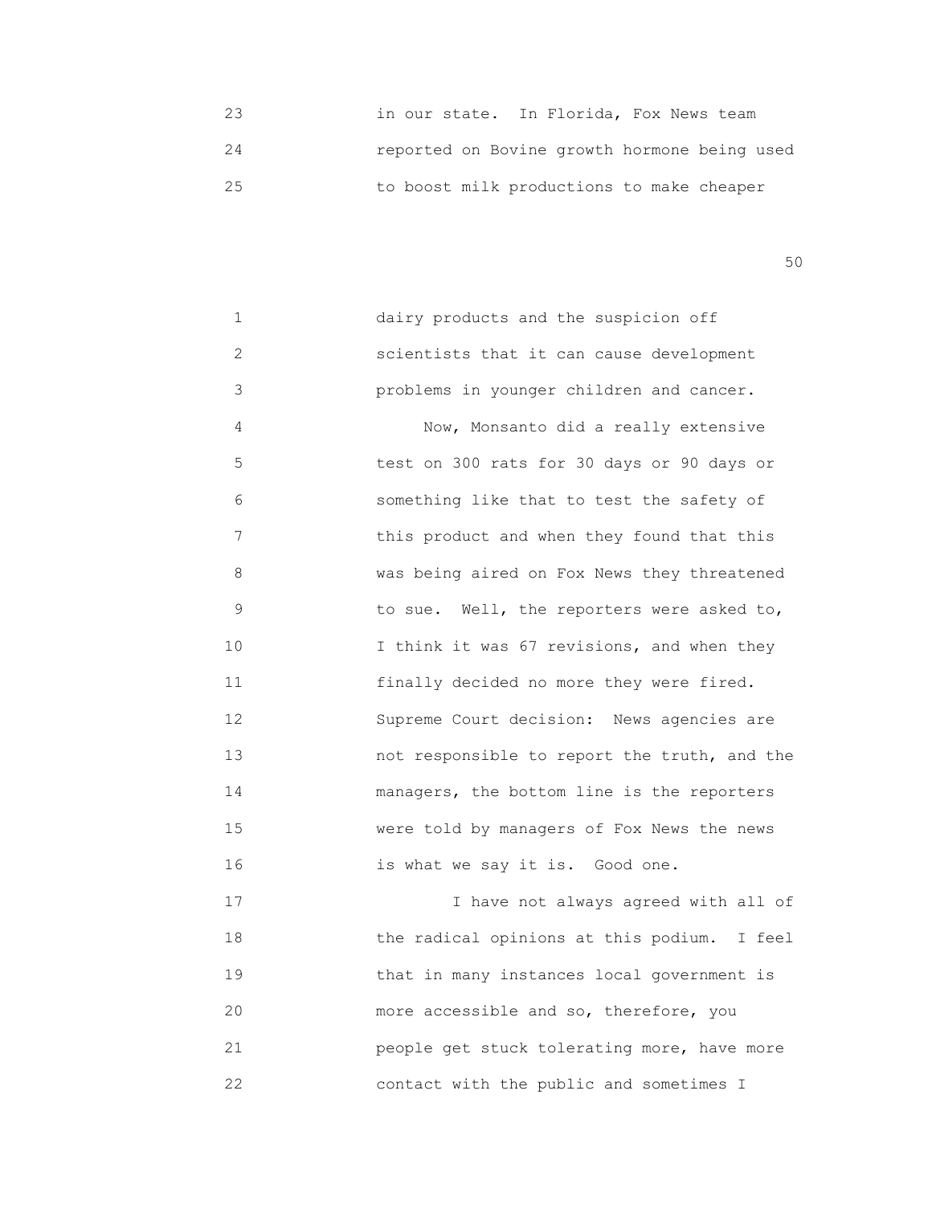in our state. In Florida, Fox News team reported on Bovine growth hormone being used to boost milk productions to make cheaper

dairy products and the suspicion off scientists that it can cause development problems in younger children and cancer.

Now, Monsanto did a really extensive test on 300 rats for 30 days or 90 days or something like that to test the safety of this product and when they found that this was being aired on Fox News they threatened to sue. Well, the reporters were asked to, I think it was 67 revisions, and when they finally decided no more they were fired. Supreme Court decision: News agencies are not responsible to report the truth, and the managers, the bottom line is the reporters were told by managers of Fox News the news is what we say it is. Good one.

I have not always agreed with all of the radical opinions at this podium. I feel that in many instances local government is more accessible and so, therefore, you people get stuck tolerating more, have more contact with the public and sometimes I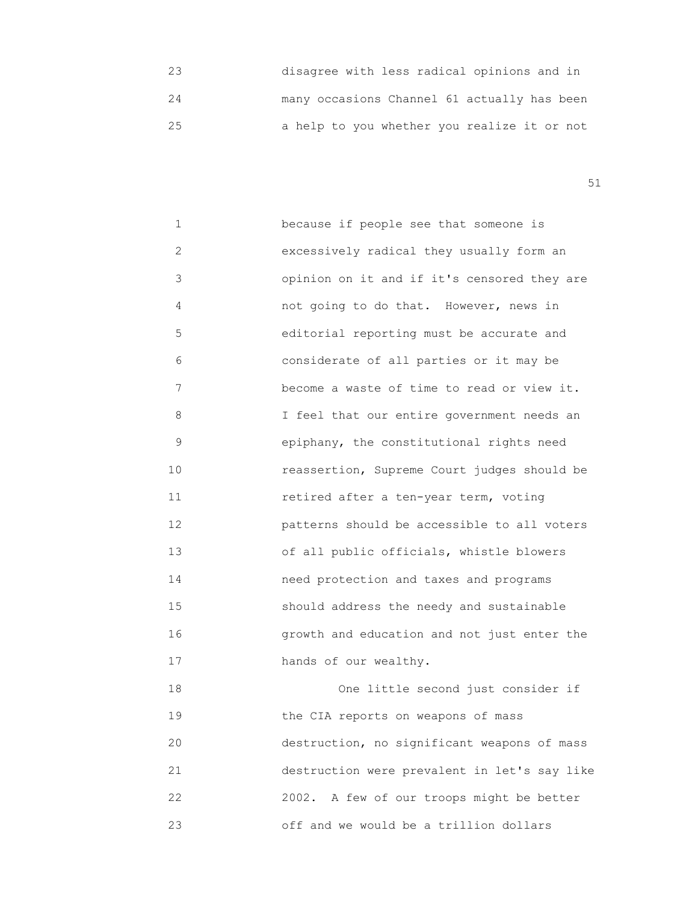23 disagree with less radical opinions and in
24 many occasions Channel 61 actually has been
25 a help to you whether you realize it or not

1 because if people see that someone is
2 excessively radical they usually form an
3 opinion on it and if it's censored they are
4 not going to do that. However, news in
5 editorial reporting must be accurate and
6 considerate of all parties or it may be
7 become a waste of time to read or view it.
8 I feel that our entire government needs an
9 epiphany, the constitutional rights need
10 reassertion, Supreme Court judges should be
11 retired after a ten-year term, voting
12 patterns should be accessible to all voters
13 of all public officials, whistle blowers
14 need protection and taxes and programs
15 should address the needy and sustainable
16 growth and education and not just enter the
17 hands of our wealthy.

18 One little second just consider if
19 the CIA reports on weapons of mass
20 destruction, no significant weapons of mass
21 destruction were prevalent in let's say like
22 2002. A few of our troops might be better
23 off and we would be a trillion dollars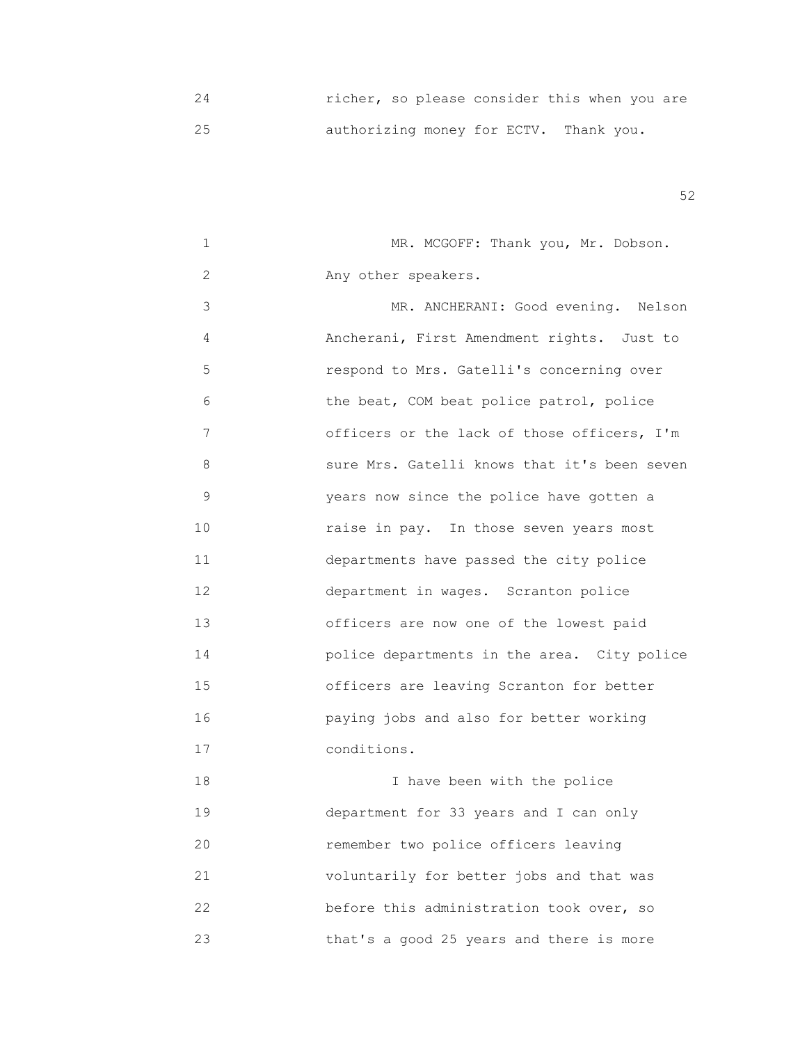24 richer, so please consider this when you are
25 authorizing money for ECTV. Thank you.

1 MR. MCGOFF: Thank you, Mr. Dobson.
2 Any other speakers.
3 MR. ANCHERANI: Good evening. Nelson
4 Ancherani, First Amendment rights. Just to
5 respond to Mrs. Gatelli's concerning over
6 the beat, COM beat police patrol, police
7 officers or the lack of those officers, I'm
8 sure Mrs. Gatelli knows that it's been seven
9 years now since the police have gotten a
10 raise in pay. In those seven years most
11 departments have passed the city police
12 department in wages. Scranton police
13 officers are now one of the lowest paid
14 police departments in the area. City police
15 officers are leaving Scranton for better
16 paying jobs and also for better working
17 conditions.
18 I have been with the police
19 department for 33 years and I can only
20 remember two police officers leaving
21 voluntarily for better jobs and that was
22 before this administration took over, so
23 that's a good 25 years and there is more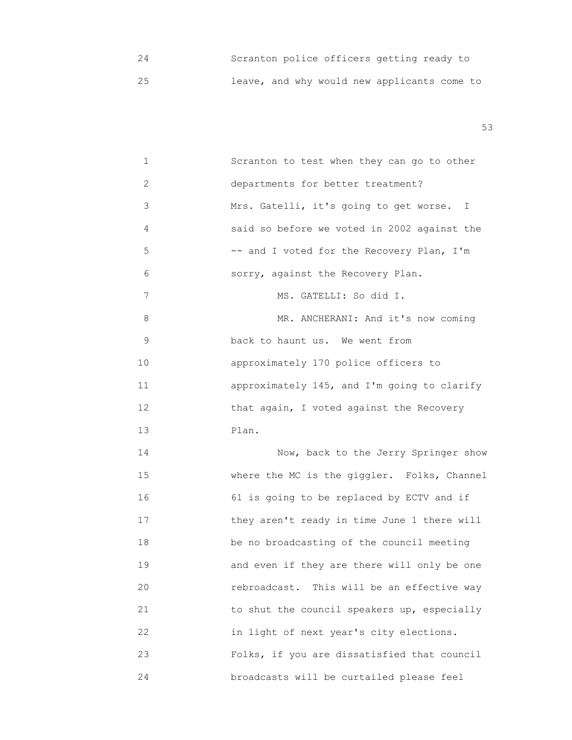24 Scranton police officers getting ready to
25 leave, and why would new applicants come to

1 Scranton to test when they can go to other
2 departments for better treatment?
3 Mrs. Gatelli, it's going to get worse. I
4 said so before we voted in 2002 against the
5 -- and I voted for the Recovery Plan, I'm
6 sorry, against the Recovery Plan.
7 MS. GATELLI: So did I.
8 MR. ANCHERANI: And it's now coming
9 back to haunt us. We went from
10 approximately 170 police officers to
11 approximately 145, and I'm going to clarify
12 that again, I voted against the Recovery
13 Plan.
14 Now, back to the Jerry Springer show
15 where the MC is the giggler. Folks, Channel
16 61 is going to be replaced by ECTV and if
17 they aren't ready in time June 1 there will
18 be no broadcasting of the council meeting
19 and even if they are there will only be one
20 rebroadcast. This will be an effective way
21 to shut the council speakers up, especially
22 in light of next year's city elections.
23 Folks, if you are dissatisfied that council
24 broadcasts will be curtailed please feel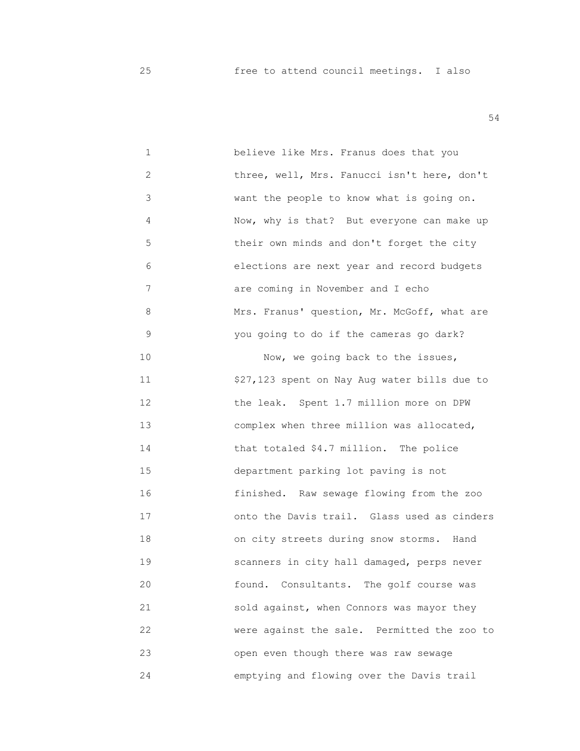25 free to attend council meetings. I also

1 believe like Mrs. Franus does that you
2 three, well, Mrs. Fanucci isn't here, don't
3 want the people to know what is going on.
4 Now, why is that? But everyone can make up
5 their own minds and don't forget the city
6 elections are next year and record budgets
7 are coming in November and I echo
8 Mrs. Franus' question, Mr. McGoff, what are
9 you going to do if the cameras go dark?
10 Now, we going back to the issues,
11 $27,123 spent on Nay Aug water bills due to
12 the leak. Spent 1.7 million more on DPW
13 complex when three million was allocated,
14 that totaled $4.7 million. The police
15 department parking lot paving is not
16 finished. Raw sewage flowing from the zoo
17 onto the Davis trail. Glass used as cinders
18 on city streets during snow storms. Hand
19 scanners in city hall damaged, perps never
20 found. Consultants. The golf course was
21 sold against, when Connors was mayor they
22 were against the sale. Permitted the zoo to
23 open even though there was raw sewage
24 emptying and flowing over the Davis trail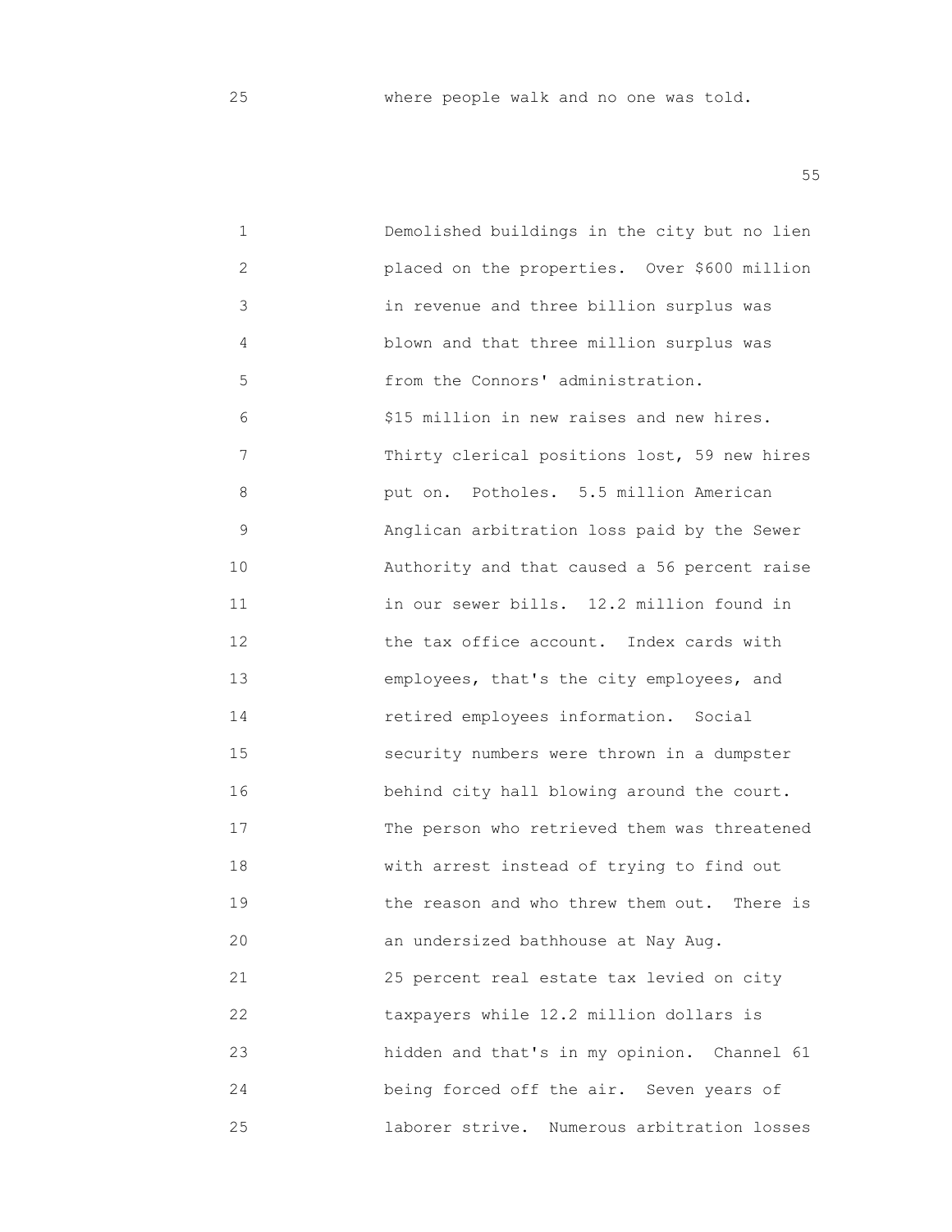where people walk and no one was told.

Demolished buildings in the city but no lien placed on the properties. Over $600 million in revenue and three billion surplus was blown and that three million surplus was from the Connors' administration.

$15 million in new raises and new hires. Thirty clerical positions lost, 59 new hires put on. Potholes. 5.5 million American Anglican arbitration loss paid by the Sewer Authority and that caused a 56 percent raise in our sewer bills. 12.2 million found in the tax office account. Index cards with employees, that's the city employees, and retired employees information. Social security numbers were thrown in a dumpster behind city hall blowing around the court. The person who retrieved them was threatened with arrest instead of trying to find out the reason and who threw them out. There is an undersized bathhouse at Nay Aug.

25 percent real estate tax levied on city taxpayers while 12.2 million dollars is hidden and that's in my opinion. Channel 61 being forced off the air. Seven years of laborer strive. Numerous arbitration losses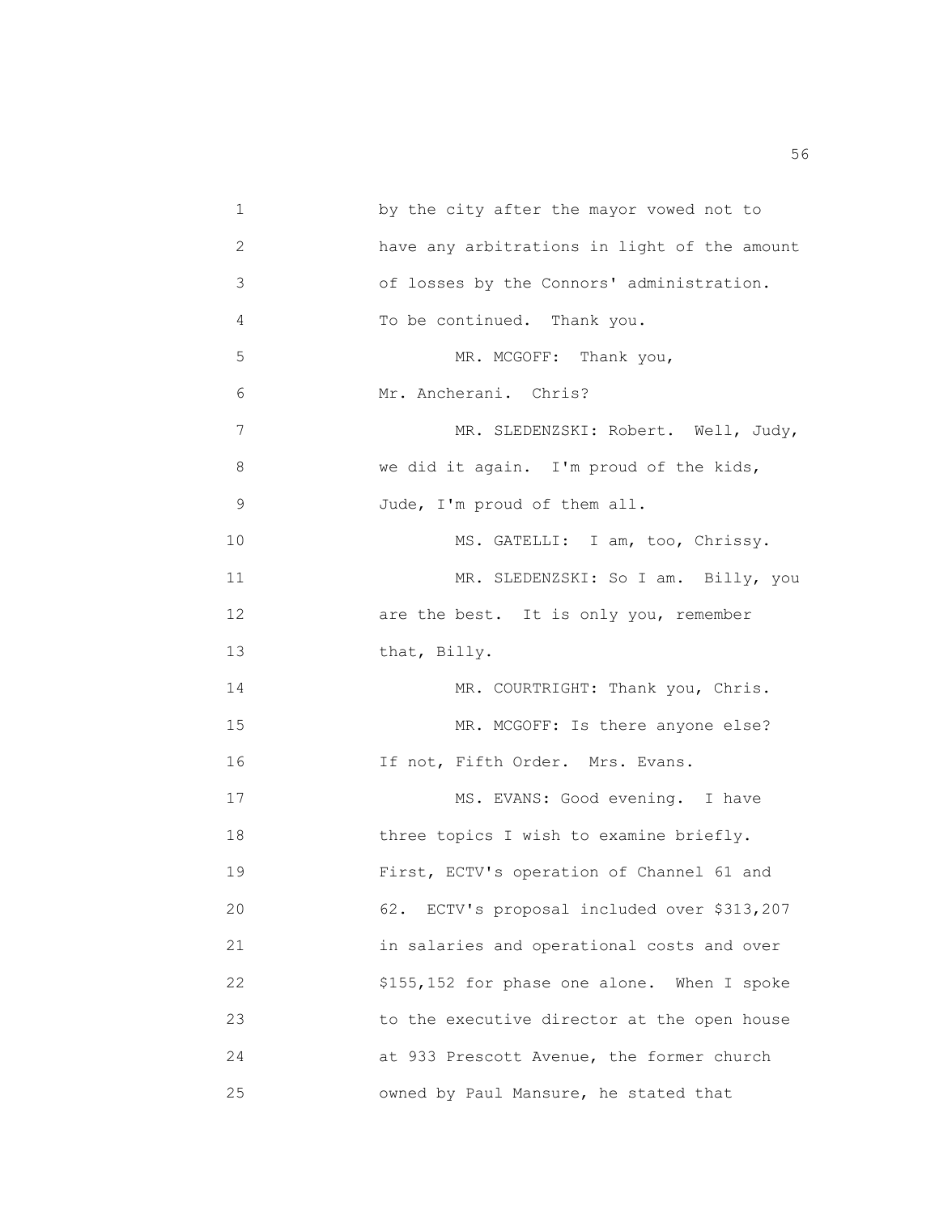by the city after the mayor vowed not to have any arbitrations in light of the amount of losses by the Connors' administration. To be continued. Thank you.

MR. MCGOFF: Thank you, Mr. Ancherani. Chris?

MR. SLEDENZSKI: Robert. Well, Judy, we did it again. I'm proud of the kids, Jude, I'm proud of them all.

MS. GATELLI: I am, too, Chrissy.

MR. SLEDENZSKI: So I am. Billy, you are the best. It is only you, remember that, Billy.

MR. COURTRIGHT: Thank you, Chris.

MR. MCGOFF: Is there anyone else? If not, Fifth Order. Mrs. Evans.

MS. EVANS: Good evening. I have three topics I wish to examine briefly. First, ECTV's operation of Channel 61 and 62. ECTV's proposal included over $313,207 in salaries and operational costs and over $155,152 for phase one alone. When I spoke to the executive director at the open house at 933 Prescott Avenue, the former church owned by Paul Mansure, he stated that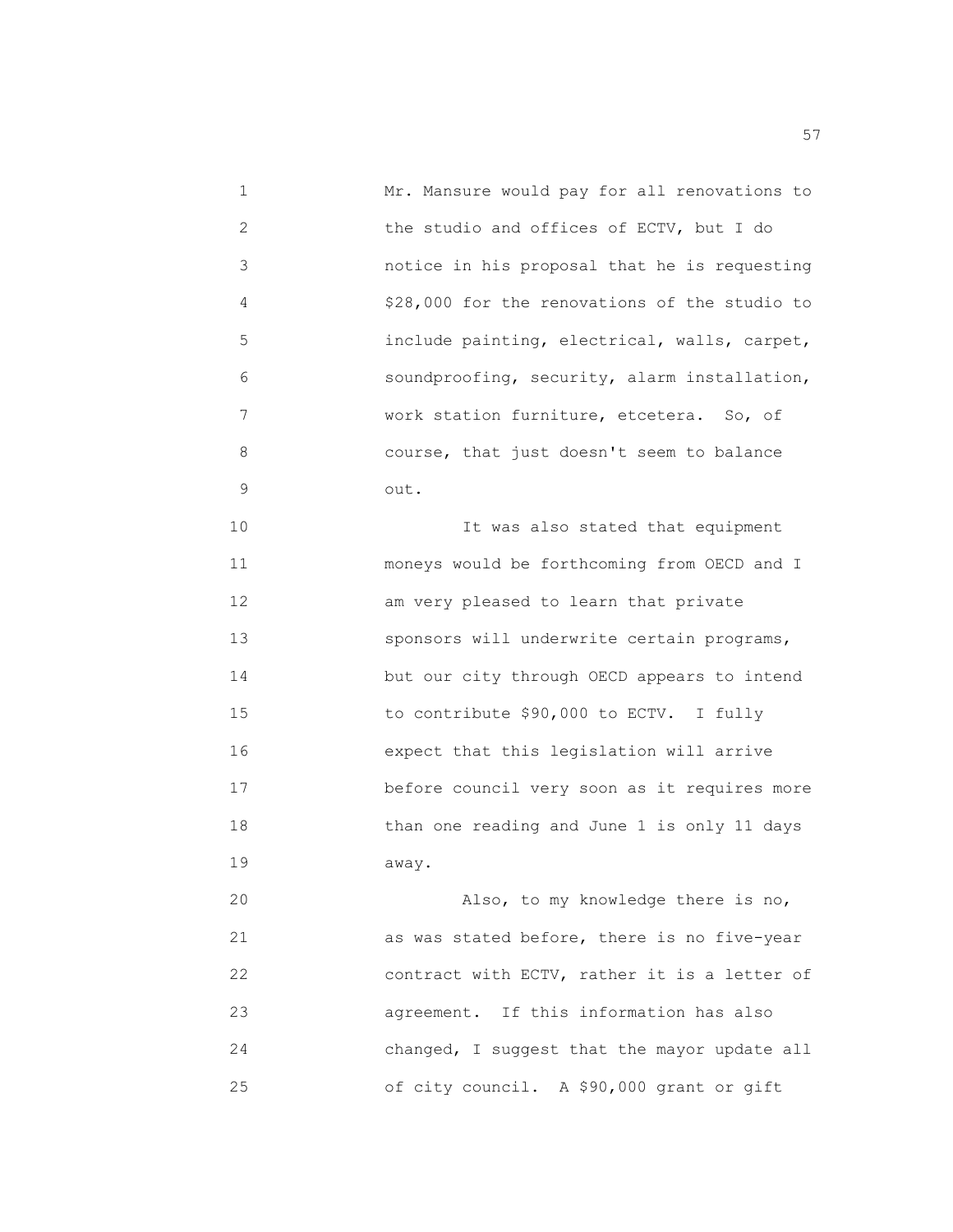Mr. Mansure would pay for all renovations to the studio and offices of ECTV, but I do notice in his proposal that he is requesting $28,000 for the renovations of the studio to include painting, electrical, walls, carpet, soundproofing, security, alarm installation, work station furniture, etcetera. So, of course, that just doesn't seem to balance out.

It was also stated that equipment moneys would be forthcoming from OECD and I am very pleased to learn that private sponsors will underwrite certain programs, but our city through OECD appears to intend to contribute $90,000 to ECTV. I fully expect that this legislation will arrive before council very soon as it requires more than one reading and June 1 is only 11 days away.

Also, to my knowledge there is no, as was stated before, there is no five-year contract with ECTV, rather it is a letter of agreement. If this information has also changed, I suggest that the mayor update all of city council. A $90,000 grant or gift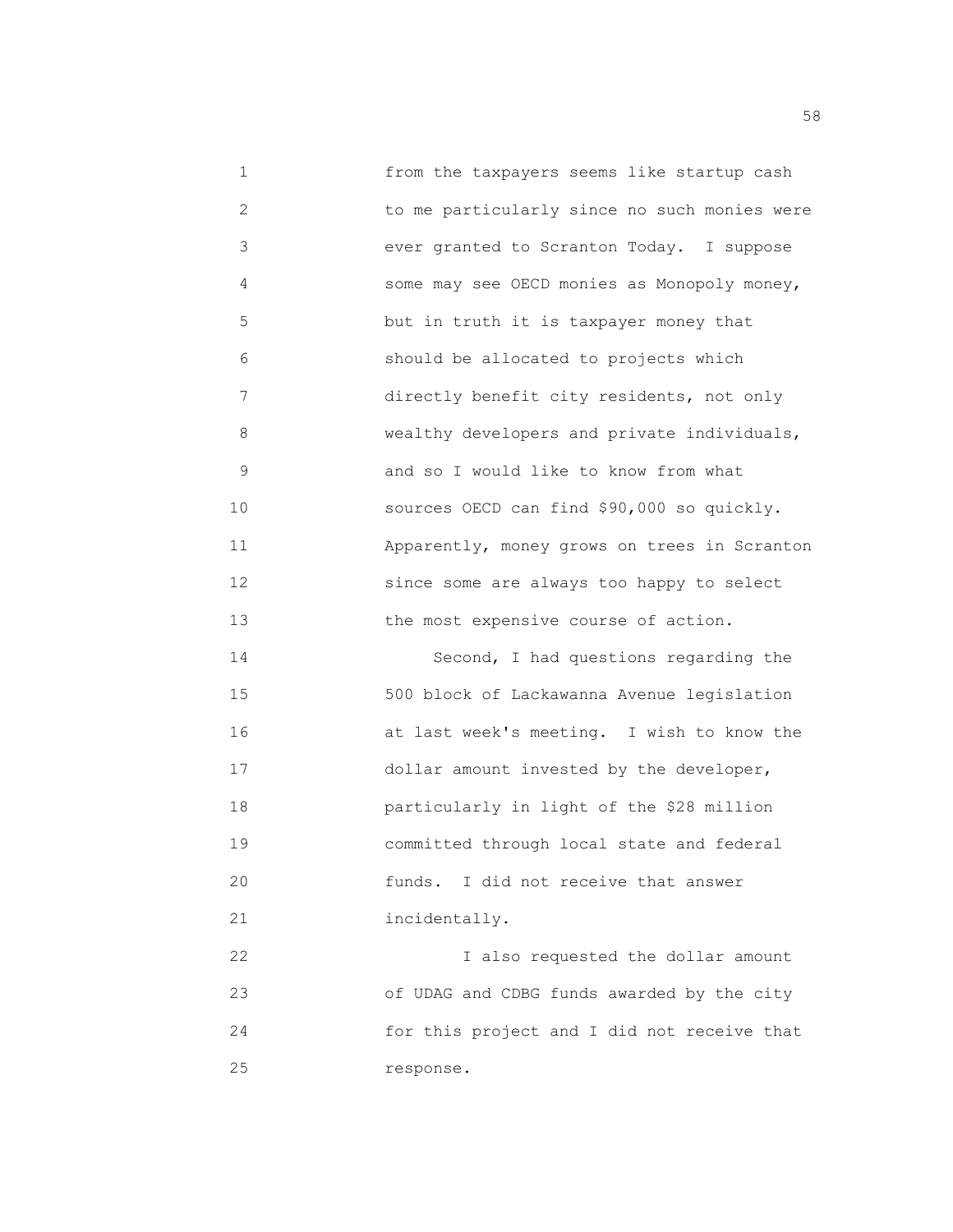from the taxpayers seems like startup cash to me particularly since no such monies were ever granted to Scranton Today. I suppose some may see OECD monies as Monopoly money, but in truth it is taxpayer money that should be allocated to projects which directly benefit city residents, not only wealthy developers and private individuals, and so I would like to know from what sources OECD can find $90,000 so quickly. Apparently, money grows on trees in Scranton since some are always too happy to select the most expensive course of action.

Second, I had questions regarding the 500 block of Lackawanna Avenue legislation at last week's meeting. I wish to know the dollar amount invested by the developer, particularly in light of the $28 million committed through local state and federal funds. I did not receive that answer incidentally.

I also requested the dollar amount of UDAG and CDBG funds awarded by the city for this project and I did not receive that response.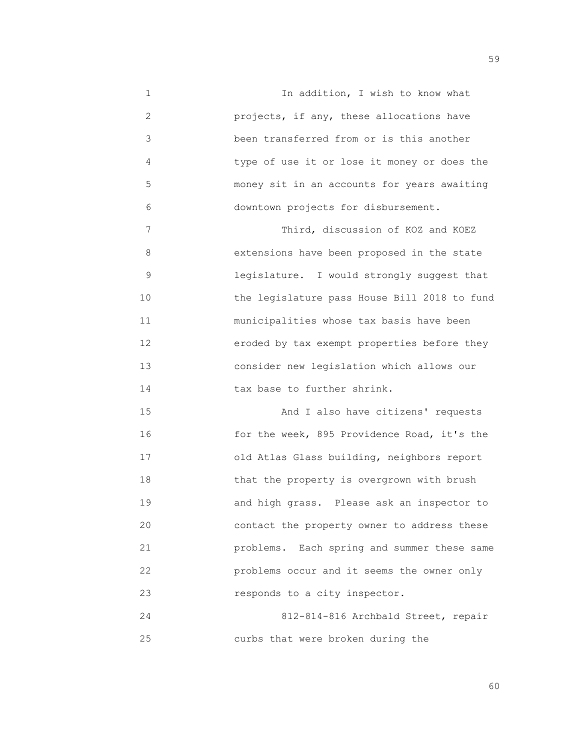In addition, I wish to know what projects, if any, these allocations have been transferred from or is this another type of use it or lose it money or does the money sit in an accounts for years awaiting downtown projects for disbursement.

Third, discussion of KOZ and KOEZ extensions have been proposed in the state legislature. I would strongly suggest that the legislature pass House Bill 2018 to fund municipalities whose tax basis have been eroded by tax exempt properties before they consider new legislation which allows our tax base to further shrink.

And I also have citizens' requests for the week, 895 Providence Road, it's the old Atlas Glass building, neighbors report that the property is overgrown with brush and high grass. Please ask an inspector to contact the property owner to address these problems. Each spring and summer these same problems occur and it seems the owner only responds to a city inspector.

812-814-816 Archbald Street, repair curbs that were broken during the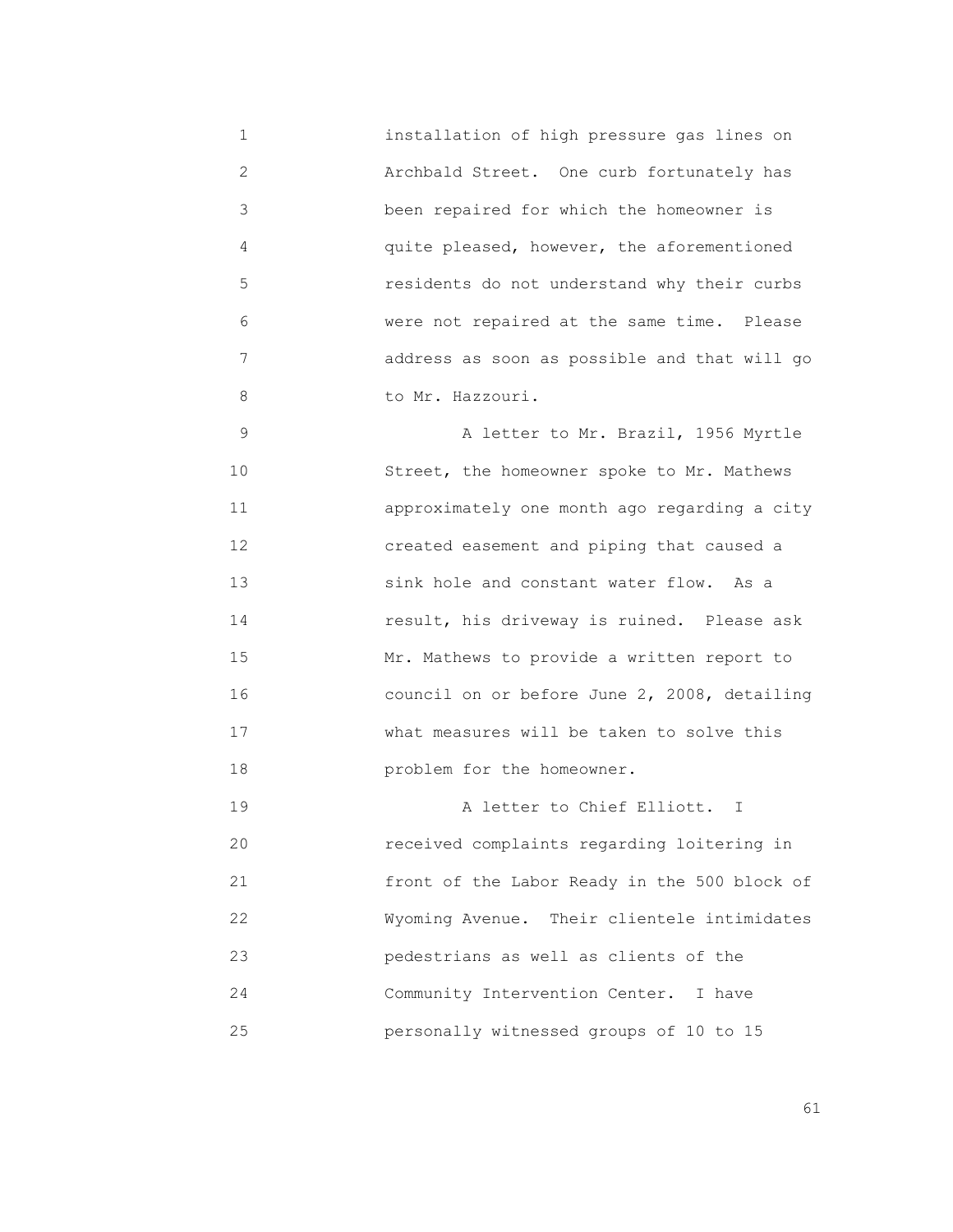installation of high pressure gas lines on Archbald Street. One curb fortunately has been repaired for which the homeowner is quite pleased, however, the aforementioned residents do not understand why their curbs were not repaired at the same time. Please address as soon as possible and that will go to Mr. Hazzouri.

A letter to Mr. Brazil, 1956 Myrtle Street, the homeowner spoke to Mr. Mathews approximately one month ago regarding a city created easement and piping that caused a sink hole and constant water flow. As a result, his driveway is ruined. Please ask Mr. Mathews to provide a written report to council on or before June 2, 2008, detailing what measures will be taken to solve this problem for the homeowner.

A letter to Chief Elliott. I received complaints regarding loitering in front of the Labor Ready in the 500 block of Wyoming Avenue. Their clientele intimidates pedestrians as well as clients of the Community Intervention Center. I have personally witnessed groups of 10 to 15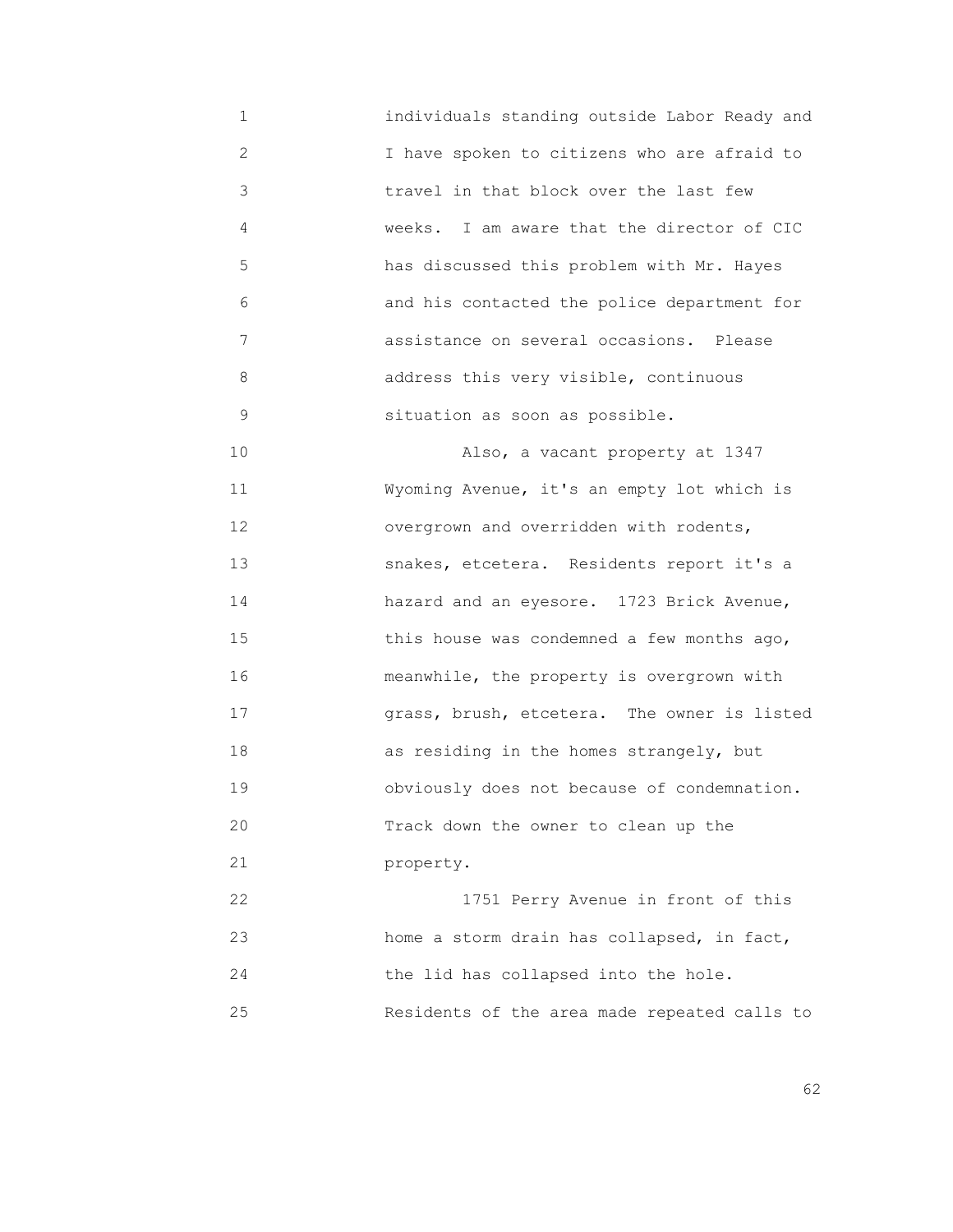individuals standing outside Labor Ready and I have spoken to citizens who are afraid to travel in that block over the last few weeks. I am aware that the director of CIC has discussed this problem with Mr. Hayes and his contacted the police department for assistance on several occasions. Please address this very visible, continuous situation as soon as possible.

Also, a vacant property at 1347 Wyoming Avenue, it's an empty lot which is overgrown and overridden with rodents, snakes, etcetera. Residents report it's a hazard and an eyesore. 1723 Brick Avenue, this house was condemned a few months ago, meanwhile, the property is overgrown with grass, brush, etcetera. The owner is listed as residing in the homes strangely, but obviously does not because of condemnation. Track down the owner to clean up the property.

1751 Perry Avenue in front of this home a storm drain has collapsed, in fact, the lid has collapsed into the hole. Residents of the area made repeated calls to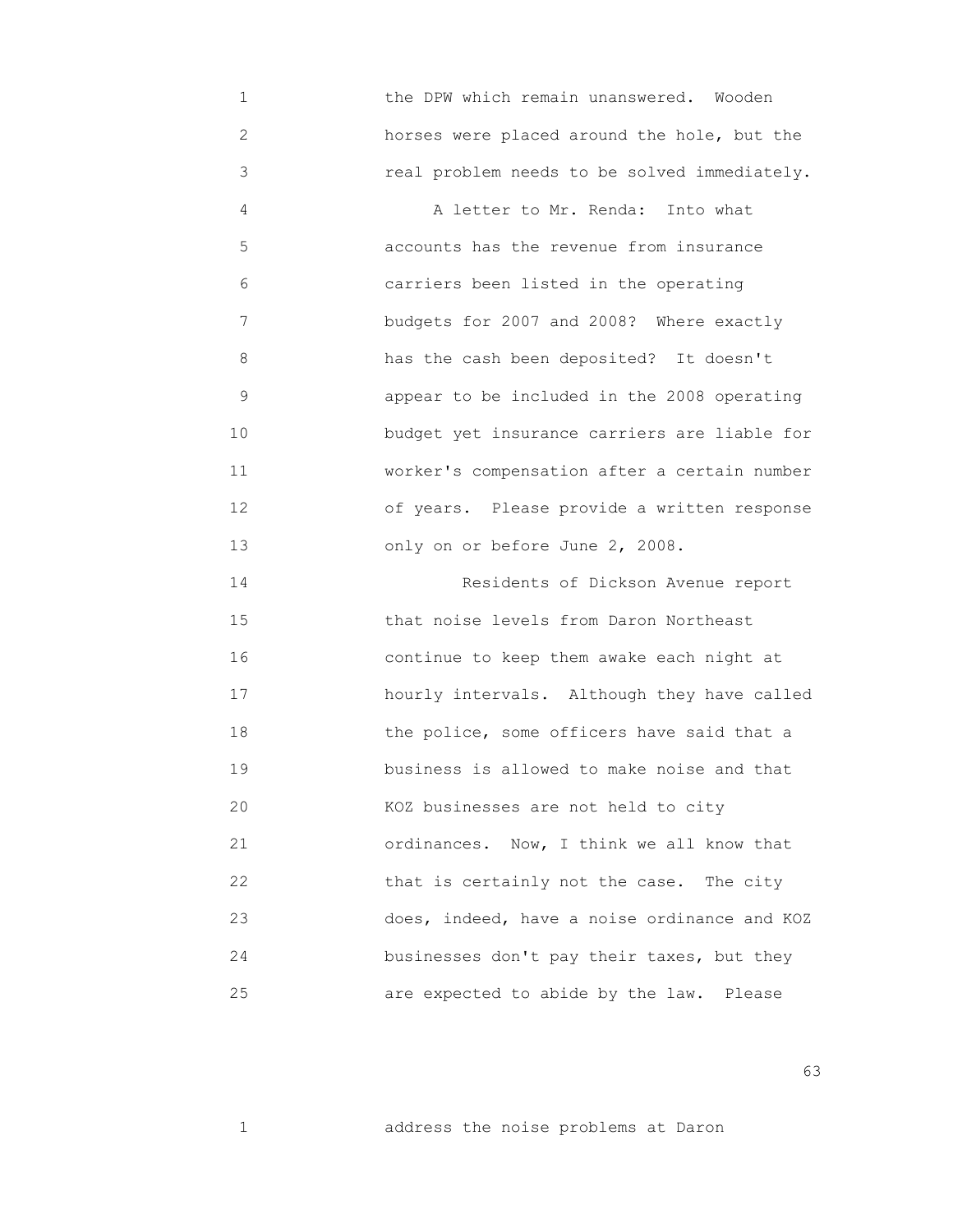the DPW which remain unanswered. Wooden horses were placed around the hole, but the real problem needs to be solved immediately.

A letter to Mr. Renda: Into what accounts has the revenue from insurance carriers been listed in the operating budgets for 2007 and 2008? Where exactly has the cash been deposited? It doesn't appear to be included in the 2008 operating budget yet insurance carriers are liable for worker's compensation after a certain number of years. Please provide a written response only on or before June 2, 2008.

Residents of Dickson Avenue report that noise levels from Daron Northeast continue to keep them awake each night at hourly intervals. Although they have called the police, some officers have said that a business is allowed to make noise and that KOZ businesses are not held to city ordinances. Now, I think we all know that that is certainly not the case. The city does, indeed, have a noise ordinance and KOZ businesses don't pay their taxes, but they are expected to abide by the law. Please

address the noise problems at Daron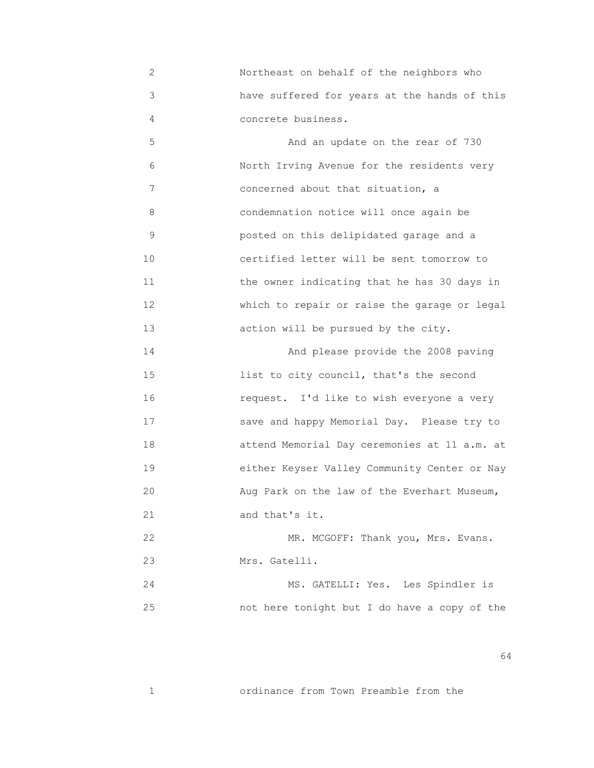Northeast on behalf of the neighbors who have suffered for years at the hands of this concrete business.

And an update on the rear of 730 North Irving Avenue for the residents very concerned about that situation, a condemnation notice will once again be posted on this delipidated garage and a certified letter will be sent tomorrow to the owner indicating that he has 30 days in which to repair or raise the garage or legal action will be pursued by the city.

And please provide the 2008 paving list to city council, that's the second request. I'd like to wish everyone a very save and happy Memorial Day. Please try to attend Memorial Day ceremonies at 11 a.m. at either Keyser Valley Community Center or Nay Aug Park on the law of the Everhart Museum, and that's it.

MR. MCGOFF: Thank you, Mrs. Evans. Mrs. Gatelli.

MS. GATELLI: Yes. Les Spindler is not here tonight but I do have a copy of the ordinance from Town Preamble from the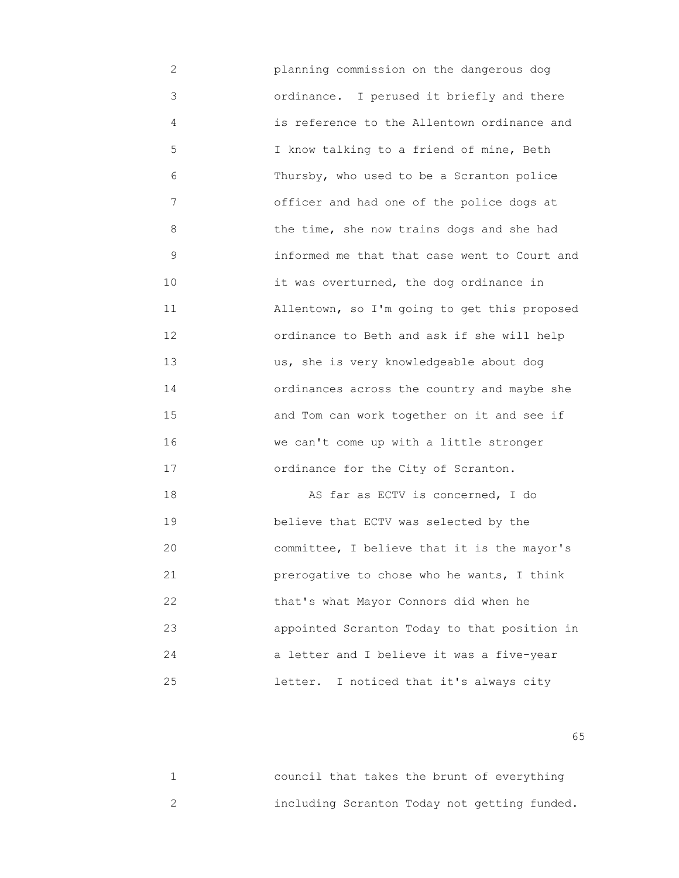planning commission on the dangerous dog ordinance. I perused it briefly and there is reference to the Allentown ordinance and I know talking to a friend of mine, Beth Thursby, who used to be a Scranton police officer and had one of the police dogs at the time, she now trains dogs and she had informed me that that case went to Court and it was overturned, the dog ordinance in Allentown, so I'm going to get this proposed ordinance to Beth and ask if she will help us, she is very knowledgeable about dog ordinances across the country and maybe she and Tom can work together on it and see if we can't come up with a little stronger ordinance for the City of Scranton.

AS far as ECTV is concerned, I do believe that ECTV was selected by the committee, I believe that it is the mayor's prerogative to chose who he wants, I think that's what Mayor Connors did when he appointed Scranton Today to that position in a letter and I believe it was a five-year letter. I noticed that it's always city council that takes the brunt of everything including Scranton Today not getting funded.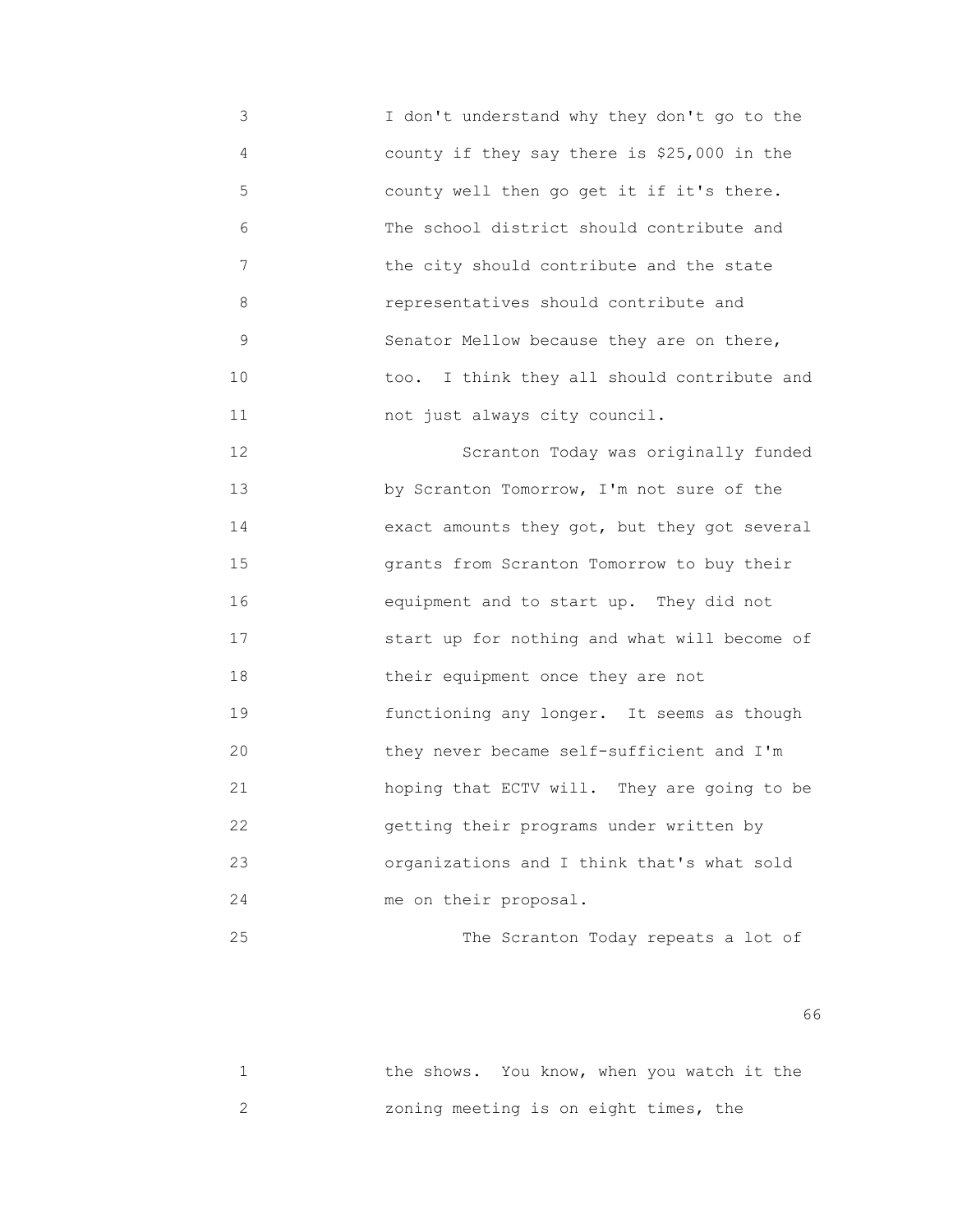I don't understand why they don't go to the county if they say there is $25,000 in the county well then go get it if it's there. The school district should contribute and the city should contribute and the state representatives should contribute and Senator Mellow because they are on there, too. I think they all should contribute and not just always city council.

Scranton Today was originally funded by Scranton Tomorrow, I'm not sure of the exact amounts they got, but they got several grants from Scranton Tomorrow to buy their equipment and to start up. They did not start up for nothing and what will become of their equipment once they are not functioning any longer. It seems as though they never became self-sufficient and I'm hoping that ECTV will. They are going to be getting their programs under written by organizations and I think that's what sold me on their proposal.

The Scranton Today repeats a lot of the shows. You know, when you watch it the zoning meeting is on eight times, the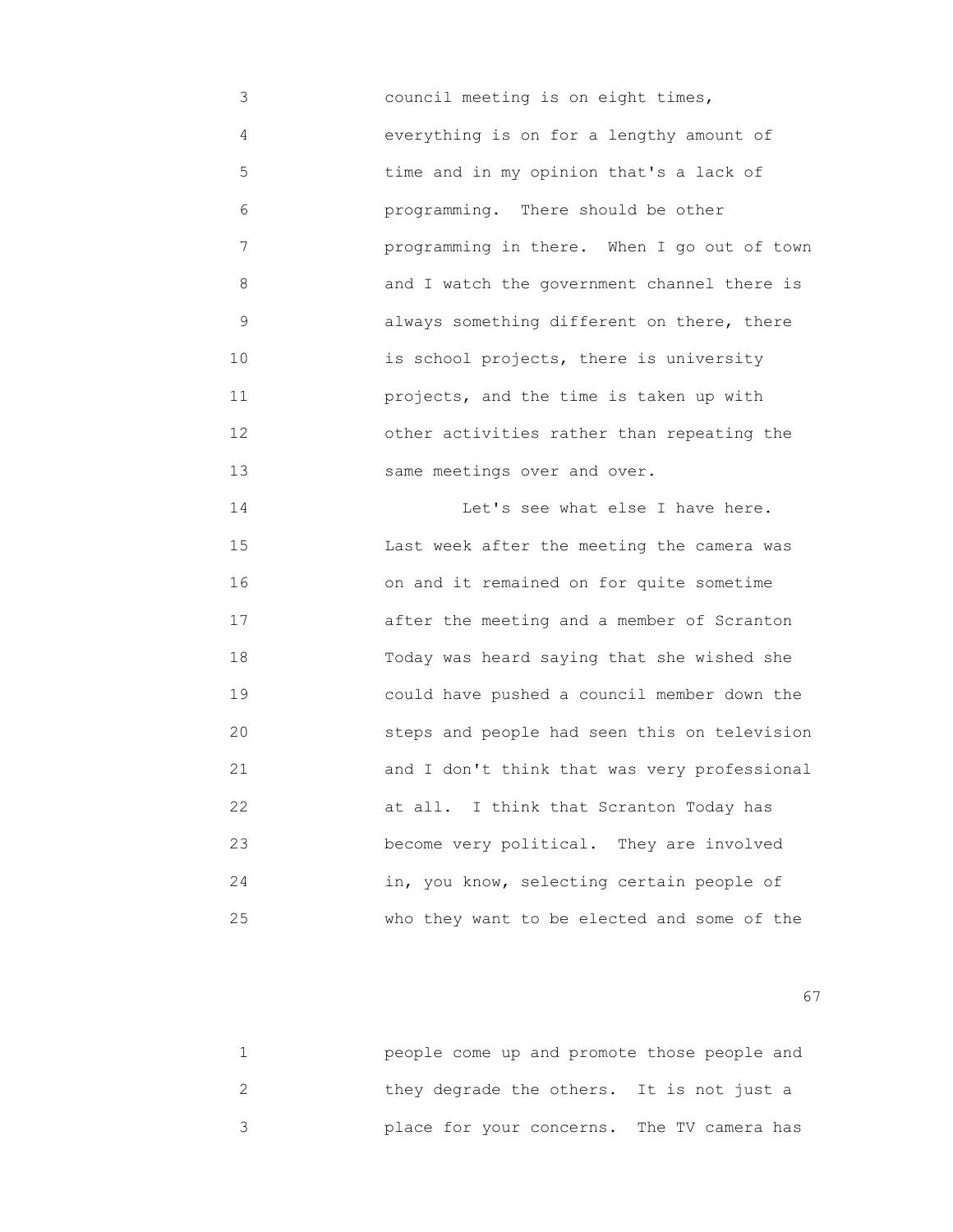council meeting is on eight times, everything is on for a lengthy amount of time and in my opinion that's a lack of programming. There should be other programming in there. When I go out of town and I watch the government channel there is always something different on there, there is school projects, there is university projects, and the time is taken up with other activities rather than repeating the same meetings over and over.

Let's see what else I have here. Last week after the meeting the camera was on and it remained on for quite sometime after the meeting and a member of Scranton Today was heard saying that she wished she could have pushed a council member down the steps and people had seen this on television and I don't think that was very professional at all. I think that Scranton Today has become very political. They are involved in, you know, selecting certain people of who they want to be elected and some of the people come up and promote those people and they degrade the others. It is not just a place for your concerns. The TV camera has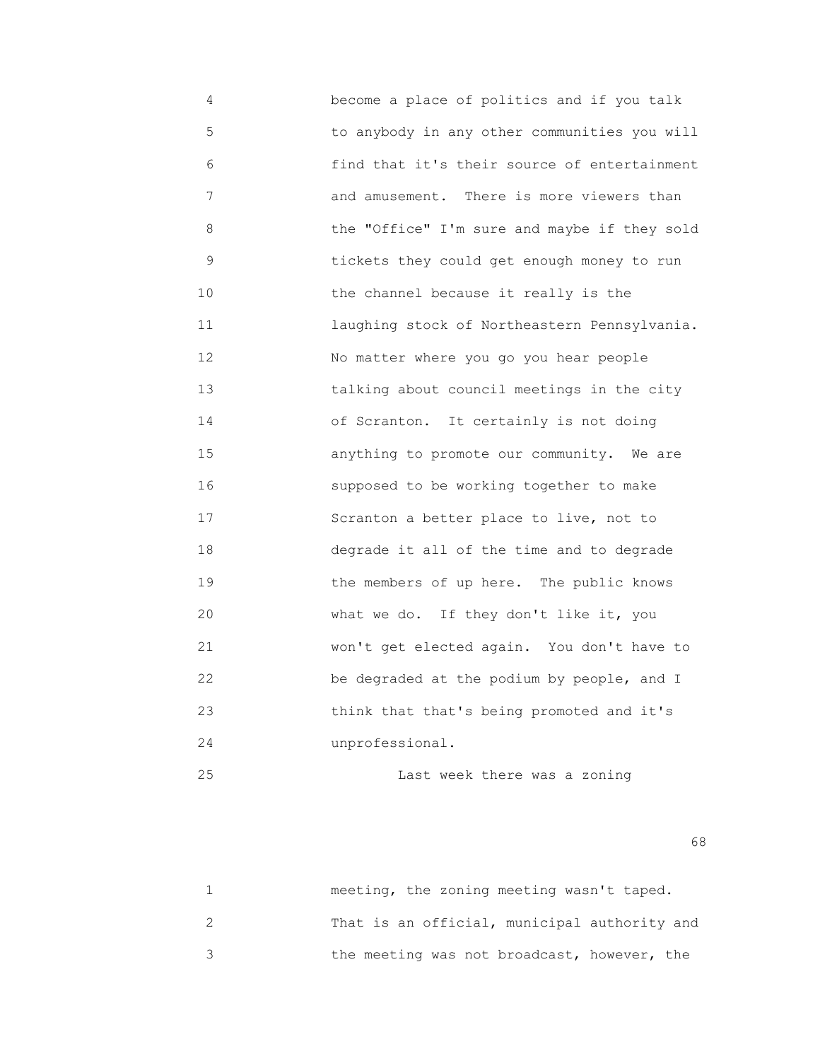become a place of politics and if you talk to anybody in any other communities you will find that it's their source of entertainment and amusement. There is more viewers than the "Office" I'm sure and maybe if they sold tickets they could get enough money to run the channel because it really is the laughing stock of Northeastern Pennsylvania. No matter where you go you hear people talking about council meetings in the city of Scranton. It certainly is not doing anything to promote our community. We are supposed to be working together to make Scranton a better place to live, not to degrade it all of the time and to degrade the members of up here. The public knows what we do. If they don't like it, you won't get elected again. You don't have to be degraded at the podium by people, and I think that that's being promoted and it's unprofessional.

Last week there was a zoning meeting, the zoning meeting wasn't taped. That is an official, municipal authority and the meeting was not broadcast, however, the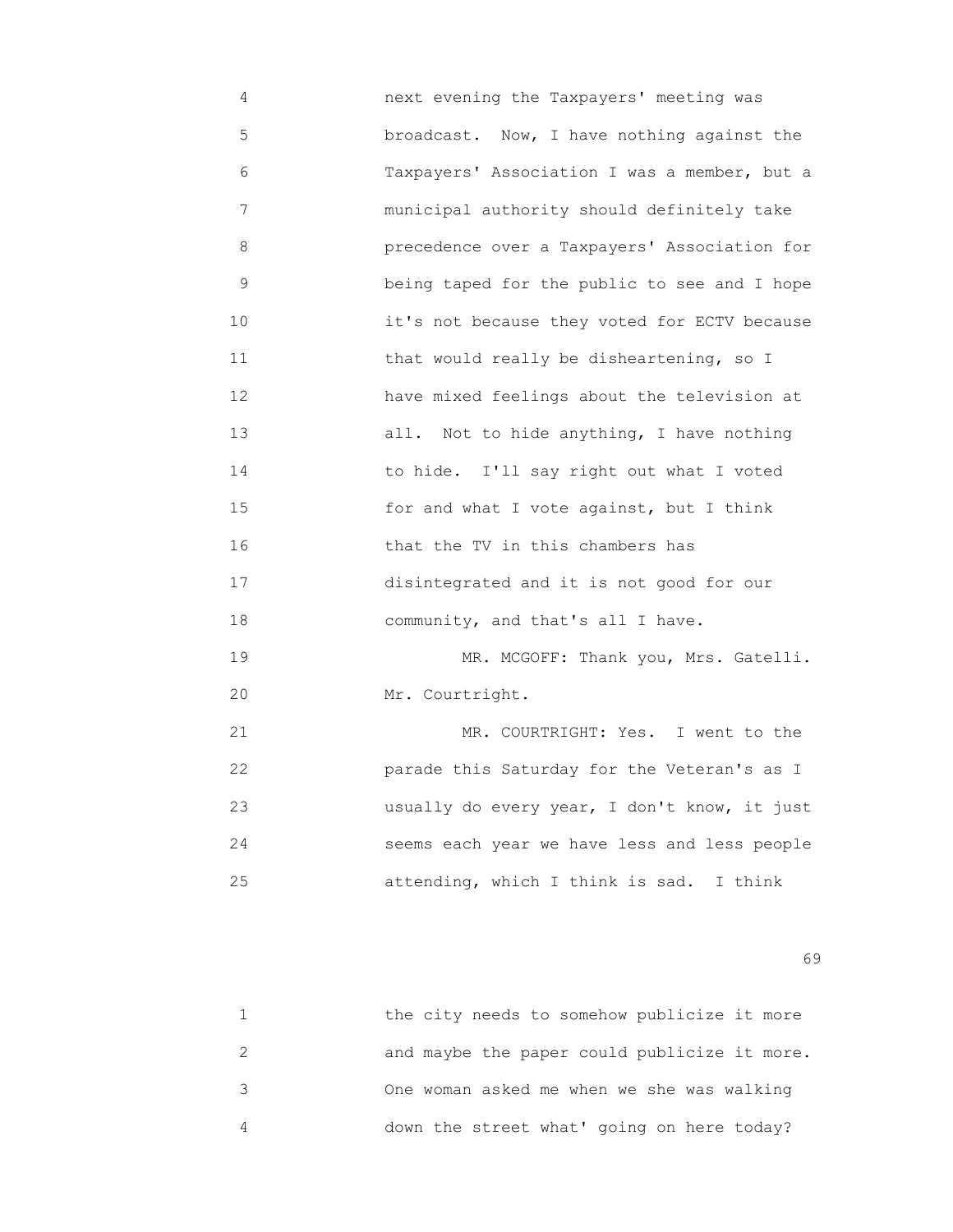next evening the Taxpayers' meeting was broadcast. Now, I have nothing against the Taxpayers' Association I was a member, but a municipal authority should definitely take precedence over a Taxpayers' Association for being taped for the public to see and I hope it's not because they voted for ECTV because that would really be disheartening, so I have mixed feelings about the television at all. Not to hide anything, I have nothing to hide. I'll say right out what I voted for and what I vote against, but I think that the TV in this chambers has disintegrated and it is not good for our community, and that's all I have.

MR. MCGOFF: Thank you, Mrs. Gatelli. Mr. Courtright.

MR. COURTRIGHT: Yes. I went to the parade this Saturday for the Veteran's as I usually do every year, I don't know, it just seems each year we have less and less people attending, which I think is sad. I think the city needs to somehow publicize it more and maybe the paper could publicize it more. One woman asked me when we she was walking down the street what' going on here today?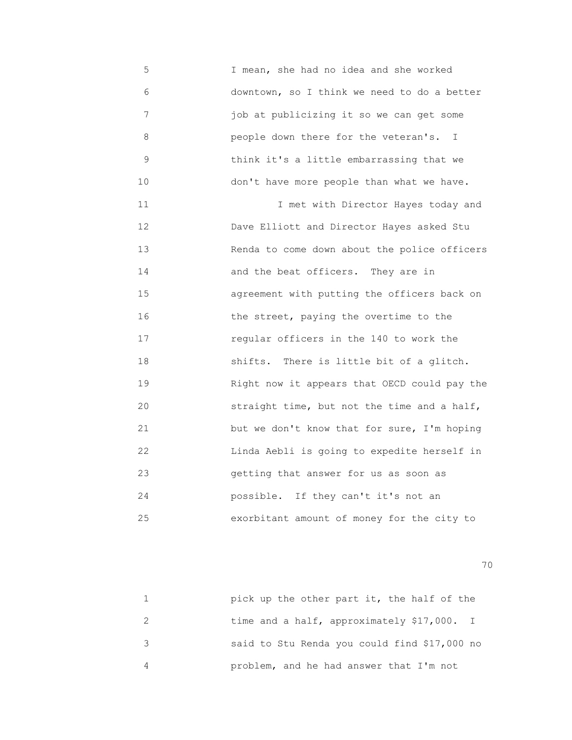5 I mean, she had no idea and she worked
6 downtown, so I think we need to do a better
7 job at publicizing it so we can get some
8 people down there for the veteran's. I
9 think it's a little embarrassing that we
10 don't have more people than what we have.

11 I met with Director Hayes today and
12 Dave Elliott and Director Hayes asked Stu
13 Renda to come down about the police officers
14 and the beat officers. They are in
15 agreement with putting the officers back on
16 the street, paying the overtime to the
17 regular officers in the 140 to work the
18 shifts. There is little bit of a glitch.
19 Right now it appears that OECD could pay the
20 straight time, but not the time and a half,
21 but we don't know that for sure, I'm hoping
22 Linda Aebli is going to expedite herself in
23 getting that answer for us as soon as
24 possible. If they can't it's not an
25 exorbitant amount of money for the city to

1 pick up the other part it, the half of the
2 time and a half, approximately $17,000. I
3 said to Stu Renda you could find $17,000 no
4 problem, and he had answer that I'm not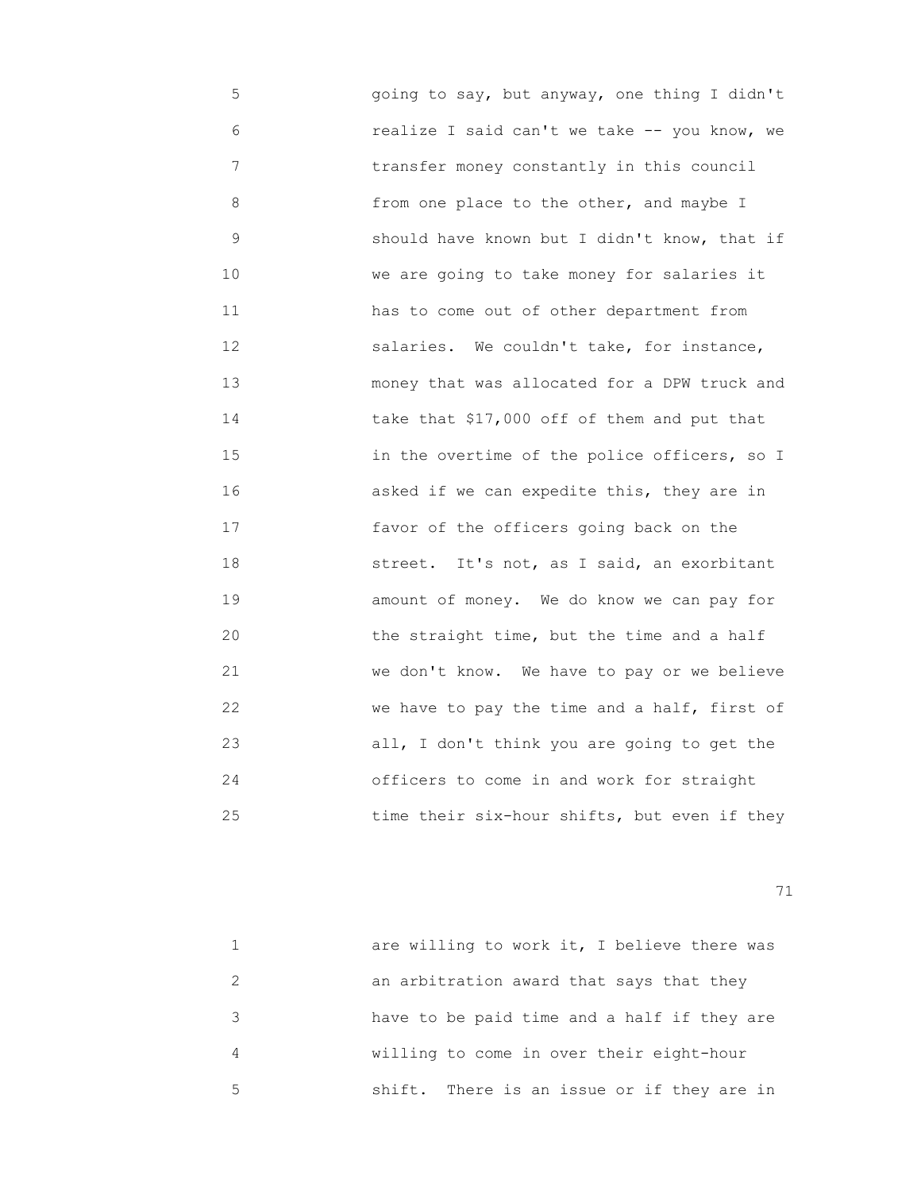going to say, but anyway, one thing I didn't realize I said can't we take -- you know, we transfer money constantly in this council from one place to the other, and maybe I should have known but I didn't know, that if we are going to take money for salaries it has to come out of other department from salaries. We couldn't take, for instance, money that was allocated for a DPW truck and take that $17,000 off of them and put that in the overtime of the police officers, so I asked if we can expedite this, they are in favor of the officers going back on the street. It's not, as I said, an exorbitant amount of money. We do know we can pay for the straight time, but the time and a half we don't know. We have to pay or we believe we have to pay the time and a half, first of all, I don't think you are going to get the officers to come in and work for straight time their six-hour shifts, but even if they

are willing to work it, I believe there was an arbitration award that says that they have to be paid time and a half if they are willing to come in over their eight-hour shift. There is an issue or if they are in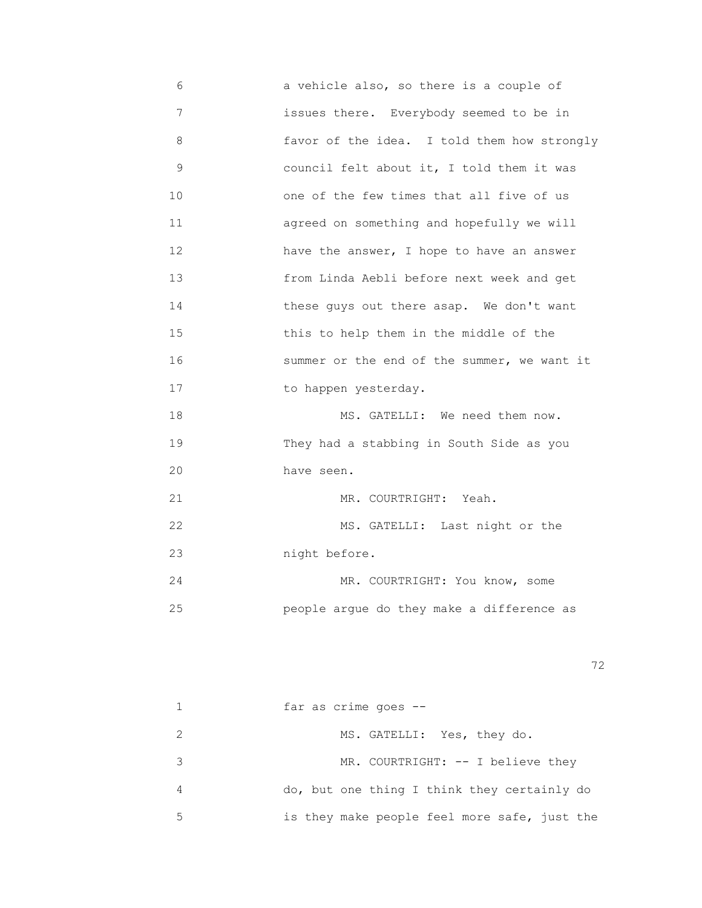6 a vehicle also, so there is a couple of
7 issues there. Everybody seemed to be in
8 favor of the idea. I told them how strongly
9 council felt about it, I told them it was
10 one of the few times that all five of us
11 agreed on something and hopefully we will
12 have the answer, I hope to have an answer
13 from Linda Aebli before next week and get
14 these guys out there asap. We don't want
15 this to help them in the middle of the
16 summer or the end of the summer, we want it
17 to happen yesterday.
18 MS. GATELLI: We need them now.
19 They had a stabbing in South Side as you
20 have seen.
21 MR. COURTRIGHT: Yeah.
22 MS. GATELLI: Last night or the
23 night before.
24 MR. COURTRIGHT: You know, some
25 people argue do they make a difference as

1 far as crime goes --
2 MS. GATELLI: Yes, they do.
3 MR. COURTRIGHT: -- I believe they
4 do, but one thing I think they certainly do
5 is they make people feel more safe, just the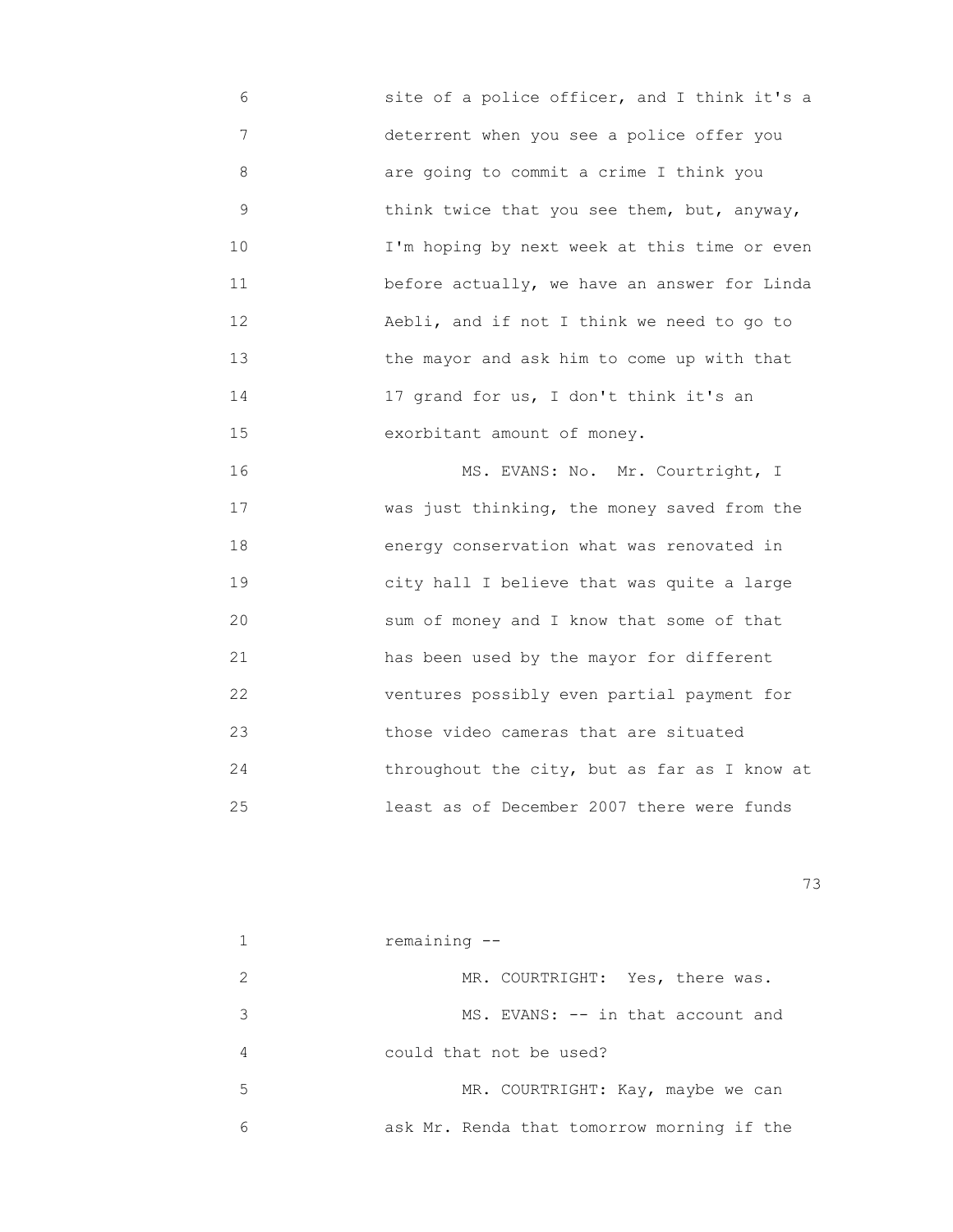6 site of a police officer, and I think it's a
7 deterrent when you see a police offer you
8 are going to commit a crime I think you
9 think twice that you see them, but, anyway,
10 I'm hoping by next week at this time or even
11 before actually, we have an answer for Linda
12 Aebli, and if not I think we need to go to
13 the mayor and ask him to come up with that
14 17 grand for us, I don't think it's an
15 exorbitant amount of money.

16 MS. EVANS: No. Mr. Courtright, I
17 was just thinking, the money saved from the
18 energy conservation what was renovated in
19 city hall I believe that was quite a large
20 sum of money and I know that some of that
21 has been used by the mayor for different
22 ventures possibly even partial payment for
23 those video cameras that are situated
24 throughout the city, but as far as I know at
25 least as of December 2007 there were funds

1 remaining --

2 MR. COURTRIGHT: Yes, there was.

3 MS. EVANS: -- in that account and
4 could that not be used?

5 MR. COURTRIGHT: Kay, maybe we can
6 ask Mr. Renda that tomorrow morning if the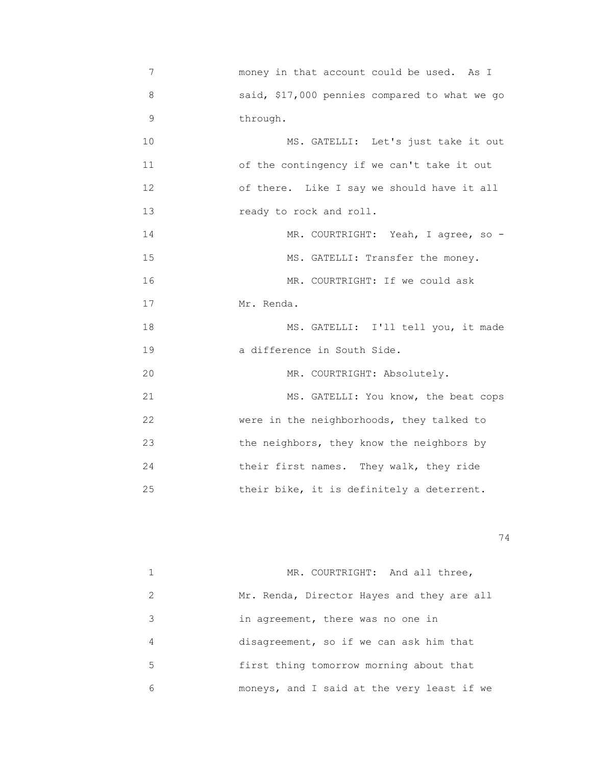7 money in that account could be used. As I
8 said, $17,000 pennies compared to what we go
9 through.

10 MS. GATELLI: Let's just take it out
11 of the contingency if we can't take it out
12 of there. Like I say we should have it all
13 ready to rock and roll.

14 MR. COURTRIGHT: Yeah, I agree, so -

15 MS. GATELLI: Transfer the money.

16 MR. COURTRIGHT: If we could ask
17 Mr. Renda.

18 MS. GATELLI: I'll tell you, it made
19 a difference in South Side.

20 MR. COURTRIGHT: Absolutely.

21 MS. GATELLI: You know, the beat cops
22 were in the neighborhoods, they talked to
23 the neighbors, they know the neighbors by
24 their first names. They walk, they ride
25 their bike, it is definitely a deterrent.

1 MR. COURTRIGHT: And all three,
2 Mr. Renda, Director Hayes and they are all
3 in agreement, there was no one in
4 disagreement, so if we can ask him that
5 first thing tomorrow morning about that
6 moneys, and I said at the very least if we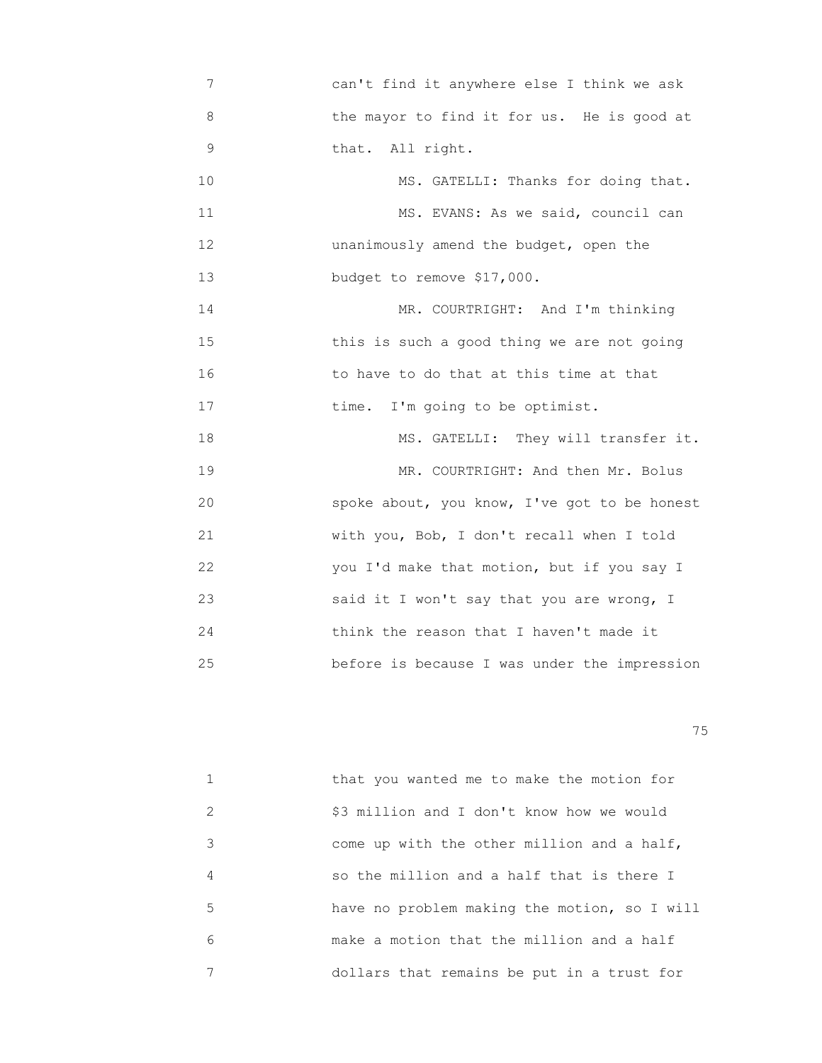7 can't find it anywhere else I think we ask
8 the mayor to find it for us. He is good at
9 that. All right.
10 MS. GATELLI: Thanks for doing that.
11 MS. EVANS: As we said, council can
12 unanimously amend the budget, open the
13 budget to remove $17,000.
14 MR. COURTRIGHT: And I'm thinking
15 this is such a good thing we are not going
16 to have to do that at this time at that
17 time. I'm going to be optimist.
18 MS. GATELLI: They will transfer it.
19 MR. COURTRIGHT: And then Mr. Bolus
20 spoke about, you know, I've got to be honest
21 with you, Bob, I don't recall when I told
22 you I'd make that motion, but if you say I
23 said it I won't say that you are wrong, I
24 think the reason that I haven't made it
25 before is because I was under the impression

1 that you wanted me to make the motion for
2 $3 million and I don't know how we would
3 come up with the other million and a half,
4 so the million and a half that is there I
5 have no problem making the motion, so I will
6 make a motion that the million and a half
7 dollars that remains be put in a trust for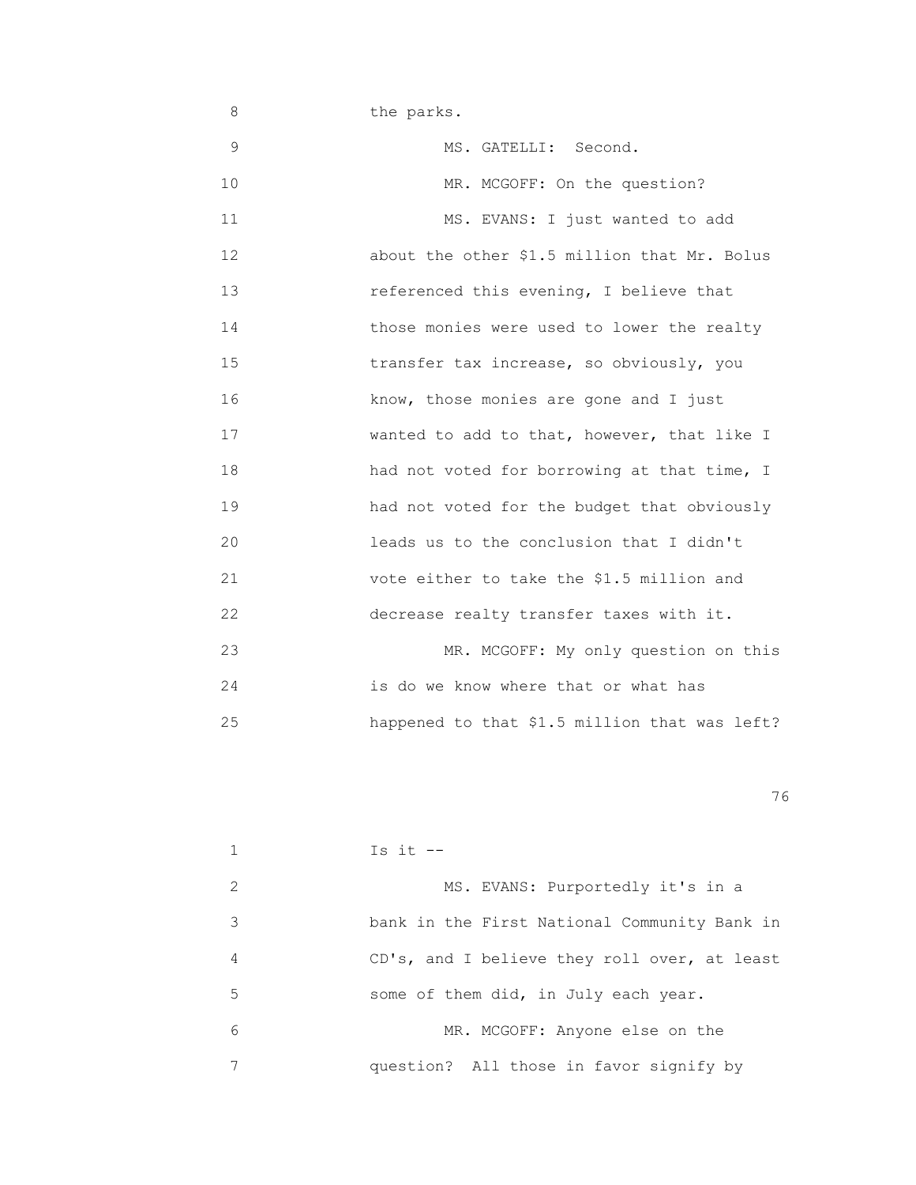8 the parks.

9 MS. GATELLI: Second.

10 MR. MCGOFF: On the question?

11 MS. EVANS: I just wanted to add

12 about the other $1.5 million that Mr. Bolus

13 referenced this evening, I believe that

14 those monies were used to lower the realty

15 transfer tax increase, so obviously, you

16 know, those monies are gone and I just

17 wanted to add to that, however, that like I

18 had not voted for borrowing at that time, I

19 had not voted for the budget that obviously

20 leads us to the conclusion that I didn't

21 vote either to take the $1.5 million and

22 decrease realty transfer taxes with it.

23 MR. MCGOFF: My only question on this

24 is do we know where that or what has

25 happened to that $1.5 million that was left?

1 Is it --

2 MS. EVANS: Purportedly it's in a

3 bank in the First National Community Bank in

4 CD's, and I believe they roll over, at least

5 some of them did, in July each year.

6 MR. MCGOFF: Anyone else on the

7 question? All those in favor signify by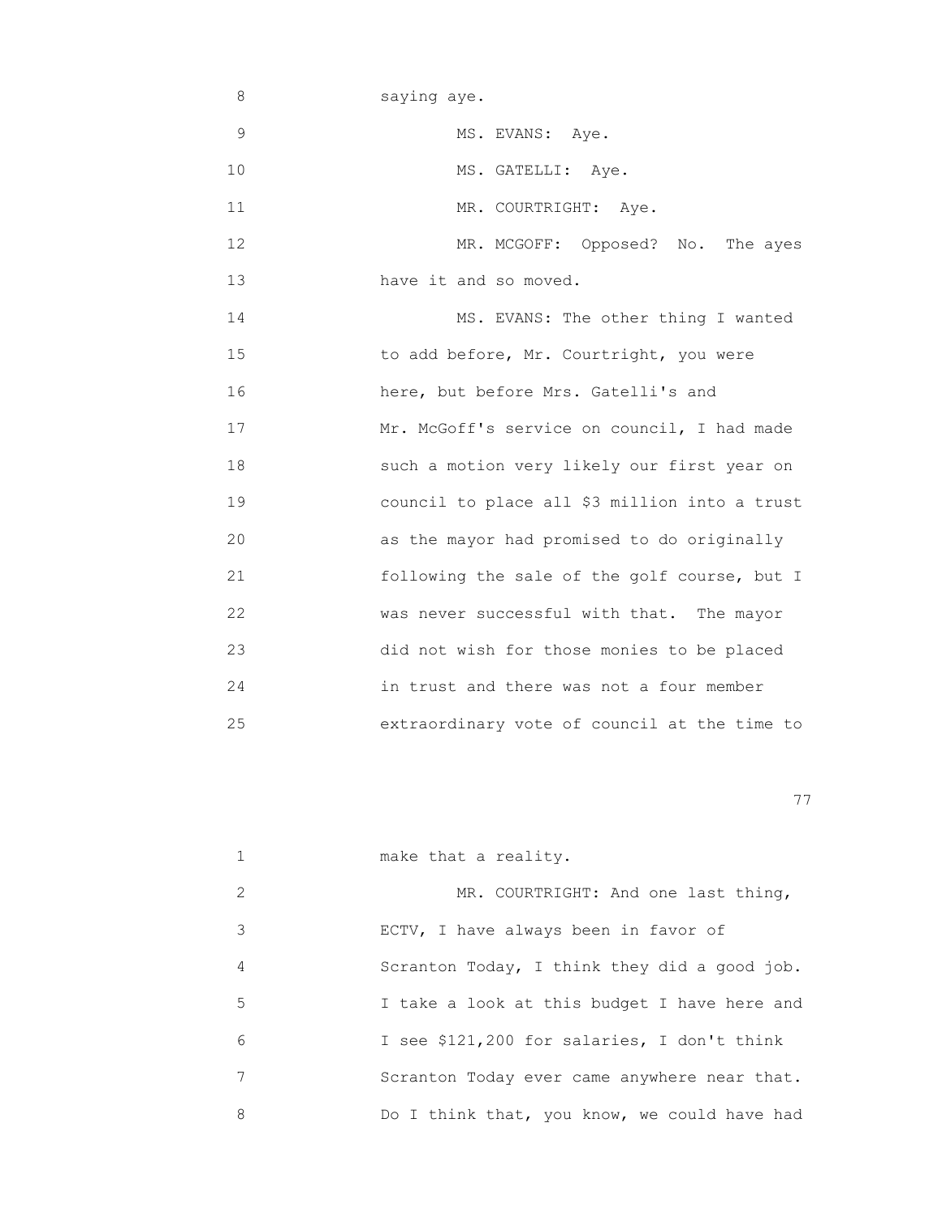8 saying aye.

9 MS. EVANS: Aye.

10 MS. GATELLI: Aye.

11 MR. COURTRIGHT: Aye.

12 MR. MCGOFF: Opposed? No. The ayes

13 have it and so moved.

14 MS. EVANS: The other thing I wanted

15 to add before, Mr. Courtright, you were

16 here, but before Mrs. Gatelli's and

17 Mr. McGoff's service on council, I had made

18 such a motion very likely our first year on

19 council to place all $3 million into a trust

20 as the mayor had promised to do originally

21 following the sale of the golf course, but I

22 was never successful with that. The mayor

23 did not wish for those monies to be placed

24 in trust and there was not a four member

25 extraordinary vote of council at the time to

1 make that a reality.

2 MR. COURTRIGHT: And one last thing,

3 ECTV, I have always been in favor of

4 Scranton Today, I think they did a good job.

5 I take a look at this budget I have here and

6 I see $121,200 for salaries, I don't think

7 Scranton Today ever came anywhere near that.

8 Do I think that, you know, we could have had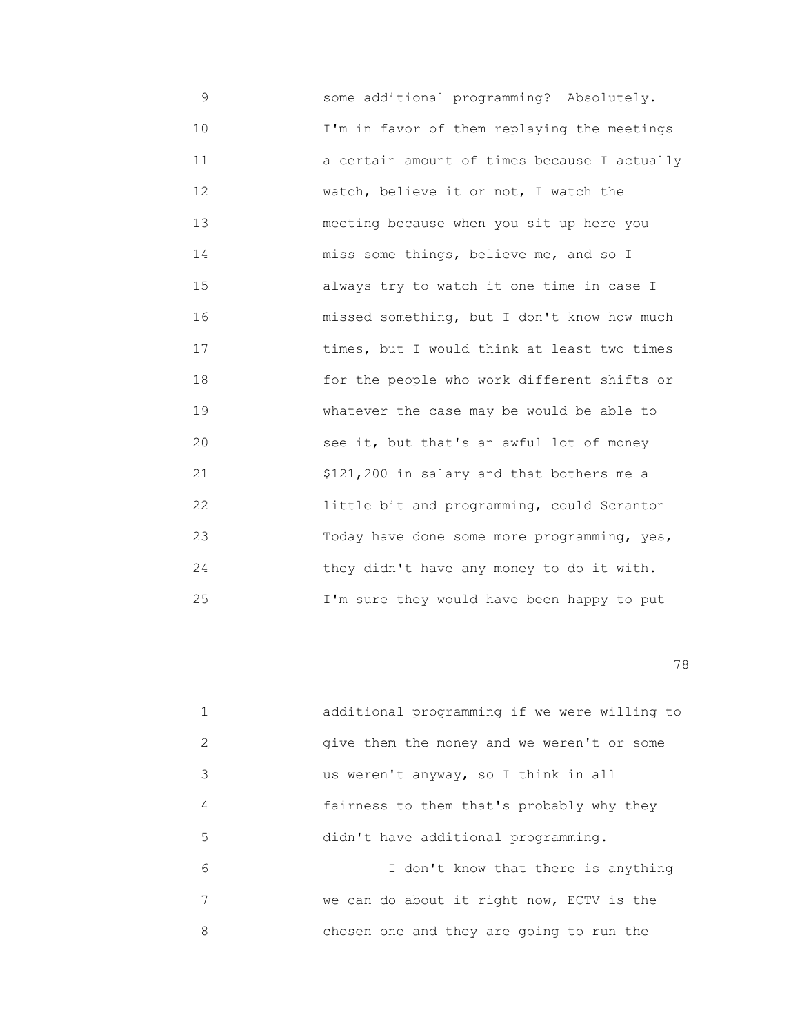some additional programming? Absolutely. I'm in favor of them replaying the meetings a certain amount of times because I actually watch, believe it or not, I watch the meeting because when you sit up here you miss some things, believe me, and so I always try to watch it one time in case I missed something, but I don't know how much times, but I would think at least two times for the people who work different shifts or whatever the case may be would be able to see it, but that's an awful lot of money $121,200 in salary and that bothers me a little bit and programming, could Scranton Today have done some more programming, yes, they didn't have any money to do it with. I'm sure they would have been happy to put additional programming if we were willing to give them the money and we weren't or some us weren't anyway, so I think in all fairness to them that's probably why they didn't have additional programming.

I don't know that there is anything we can do about it right now, ECTV is the chosen one and they are going to run the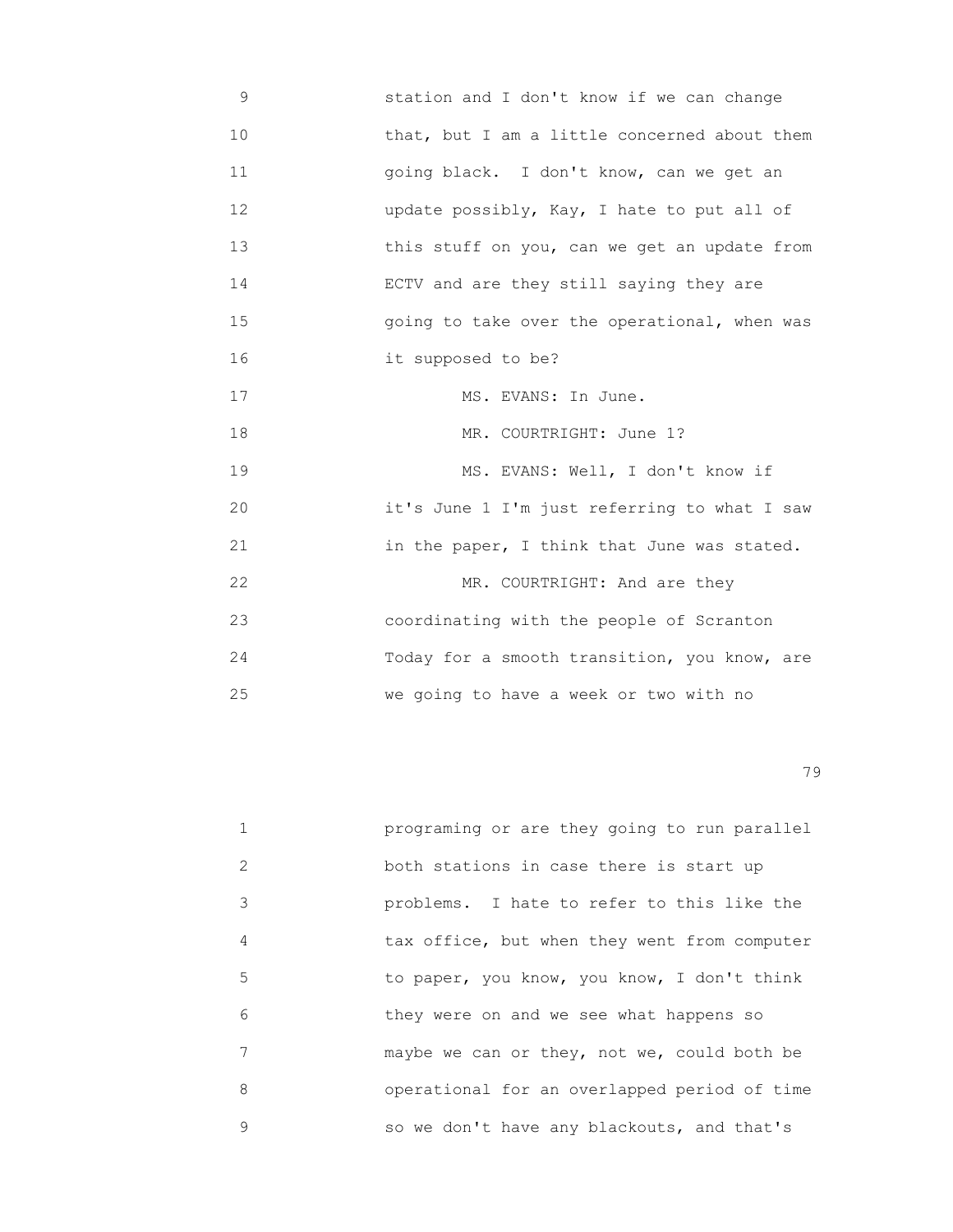9 station and I don't know if we can change
10 that, but I am a little concerned about them
11 going black. I don't know, can we get an
12 update possibly, Kay, I hate to put all of
13 this stuff on you, can we get an update from
14 ECTV and are they still saying they are
15 going to take over the operational, when was
16 it supposed to be?
17 MS. EVANS: In June.
18 MR. COURTRIGHT: June 1?
19 MS. EVANS: Well, I don't know if
20 it's June 1 I'm just referring to what I saw
21 in the paper, I think that June was stated.
22 MR. COURTRIGHT: And are they
23 coordinating with the people of Scranton
24 Today for a smooth transition, you know, are
25 we going to have a week or two with no

1 programing or are they going to run parallel
2 both stations in case there is start up
3 problems. I hate to refer to this like the
4 tax office, but when they went from computer
5 to paper, you know, you know, I don't think
6 they were on and we see what happens so
7 maybe we can or they, not we, could both be
8 operational for an overlapped period of time
9 so we don't have any blackouts, and that's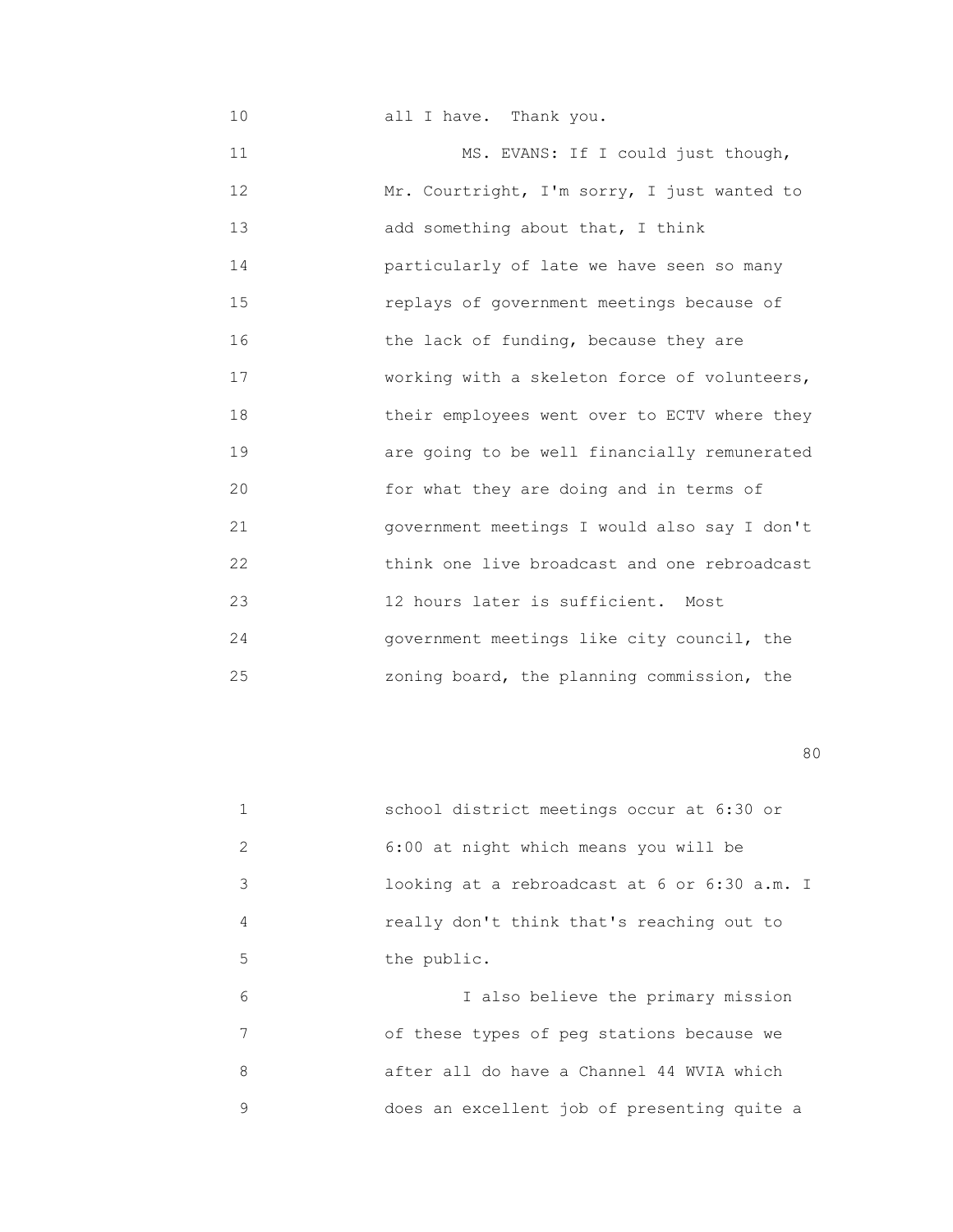10 all I have. Thank you.

11 MS. EVANS: If I could just though,
12 Mr. Courtright, I'm sorry, I just wanted to
13 add something about that, I think
14 particularly of late we have seen so many
15 replays of government meetings because of
16 the lack of funding, because they are
17 working with a skeleton force of volunteers,
18 their employees went over to ECTV where they
19 are going to be well financially remunerated
20 for what they are doing and in terms of
21 government meetings I would also say I don't
22 think one live broadcast and one rebroadcast
23 12 hours later is sufficient. Most
24 government meetings like city council, the
25 zoning board, the planning commission, the

1 school district meetings occur at 6:30 or
2 6:00 at night which means you will be
3 looking at a rebroadcast at 6 or 6:30 a.m. I
4 really don't think that's reaching out to
5 the public.

6 I also believe the primary mission
7 of these types of peg stations because we
8 after all do have a Channel 44 WVIA which
9 does an excellent job of presenting quite a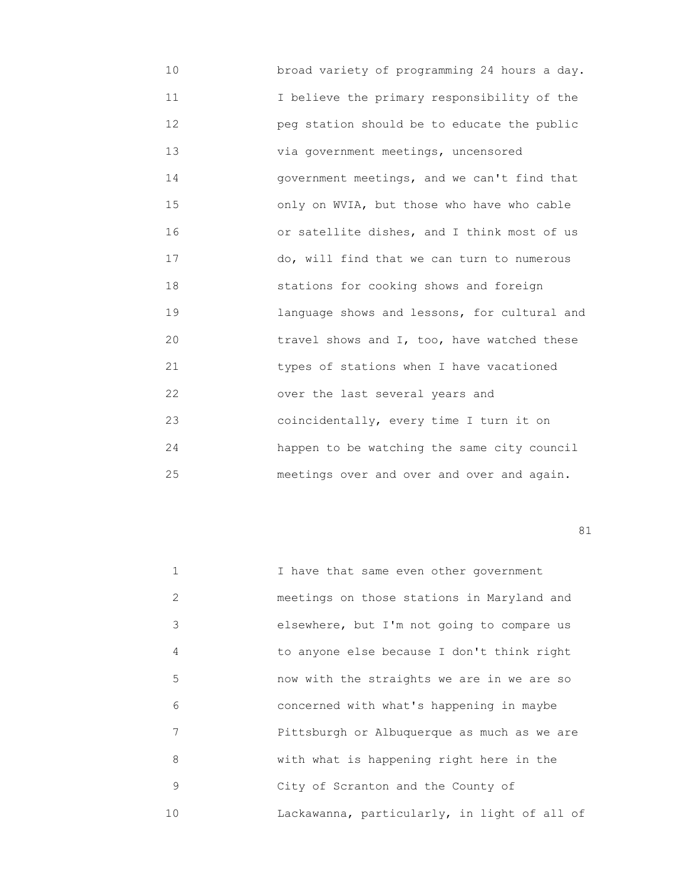10 broad variety of programming 24 hours a day.
11 I believe the primary responsibility of the
12 peg station should be to educate the public
13 via government meetings, uncensored
14 government meetings, and we can't find that
15 only on WVIA, but those who have who cable
16 or satellite dishes, and I think most of us
17 do, will find that we can turn to numerous
18 stations for cooking shows and foreign
19 language shows and lessons, for cultural and
20 travel shows and I, too, have watched these
21 types of stations when I have vacationed
22 over the last several years and
23 coincidentally, every time I turn it on
24 happen to be watching the same city council
25 meetings over and over and over and again.

1 I have that same even other government
2 meetings on those stations in Maryland and
3 elsewhere, but I'm not going to compare us
4 to anyone else because I don't think right
5 now with the straights we are in we are so
6 concerned with what's happening in maybe
7 Pittsburgh or Albuquerque as much as we are
8 with what is happening right here in the
9 City of Scranton and the County of
10 Lackawanna, particularly, in light of all of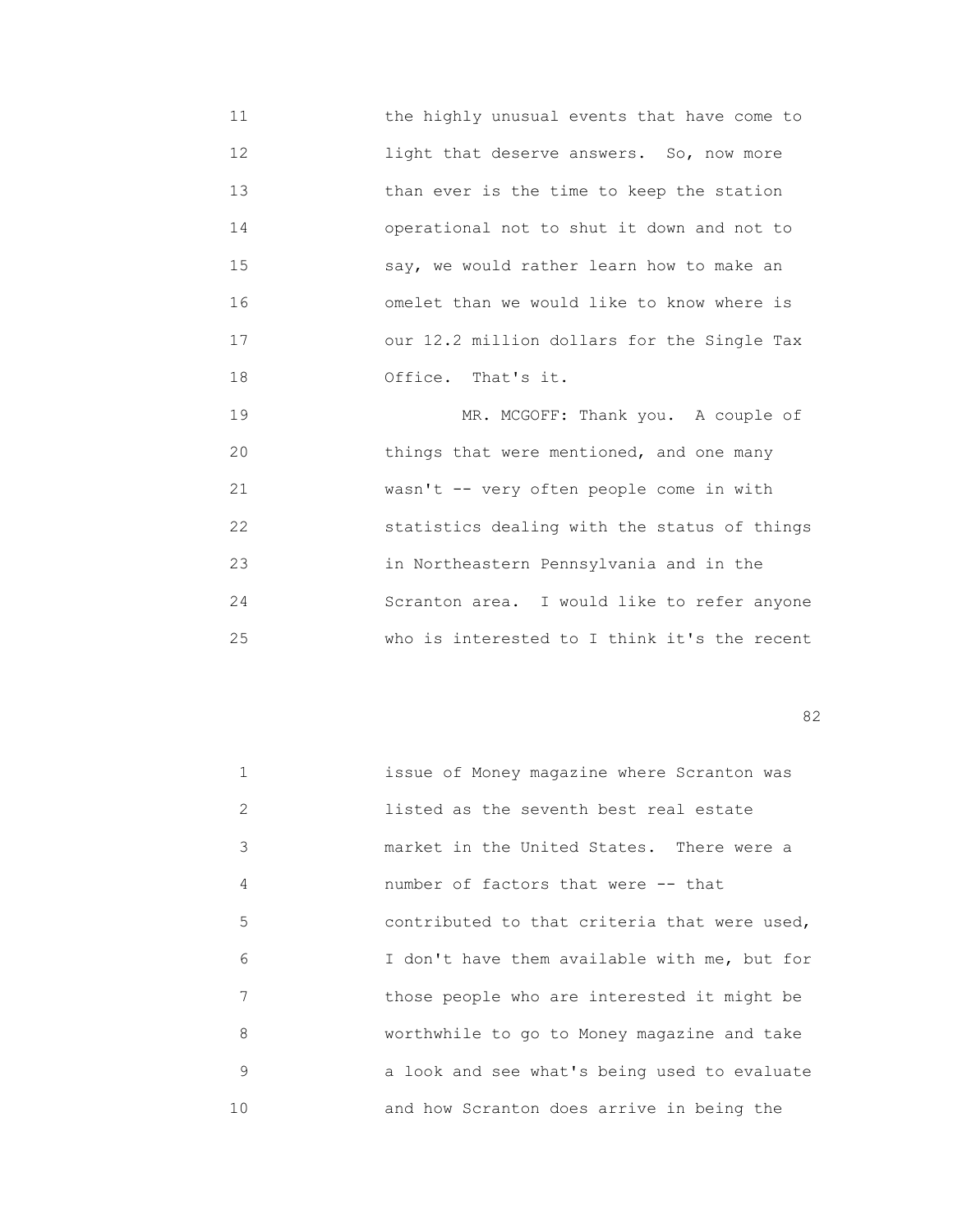11 the highly unusual events that have come to
12 light that deserve answers. So, now more
13 than ever is the time to keep the station
14 operational not to shut it down and not to
15 say, we would rather learn how to make an
16 omelet than we would like to know where is
17 our 12.2 million dollars for the Single Tax
18 Office. That's it.

19 MR. MCGOFF: Thank you. A couple of
20 things that were mentioned, and one many
21 wasn't -- very often people come in with
22 statistics dealing with the status of things
23 in Northeastern Pennsylvania and in the
24 Scranton area. I would like to refer anyone
25 who is interested to I think it's the recent

1 issue of Money magazine where Scranton was
2 listed as the seventh best real estate
3 market in the United States. There were a
4 number of factors that were -- that
5 contributed to that criteria that were used,
6 I don't have them available with me, but for
7 those people who are interested it might be
8 worthwhile to go to Money magazine and take
9 a look and see what's being used to evaluate
10 and how Scranton does arrive in being the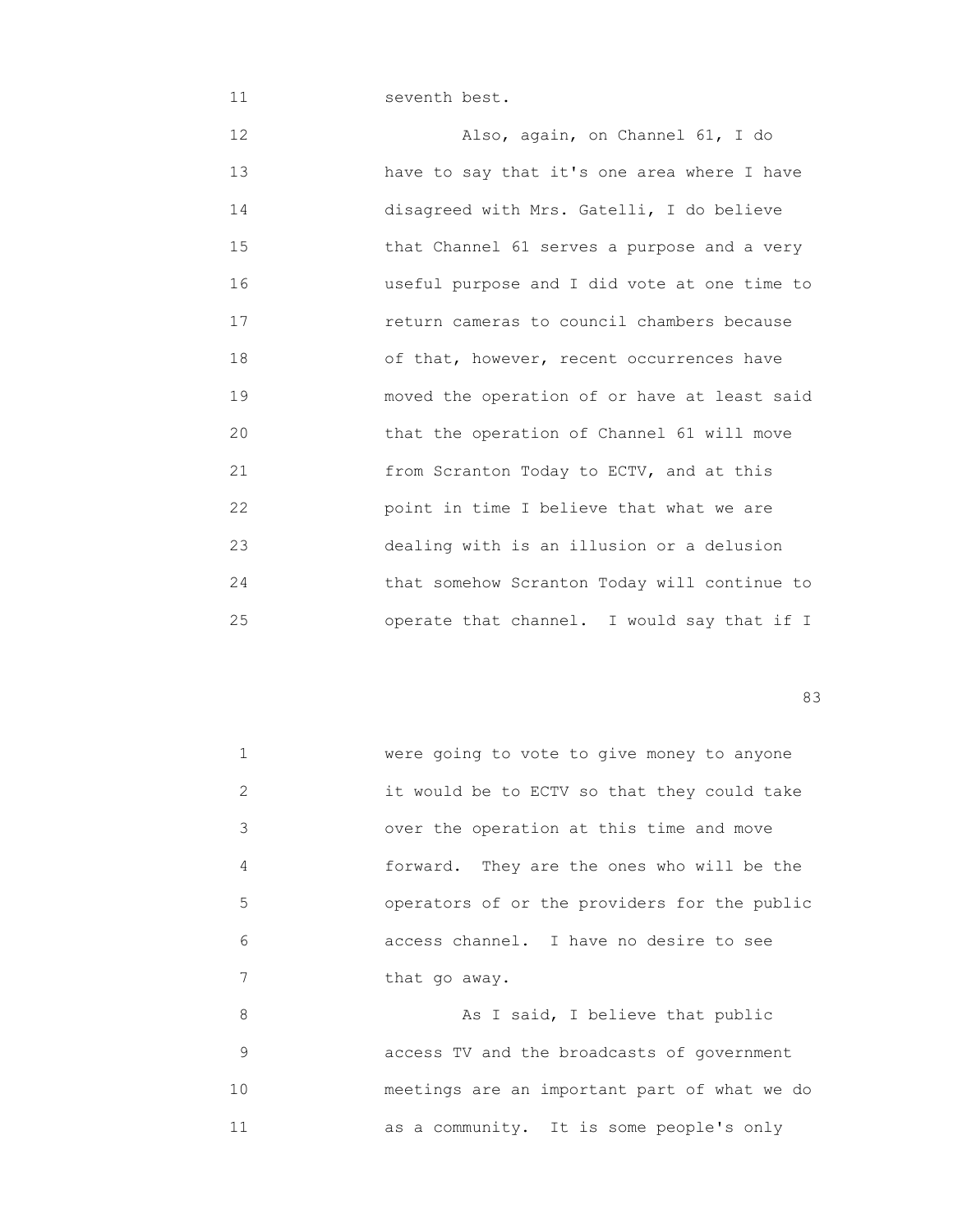seventh best.

Also, again, on Channel 61, I do have to say that it's one area where I have disagreed with Mrs. Gatelli, I do believe that Channel 61 serves a purpose and a very useful purpose and I did vote at one time to return cameras to council chambers because of that, however, recent occurrences have moved the operation of or have at least said that the operation of Channel 61 will move from Scranton Today to ECTV, and at this point in time I believe that what we are dealing with is an illusion or a delusion that somehow Scranton Today will continue to operate that channel. I would say that if I were going to vote to give money to anyone it would be to ECTV so that they could take over the operation at this time and move forward. They are the ones who will be the operators of or the providers for the public access channel. I have no desire to see that go away.

As I said, I believe that public access TV and the broadcasts of government meetings are an important part of what we do as a community. It is some people's only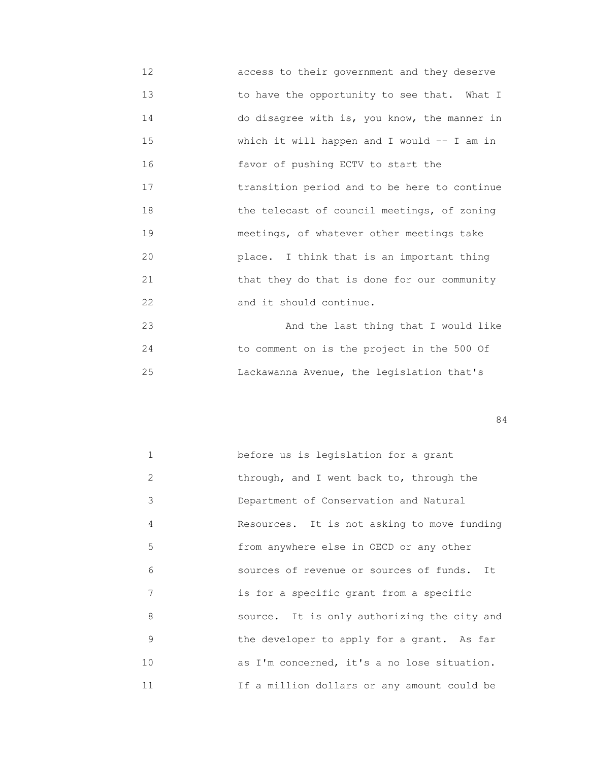12 access to their government and they deserve
13 to have the opportunity to see that. What I
14 do disagree with is, you know, the manner in
15 which it will happen and I would -- I am in
16 favor of pushing ECTV to start the
17 transition period and to be here to continue
18 the telecast of council meetings, of zoning
19 meetings, of whatever other meetings take
20 place. I think that is an important thing
21 that they do that is done for our community
22 and it should continue.
23 And the last thing that I would like
24 to comment on is the project in the 500 Of
25 Lackawanna Avenue, the legislation that's

1 before us is legislation for a grant
2 through, and I went back to, through the
3 Department of Conservation and Natural
4 Resources. It is not asking to move funding
5 from anywhere else in OECD or any other
6 sources of revenue or sources of funds. It
7 is for a specific grant from a specific
8 source. It is only authorizing the city and
9 the developer to apply for a grant. As far
10 as I'm concerned, it's a no lose situation.
11 If a million dollars or any amount could be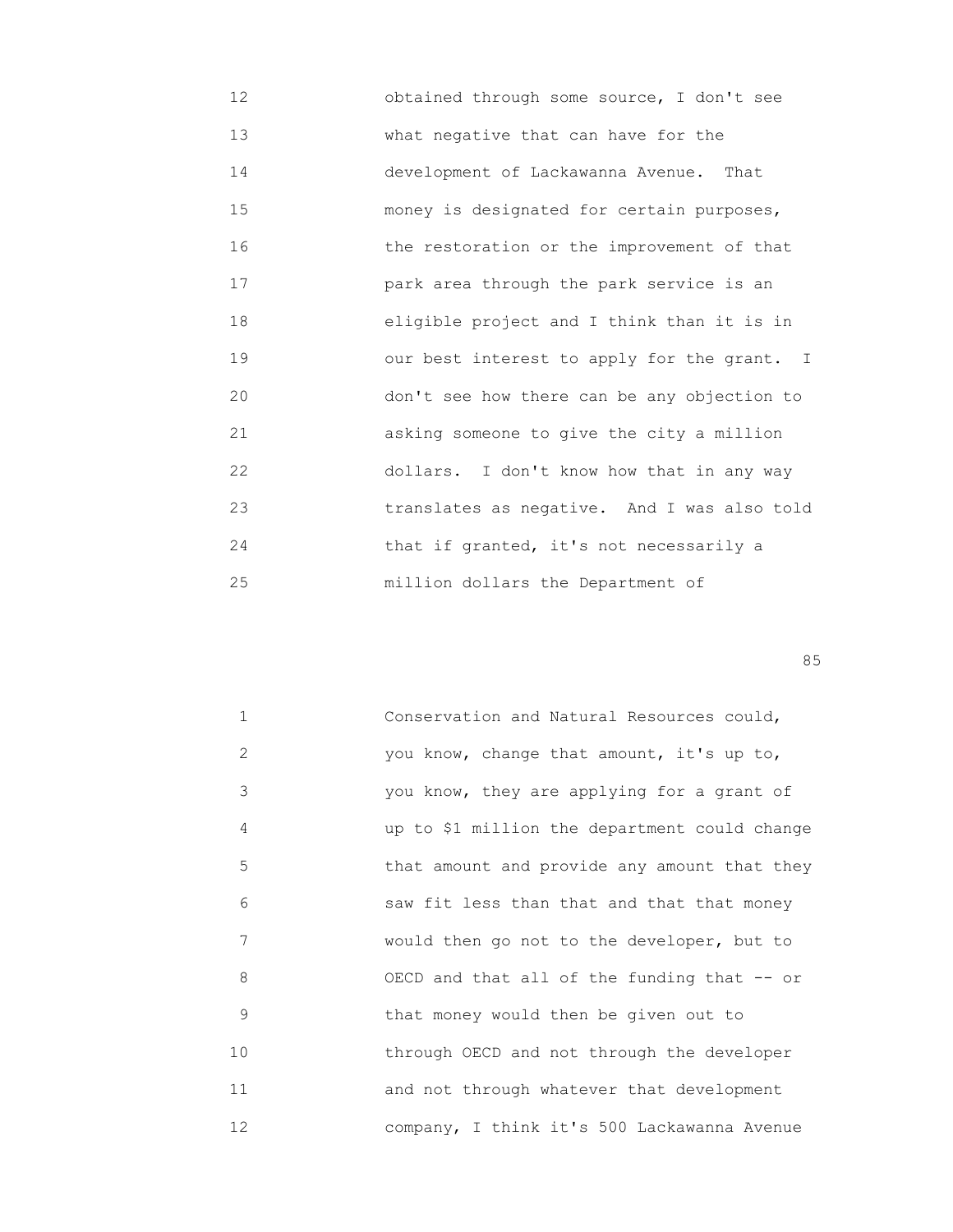12 obtained through some source, I don't see
13 what negative that can have for the
14 development of Lackawanna Avenue. That
15 money is designated for certain purposes,
16 the restoration or the improvement of that
17 park area through the park service is an
18 eligible project and I think than it is in
19 our best interest to apply for the grant. I
20 don't see how there can be any objection to
21 asking someone to give the city a million
22 dollars. I don't know how that in any way
23 translates as negative. And I was also told
24 that if granted, it's not necessarily a
25 million dollars the Department of

1 Conservation and Natural Resources could,
2 you know, change that amount, it's up to,
3 you know, they are applying for a grant of
4 up to $1 million the department could change
5 that amount and provide any amount that they
6 saw fit less than that and that that money
7 would then go not to the developer, but to
8 OECD and that all of the funding that -- or
9 that money would then be given out to
10 through OECD and not through the developer
11 and not through whatever that development
12 company, I think it's 500 Lackawanna Avenue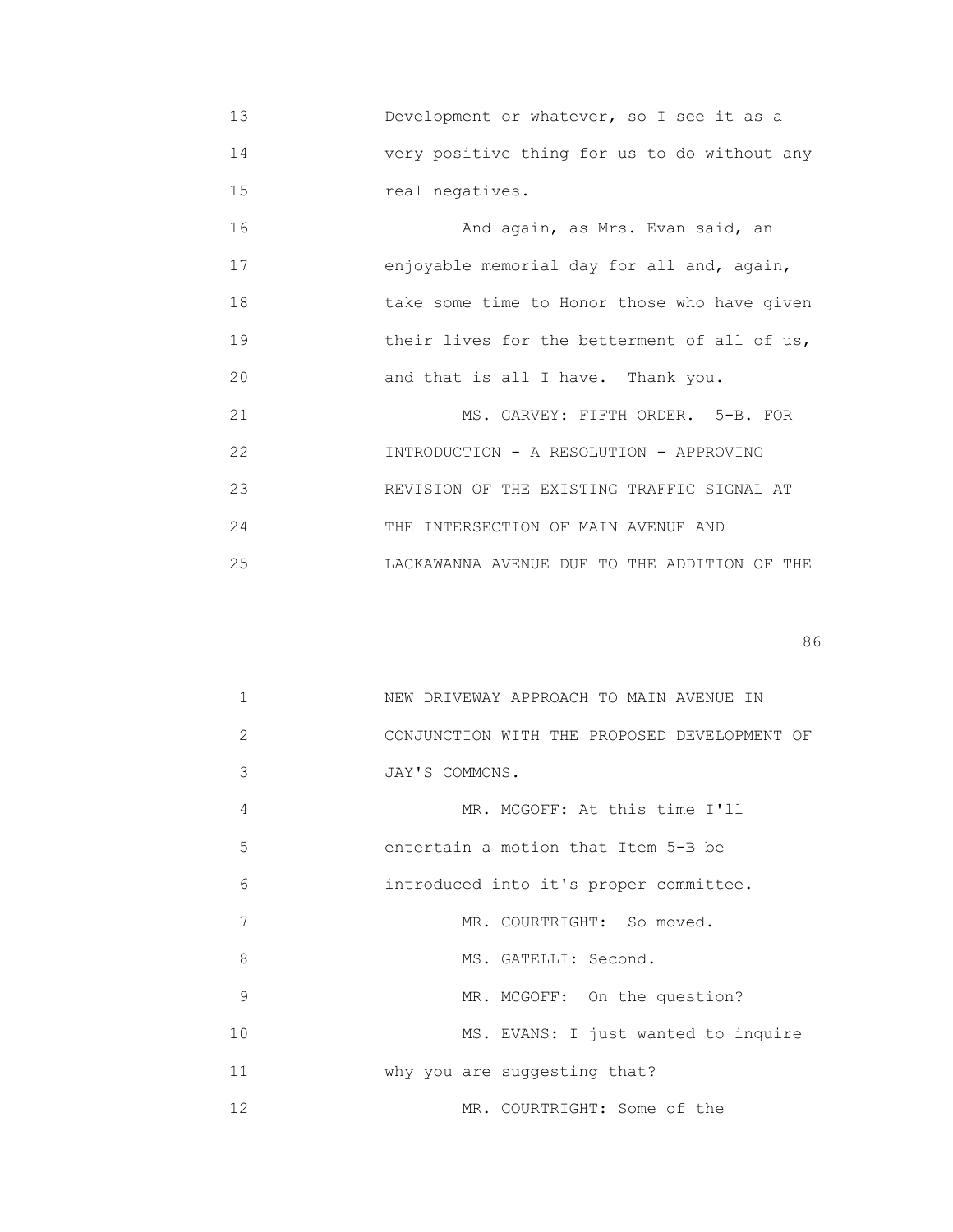13 Development or whatever, so I see it as a
14 very positive thing for us to do without any
15 real negatives.
16 And again, as Mrs. Evan said, an
17 enjoyable memorial day for all and, again,
18 take some time to Honor those who have given
19 their lives for the betterment of all of us,
20 and that is all I have. Thank you.
21 MS. GARVEY: FIFTH ORDER. 5-B. FOR
22 INTRODUCTION - A RESOLUTION - APPROVING
23 REVISION OF THE EXISTING TRAFFIC SIGNAL AT
24 THE INTERSECTION OF MAIN AVENUE AND
25 LACKAWANNA AVENUE DUE TO THE ADDITION OF THE

1 NEW DRIVEWAY APPROACH TO MAIN AVENUE IN
2 CONJUNCTION WITH THE PROPOSED DEVELOPMENT OF
3 JAY'S COMMONS.
4 MR. MCGOFF: At this time I'll
5 entertain a motion that Item 5-B be
6 introduced into it's proper committee.
7 MR. COURTRIGHT: So moved.
8 MS. GATELLI: Second.
9 MR. MCGOFF: On the question?
10 MS. EVANS: I just wanted to inquire
11 why you are suggesting that?
12 MR. COURTRIGHT: Some of the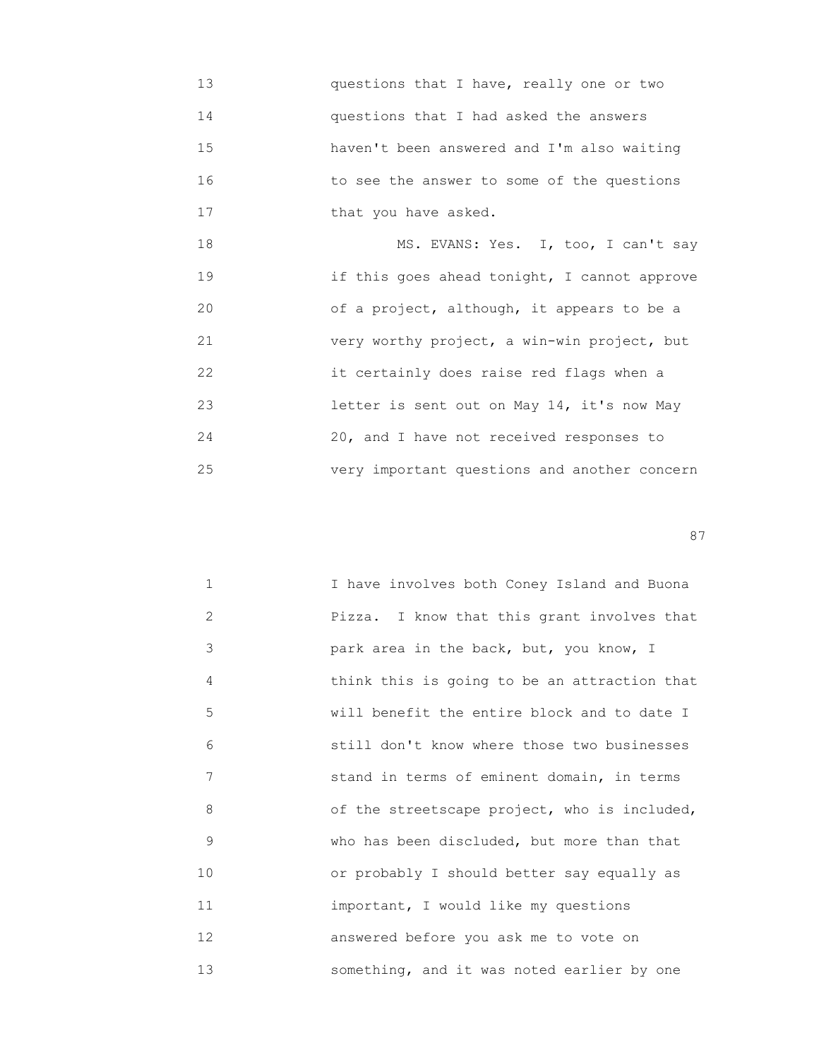13 questions that I have, really one or two
14 questions that I had asked the answers
15 haven't been answered and I'm also waiting
16 to see the answer to some of the questions
17 that you have asked.

18 MS. EVANS: Yes. I, too, I can't say
19 if this goes ahead tonight, I cannot approve
20 of a project, although, it appears to be a
21 very worthy project, a win-win project, but
22 it certainly does raise red flags when a
23 letter is sent out on May 14, it's now May
24 20, and I have not received responses to
25 very important questions and another concern

1 I have involves both Coney Island and Buona
2 Pizza. I know that this grant involves that
3 park area in the back, but, you know, I
4 think this is going to be an attraction that
5 will benefit the entire block and to date I
6 still don't know where those two businesses
7 stand in terms of eminent domain, in terms
8 of the streetscape project, who is included,
9 who has been discluded, but more than that
10 or probably I should better say equally as
11 important, I would like my questions
12 answered before you ask me to vote on
13 something, and it was noted earlier by one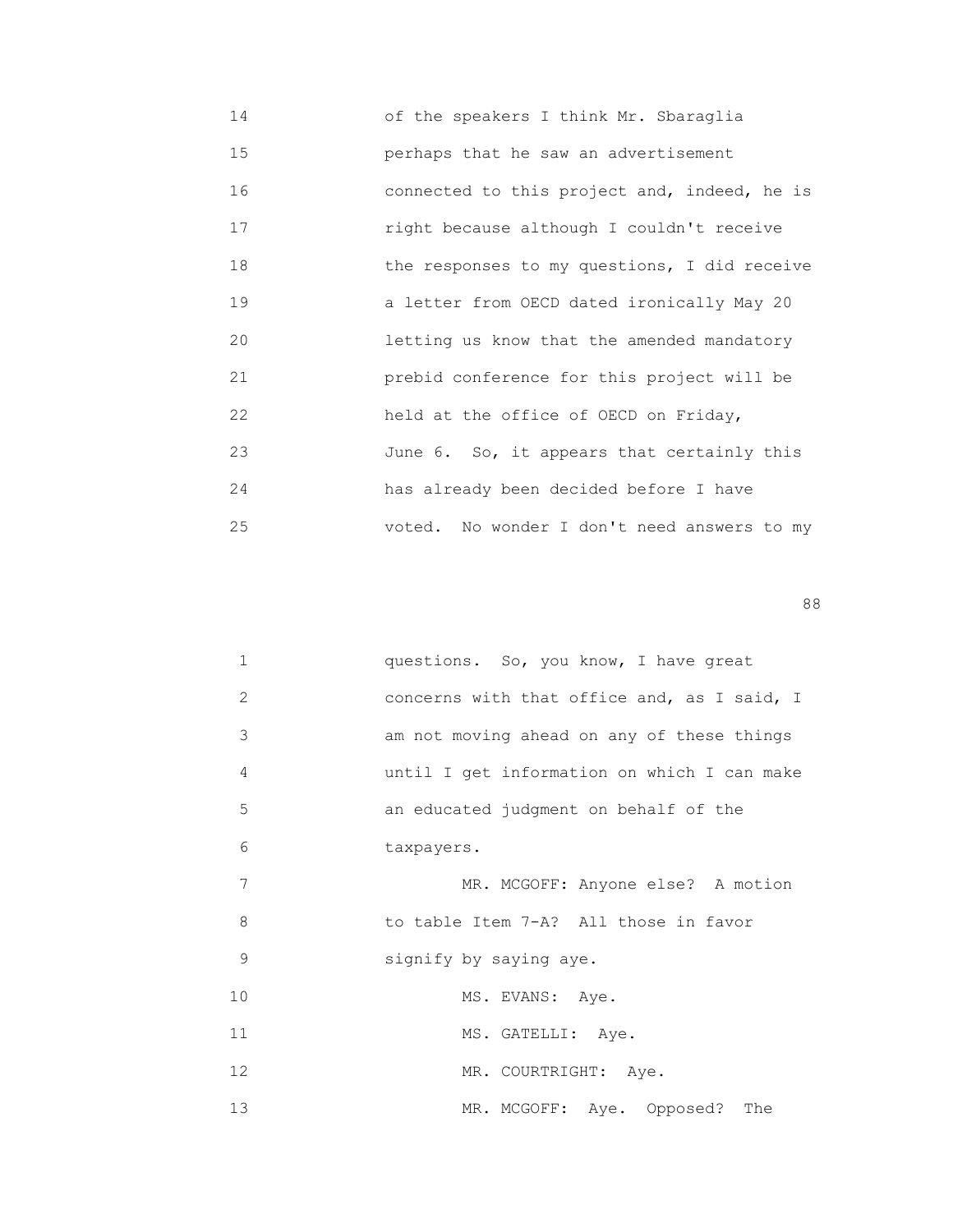14 of the speakers I think Mr. Sbaraglia
15 perhaps that he saw an advertisement
16 connected to this project and, indeed, he is
17 right because although I couldn't receive
18 the responses to my questions, I did receive
19 a letter from OECD dated ironically May 20
20 letting us know that the amended mandatory
21 prebid conference for this project will be
22 held at the office of OECD on Friday,
23 June 6. So, it appears that certainly this
24 has already been decided before I have
25 voted. No wonder I don't need answers to my

1 questions. So, you know, I have great
2 concerns with that office and, as I said, I
3 am not moving ahead on any of these things
4 until I get information on which I can make
5 an educated judgment on behalf of the
6 taxpayers.
7 MR. MCGOFF: Anyone else? A motion
8 to table Item 7-A? All those in favor
9 signify by saying aye.
10 MS. EVANS: Aye.
11 MS. GATELLI: Aye.
12 MR. COURTRIGHT: Aye.
13 MR. MCGOFF: Aye. Opposed? The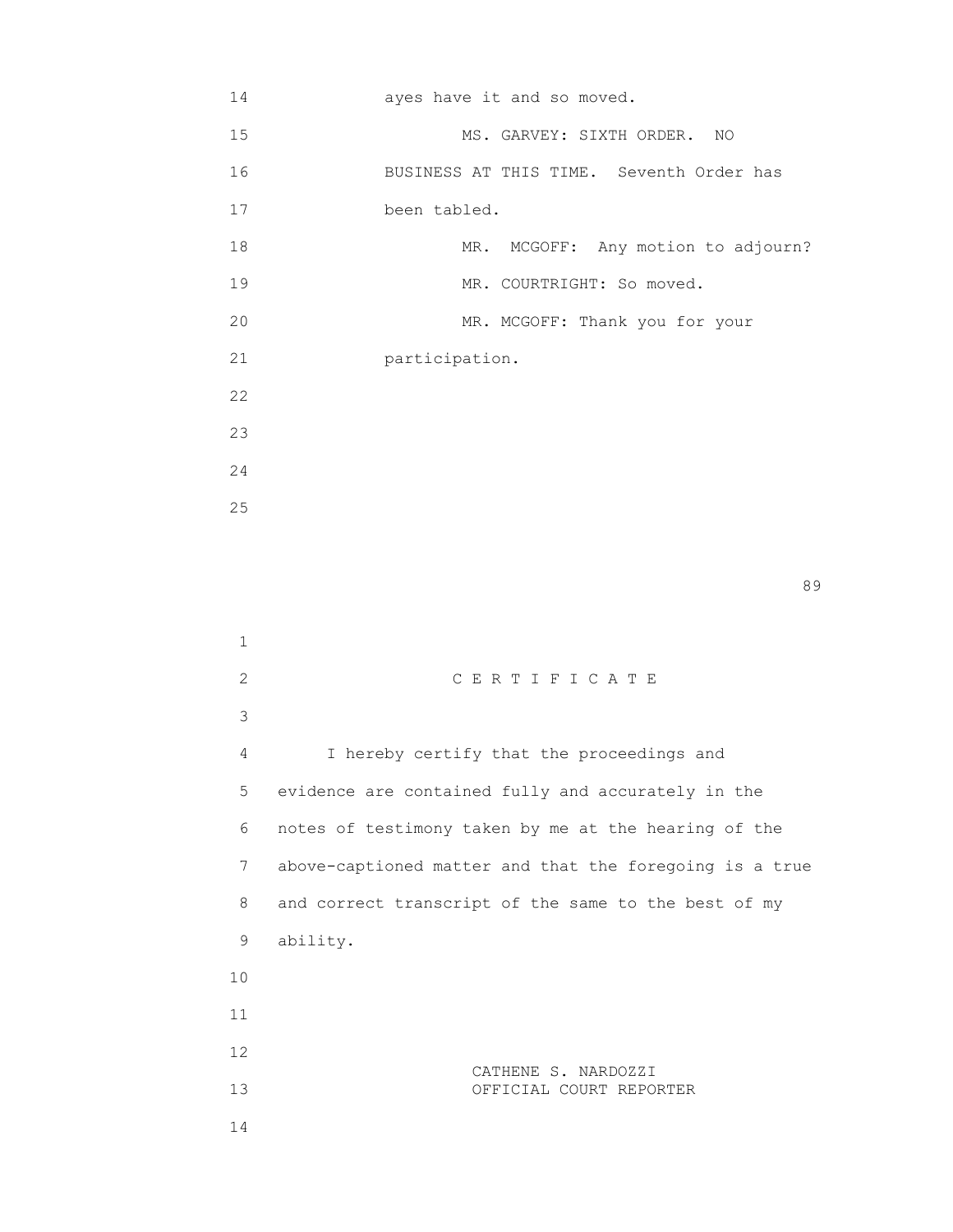ayes have it and so moved.

MS. GARVEY: SIXTH ORDER. NO BUSINESS AT THIS TIME. Seventh Order has been tabled.

MR. MCGOFF: Any motion to adjourn?

MR. COURTRIGHT: So moved.

MR. MCGOFF: Thank you for your participation.

C E R T I F I C A T E

I hereby certify that the proceedings and evidence are contained fully and accurately in the notes of testimony taken by me at the hearing of the above-captioned matter and that the foregoing is a true and correct transcript of the same to the best of my ability.

CATHENE S. NARDOZZI
OFFICIAL COURT REPORTER